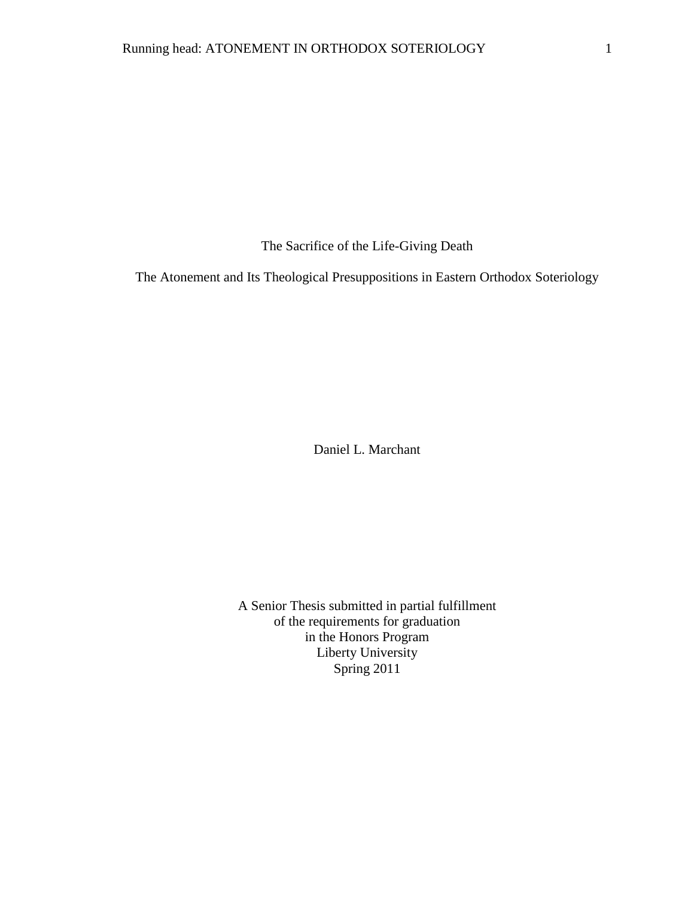# The Sacrifice of the Life-Giving Death

## The Atonement and Its Theological Presuppositions in Eastern Orthodox Soteriology

Daniel L. Marchant

A Senior Thesis submitted in partial fulfillment
of the requirements for graduation
in the Honors Program
Liberty University
Spring 2011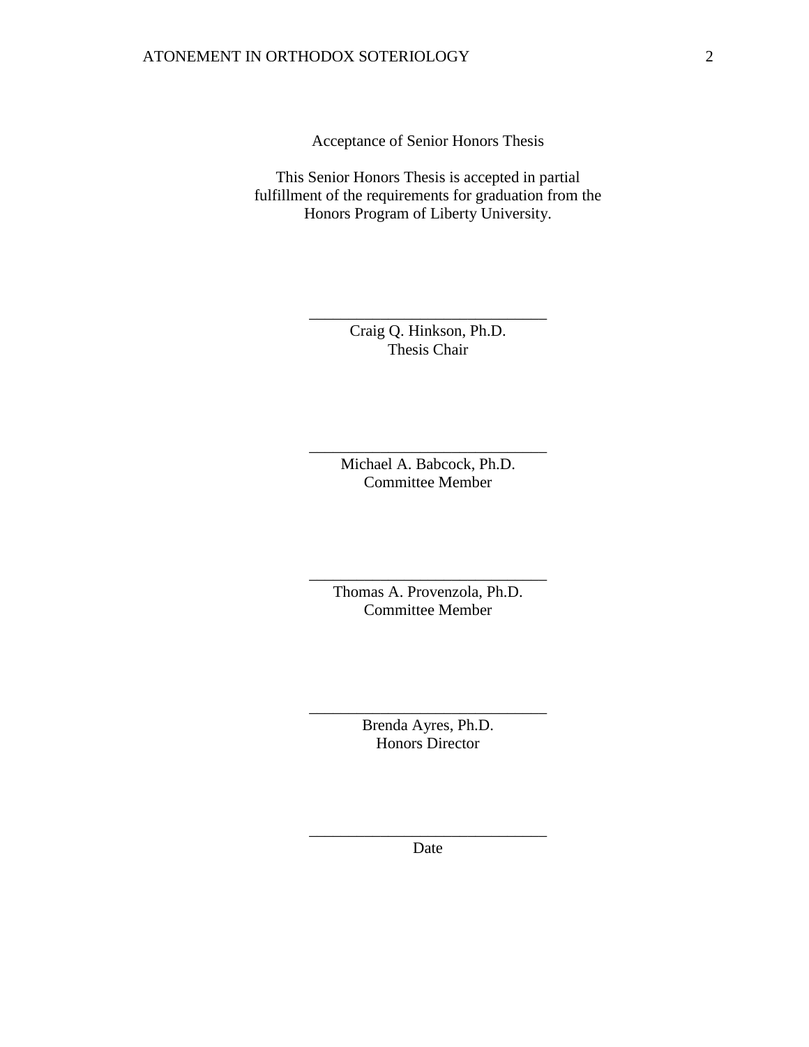Acceptance of Senior Honors Thesis

This Senior Honors Thesis is accepted in partial fulfillment of the requirements for graduation from the Honors Program of Liberty University.

______________________________
Craig Q. Hinkson, Ph.D.
Thesis Chair

______________________________
Michael A. Babcock, Ph.D.
Committee Member

______________________________
Thomas A. Provenzola, Ph.D.
Committee Member

______________________________
Brenda Ayres, Ph.D.
Honors Director

______________________________
Date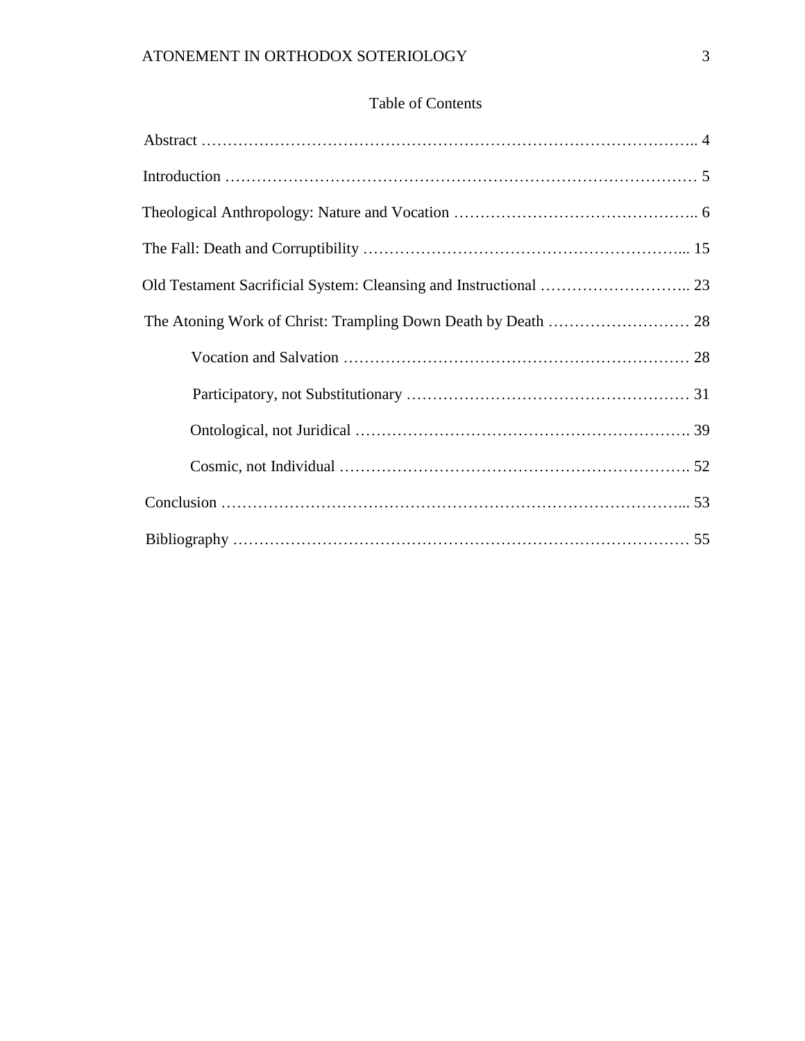# Table of Contents

Abstract …………………………………………………………………………………….. 4

Introduction …………………………………………………………………………… 5

Theological Anthropology: Nature and Vocation ……………………………………….. 6

The Fall: Death and Corruptibility ……………………………………………………... 15

Old Testament Sacrificial System: Cleansing and Instructional ……………………….. 23

The Atoning Work of Christ: Trampling Down Death by Death ……………………… 28

- Vocation and Salvation ………………………………………………………… 28
- Participatory, not Substitutionary ……………………………………………… 31
- Ontological, not Juridical ……………………………………………………. 39
- Cosmic, not Individual ………………………………………………………. 52

Conclusion …………………………………………………………………………... 53

Bibliography ………………………………………………………………………… 55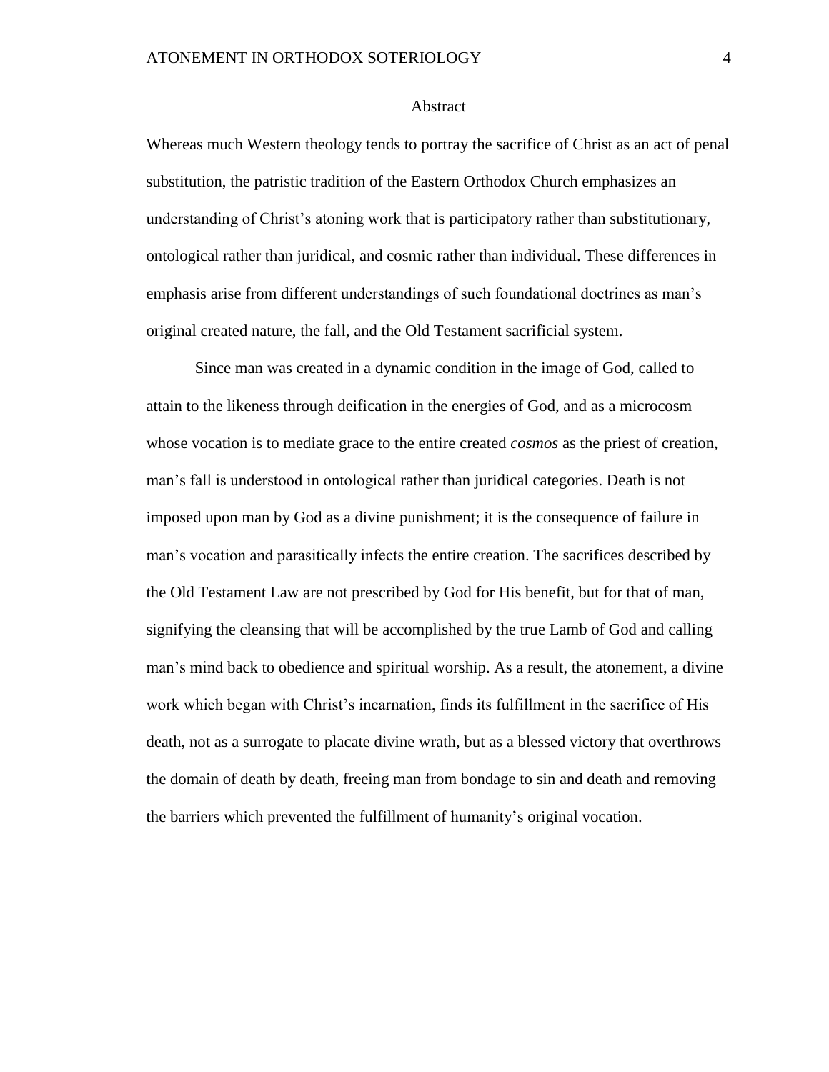# Abstract

Whereas much Western theology tends to portray the sacrifice of Christ as an act of penal substitution, the patristic tradition of the Eastern Orthodox Church emphasizes an understanding of Christ's atoning work that is participatory rather than substitutionary, ontological rather than juridical, and cosmic rather than individual. These differences in emphasis arise from different understandings of such foundational doctrines as man's original created nature, the fall, and the Old Testament sacrificial system.

Since man was created in a dynamic condition in the image of God, called to attain to the likeness through deification in the energies of God, and as a microcosm whose vocation is to mediate grace to the entire created *cosmos* as the priest of creation, man's fall is understood in ontological rather than juridical categories. Death is not imposed upon man by God as a divine punishment; it is the consequence of failure in man's vocation and parasitically infects the entire creation. The sacrifices described by the Old Testament Law are not prescribed by God for His benefit, but for that of man, signifying the cleansing that will be accomplished by the true Lamb of God and calling man's mind back to obedience and spiritual worship. As a result, the atonement, a divine work which began with Christ's incarnation, finds its fulfillment in the sacrifice of His death, not as a surrogate to placate divine wrath, but as a blessed victory that overthrows the domain of death by death, freeing man from bondage to sin and death and removing the barriers which prevented the fulfillment of humanity's original vocation.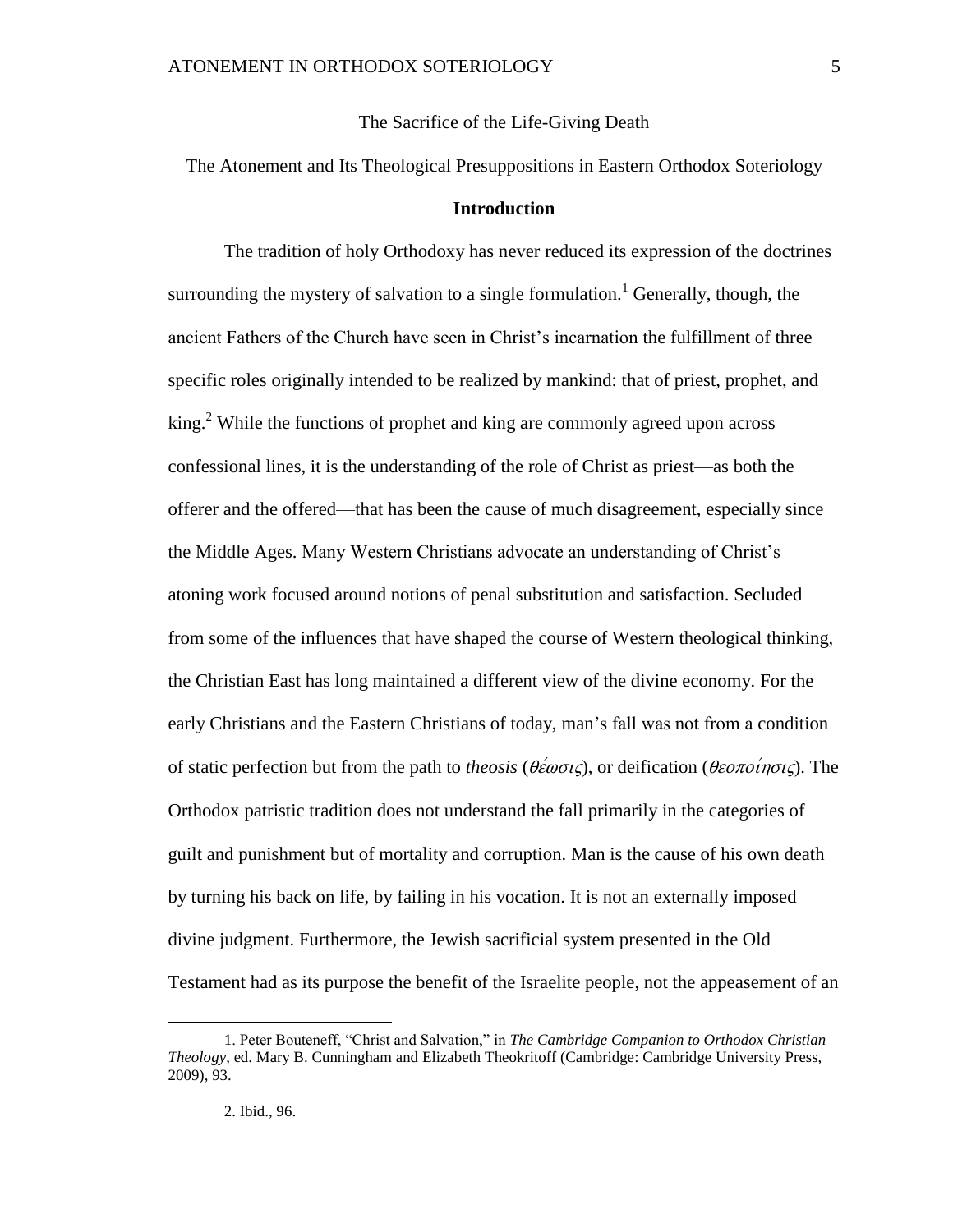The Sacrifice of the Life-Giving Death

The Atonement and Its Theological Presuppositions in Eastern Orthodox Soteriology

## Introduction

The tradition of holy Orthodoxy has never reduced its expression of the doctrines surrounding the mystery of salvation to a single formulation.[1] Generally, though, the ancient Fathers of the Church have seen in Christ's incarnation the fulfillment of three specific roles originally intended to be realized by mankind: that of priest, prophet, and king.[2] While the functions of prophet and king are commonly agreed upon across confessional lines, it is the understanding of the role of Christ as priest—as both the offerer and the offered—that has been the cause of much disagreement, especially since the Middle Ages. Many Western Christians advocate an understanding of Christ's atoning work focused around notions of penal substitution and satisfaction. Secluded from some of the influences that have shaped the course of Western theological thinking, the Christian East has long maintained a different view of the divine economy. For the early Christians and the Eastern Christians of today, man's fall was not from a condition of static perfection but from the path to *theosis* (*θέωσις*), or deification (*θεοποίησις*). The Orthodox patristic tradition does not understand the fall primarily in the categories of guilt and punishment but of mortality and corruption. Man is the cause of his own death by turning his back on life, by failing in his vocation. It is not an externally imposed divine judgment. Furthermore, the Jewish sacrificial system presented in the Old Testament had as its purpose the benefit of the Israelite people, not the appeasement of an

1. Peter Bouteneff, "Christ and Salvation," in *The Cambridge Companion to Orthodox Christian Theology*, ed. Mary B. Cunningham and Elizabeth Theokritoff (Cambridge: Cambridge University Press, 2009), 93.

2. Ibid., 96.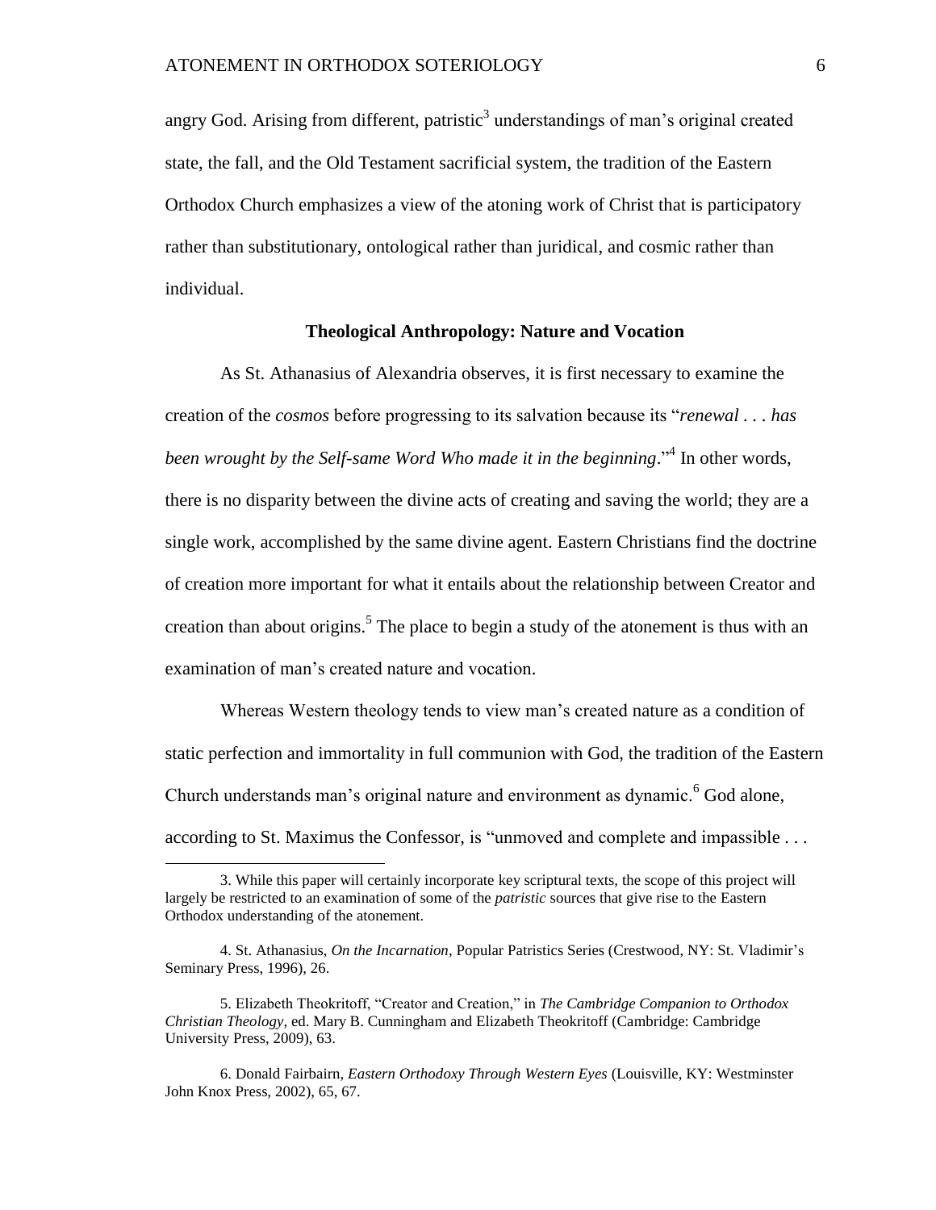angry God. Arising from different, patristic[3] understandings of man's original created state, the fall, and the Old Testament sacrificial system, the tradition of the Eastern Orthodox Church emphasizes a view of the atoning work of Christ that is participatory rather than substitutionary, ontological rather than juridical, and cosmic rather than individual.

## Theological Anthropology: Nature and Vocation

As St. Athanasius of Alexandria observes, it is first necessary to examine the creation of the *cosmos* before progressing to its salvation because its "*renewal . . . has been wrought by the Self-same Word Who made it in the beginning*."[4] In other words, there is no disparity between the divine acts of creating and saving the world; they are a single work, accomplished by the same divine agent. Eastern Christians find the doctrine of creation more important for what it entails about the relationship between Creator and creation than about origins.[5] The place to begin a study of the atonement is thus with an examination of man's created nature and vocation.

Whereas Western theology tends to view man's created nature as a condition of static perfection and immortality in full communion with God, the tradition of the Eastern Church understands man's original nature and environment as dynamic.[6] God alone, according to St. Maximus the Confessor, is "unmoved and complete and impassible . . .

---

3. While this paper will certainly incorporate key scriptural texts, the scope of this project will largely be restricted to an examination of some of the *patristic* sources that give rise to the Eastern Orthodox understanding of the atonement.

4. St. Athanasius, *On the Incarnation*, Popular Patristics Series (Crestwood, NY: St. Vladimir's Seminary Press, 1996), 26.

5. Elizabeth Theokritoff, "Creator and Creation," in *The Cambridge Companion to Orthodox Christian Theology*, ed. Mary B. Cunningham and Elizabeth Theokritoff (Cambridge: Cambridge University Press, 2009), 63.

6. Donald Fairbairn, *Eastern Orthodoxy Through Western Eyes* (Louisville, KY: Westminster John Knox Press, 2002), 65, 67.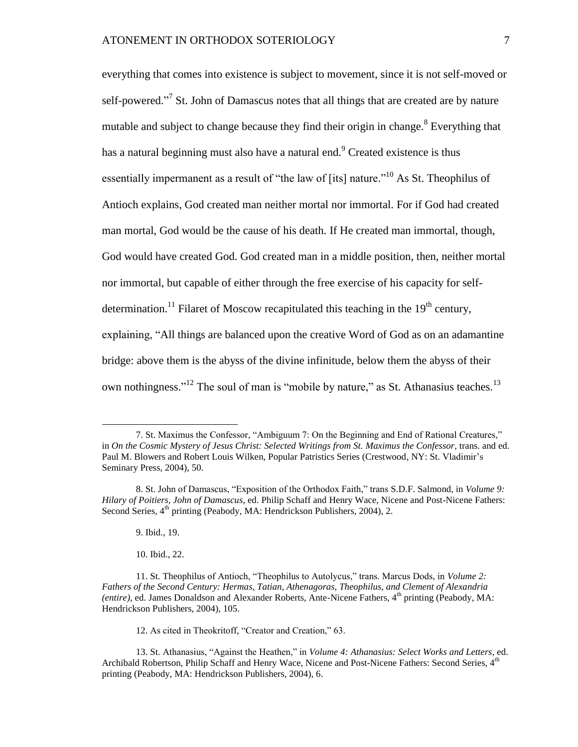everything that comes into existence is subject to movement, since it is not self-moved or self-powered."[7] St. John of Damascus notes that all things that are created are by nature mutable and subject to change because they find their origin in change.[8] Everything that has a natural beginning must also have a natural end.[9] Created existence is thus essentially impermanent as a result of "the law of [its] nature."[10] As St. Theophilus of Antioch explains, God created man neither mortal nor immortal. For if God had created man mortal, God would be the cause of his death. If He created man immortal, though, God would have created God. God created man in a middle position, then, neither mortal nor immortal, but capable of either through the free exercise of his capacity for self-determination.[11] Filaret of Moscow recapitulated this teaching in the 19th century, explaining, "All things are balanced upon the creative Word of God as on an adamantine bridge: above them is the abyss of the divine infinitude, below them the abyss of their own nothingness."[12] The soul of man is "mobile by nature," as St. Athanasius teaches.[13]

---

7. St. Maximus the Confessor, "Ambiguum 7: On the Beginning and End of Rational Creatures," in *On the Cosmic Mystery of Jesus Christ: Selected Writings from St. Maximus the Confessor*, trans. and ed. Paul M. Blowers and Robert Louis Wilken, Popular Patristics Series (Crestwood, NY: St. Vladimir's Seminary Press, 2004), 50.

8. St. John of Damascus, "Exposition of the Orthodox Faith," trans S.D.F. Salmond, in *Volume 9: Hilary of Poitiers, John of Damascus*, ed. Philip Schaff and Henry Wace, Nicene and Post-Nicene Fathers: Second Series, 4th printing (Peabody, MA: Hendrickson Publishers, 2004), 2.

9. Ibid., 19.

10. Ibid., 22.

11. St. Theophilus of Antioch, "Theophilus to Autolycus," trans. Marcus Dods, in *Volume 2: Fathers of the Second Century: Hermas, Tatian, Athenagoras, Theophilus, and Clement of Alexandria (entire)*, ed. James Donaldson and Alexander Roberts, Ante-Nicene Fathers, 4th printing (Peabody, MA: Hendrickson Publishers, 2004), 105.

12. As cited in Theokritoff, "Creator and Creation," 63.

13. St. Athanasius, "Against the Heathen," in *Volume 4: Athanasius: Select Works and Letters*, ed. Archibald Robertson, Philip Schaff and Henry Wace, Nicene and Post-Nicene Fathers: Second Series, 4th printing (Peabody, MA: Hendrickson Publishers, 2004), 6.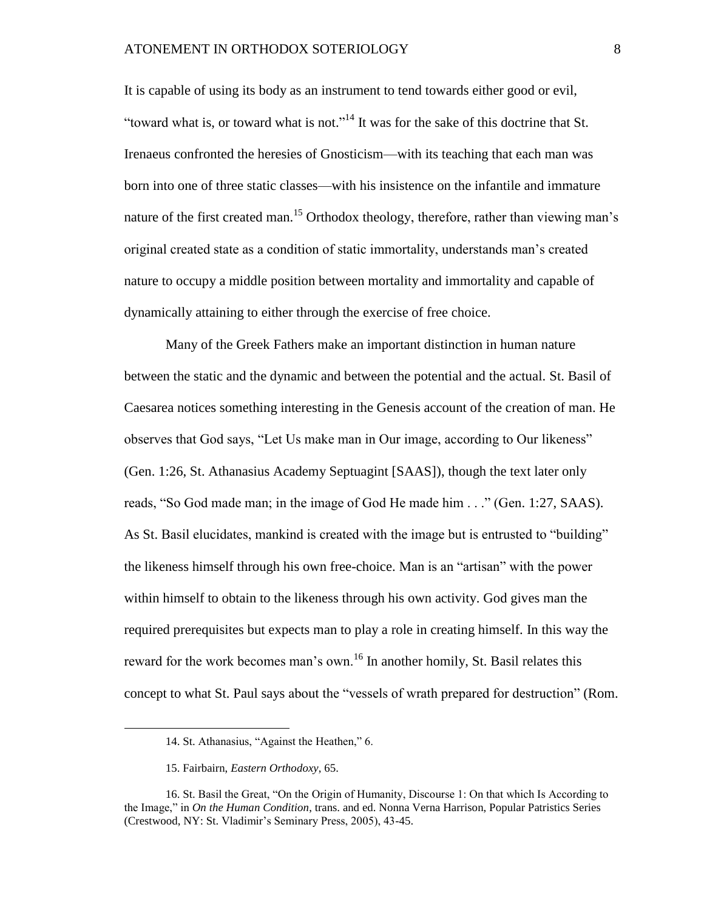It is capable of using its body as an instrument to tend towards either good or evil, "toward what is, or toward what is not."[14] It was for the sake of this doctrine that St. Irenaeus confronted the heresies of Gnosticism—with its teaching that each man was born into one of three static classes—with his insistence on the infantile and immature nature of the first created man.[15] Orthodox theology, therefore, rather than viewing man's original created state as a condition of static immortality, understands man's created nature to occupy a middle position between mortality and immortality and capable of dynamically attaining to either through the exercise of free choice.

Many of the Greek Fathers make an important distinction in human nature between the static and the dynamic and between the potential and the actual. St. Basil of Caesarea notices something interesting in the Genesis account of the creation of man. He observes that God says, "Let Us make man in Our image, according to Our likeness" (Gen. 1:26, St. Athanasius Academy Septuagint [SAAS]), though the text later only reads, "So God made man; in the image of God He made him . . ." (Gen. 1:27, SAAS). As St. Basil elucidates, mankind is created with the image but is entrusted to "building" the likeness himself through his own free-choice. Man is an "artisan" with the power within himself to obtain to the likeness through his own activity. God gives man the required prerequisites but expects man to play a role in creating himself. In this way the reward for the work becomes man's own.[16] In another homily, St. Basil relates this concept to what St. Paul says about the "vessels of wrath prepared for destruction" (Rom.

---

14. St. Athanasius, "Against the Heathen," 6.

15. Fairbairn, *Eastern Orthodoxy*, 65.

16. St. Basil the Great, "On the Origin of Humanity, Discourse 1: On that which Is According to the Image," in *On the Human Condition*, trans. and ed. Nonna Verna Harrison, Popular Patristics Series (Crestwood, NY: St. Vladimir's Seminary Press, 2005), 43-45.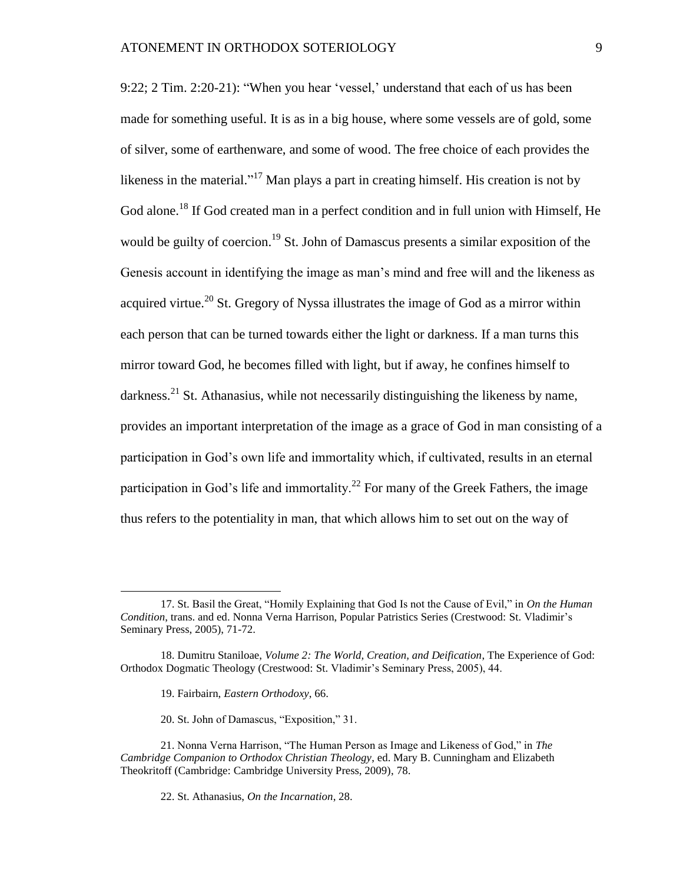9:22; 2 Tim. 2:20-21): "When you hear 'vessel,' understand that each of us has been made for something useful. It is as in a big house, where some vessels are of gold, some of silver, some of earthenware, and some of wood. The free choice of each provides the likeness in the material."[17] Man plays a part in creating himself. His creation is not by God alone.[18] If God created man in a perfect condition and in full union with Himself, He would be guilty of coercion.[19] St. John of Damascus presents a similar exposition of the Genesis account in identifying the image as man's mind and free will and the likeness as acquired virtue.[20] St. Gregory of Nyssa illustrates the image of God as a mirror within each person that can be turned towards either the light or darkness. If a man turns this mirror toward God, he becomes filled with light, but if away, he confines himself to darkness.[21] St. Athanasius, while not necessarily distinguishing the likeness by name, provides an important interpretation of the image as a grace of God in man consisting of a participation in God's own life and immortality which, if cultivated, results in an eternal participation in God's life and immortality.[22] For many of the Greek Fathers, the image thus refers to the potentiality in man, that which allows him to set out on the way of

---

17. St. Basil the Great, "Homily Explaining that God Is not the Cause of Evil," in *On the Human Condition*, trans. and ed. Nonna Verna Harrison, Popular Patristics Series (Crestwood: St. Vladimir's Seminary Press, 2005), 71-72.

18. Dumitru Staniloae, *Volume 2: The World, Creation, and Deification*, The Experience of God: Orthodox Dogmatic Theology (Crestwood: St. Vladimir's Seminary Press, 2005), 44.

19. Fairbairn, *Eastern Orthodoxy*, 66.

20. St. John of Damascus, "Exposition," 31.

21. Nonna Verna Harrison, "The Human Person as Image and Likeness of God," in *The Cambridge Companion to Orthodox Christian Theology*, ed. Mary B. Cunningham and Elizabeth Theokritoff (Cambridge: Cambridge University Press, 2009), 78.

22. St. Athanasius, *On the Incarnation*, 28.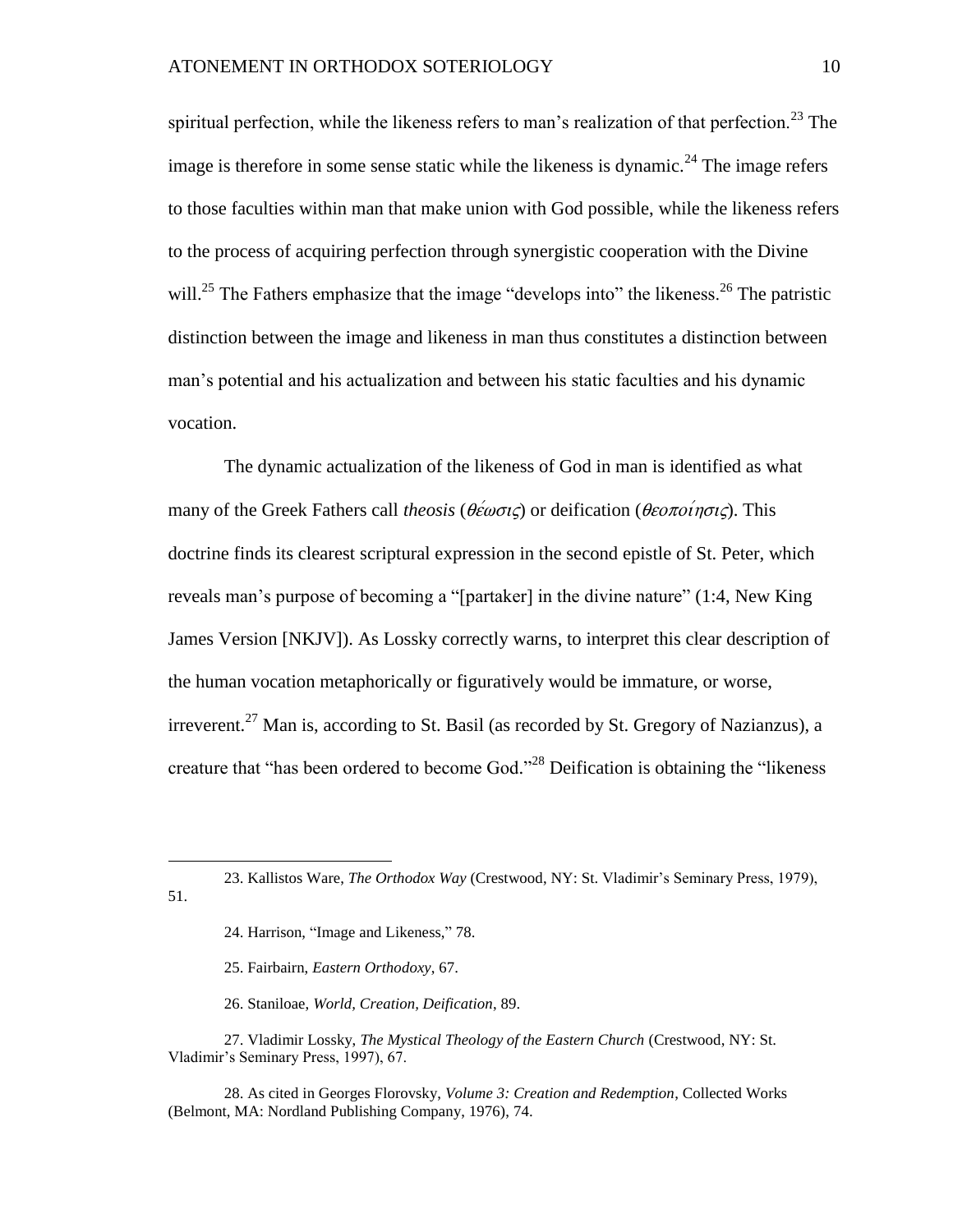spiritual perfection, while the likeness refers to man's realization of that perfection.[23] The image is therefore in some sense static while the likeness is dynamic.[24] The image refers to those faculties within man that make union with God possible, while the likeness refers to the process of acquiring perfection through synergistic cooperation with the Divine will.[25] The Fathers emphasize that the image "develops into" the likeness.[26] The patristic distinction between the image and likeness in man thus constitutes a distinction between man's potential and his actualization and between his static faculties and his dynamic vocation.

The dynamic actualization of the likeness of God in man is identified as what many of the Greek Fathers call *theosis* (*θέωσις*) or deification (*θεοποίησις*). This doctrine finds its clearest scriptural expression in the second epistle of St. Peter, which reveals man's purpose of becoming a "[partaker] in the divine nature" (1:4, New King James Version [NKJV]). As Lossky correctly warns, to interpret this clear description of the human vocation metaphorically or figuratively would be immature, or worse, irreverent.[27] Man is, according to St. Basil (as recorded by St. Gregory of Nazianzus), a creature that "has been ordered to become God."[28] Deification is obtaining the "likeness

---

23. Kallistos Ware, *The Orthodox Way* (Crestwood, NY: St. Vladimir's Seminary Press, 1979), 51.

24. Harrison, "Image and Likeness," 78.

25. Fairbairn, *Eastern Orthodoxy*, 67.

26. Staniloae, *World, Creation, Deification*, 89.

27. Vladimir Lossky, *The Mystical Theology of the Eastern Church* (Crestwood, NY: St. Vladimir's Seminary Press, 1997), 67.

28. As cited in Georges Florovsky, *Volume 3: Creation and Redemption*, Collected Works (Belmont, MA: Nordland Publishing Company, 1976), 74.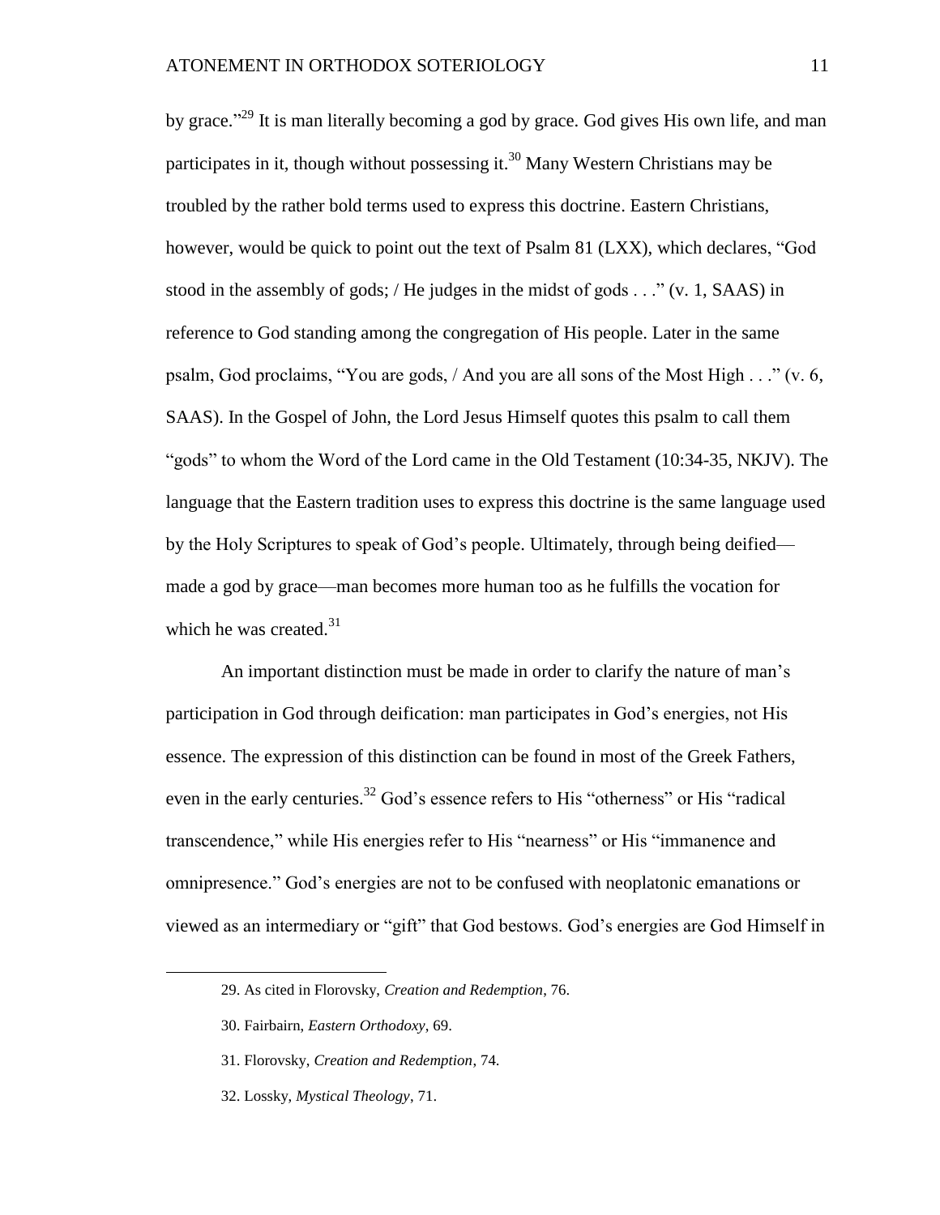by grace."[29] It is man literally becoming a god by grace. God gives His own life, and man participates in it, though without possessing it.[30] Many Western Christians may be troubled by the rather bold terms used to express this doctrine. Eastern Christians, however, would be quick to point out the text of Psalm 81 (LXX), which declares, "God stood in the assembly of gods; / He judges in the midst of gods . . ." (v. 1, SAAS) in reference to God standing among the congregation of His people. Later in the same psalm, God proclaims, "You are gods, / And you are all sons of the Most High . . ." (v. 6, SAAS). In the Gospel of John, the Lord Jesus Himself quotes this psalm to call them "gods" to whom the Word of the Lord came in the Old Testament (10:34-35, NKJV). The language that the Eastern tradition uses to express this doctrine is the same language used by the Holy Scriptures to speak of God's people. Ultimately, through being deified—made a god by grace—man becomes more human too as he fulfills the vocation for which he was created.[31]

An important distinction must be made in order to clarify the nature of man's participation in God through deification: man participates in God's energies, not His essence. The expression of this distinction can be found in most of the Greek Fathers, even in the early centuries.[32] God's essence refers to His "otherness" or His "radical transcendence," while His energies refer to His "nearness" or His "immanence and omnipresence." God's energies are not to be confused with neoplatonic emanations or viewed as an intermediary or "gift" that God bestows. God's energies are God Himself in

29. As cited in Florovsky, *Creation and Redemption*, 76.

30. Fairbairn, *Eastern Orthodoxy*, 69.

31. Florovsky, *Creation and Redemption*, 74.

32. Lossky, *Mystical Theology*, 71.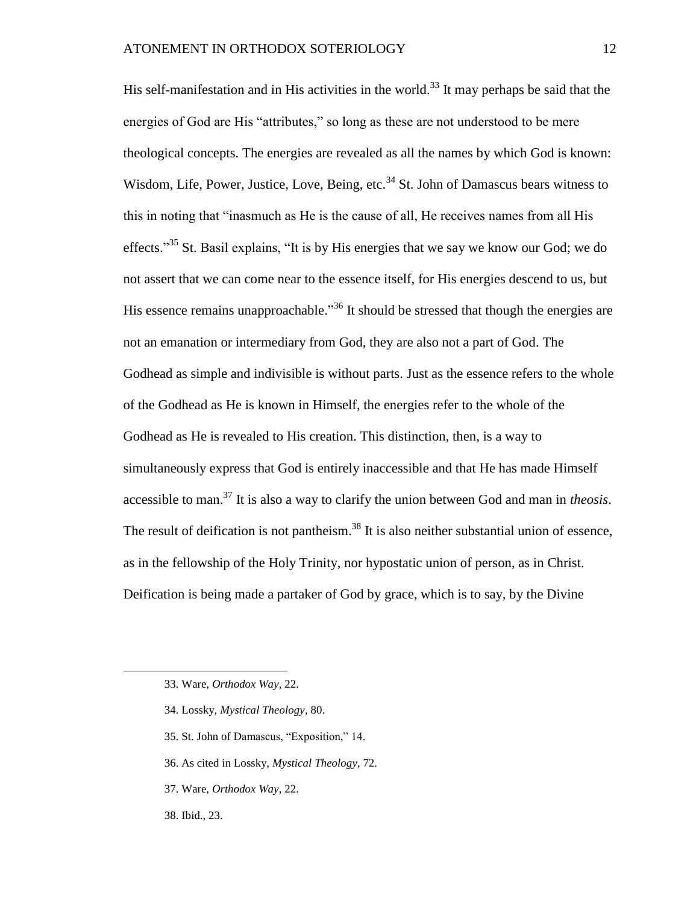His self-manifestation and in His activities in the world.[33] It may perhaps be said that the energies of God are His "attributes," so long as these are not understood to be mere theological concepts. The energies are revealed as all the names by which God is known: Wisdom, Life, Power, Justice, Love, Being, etc.[34] St. John of Damascus bears witness to this in noting that "inasmuch as He is the cause of all, He receives names from all His effects."[35] St. Basil explains, "It is by His energies that we say we know our God; we do not assert that we can come near to the essence itself, for His energies descend to us, but His essence remains unapproachable."[36] It should be stressed that though the energies are not an emanation or intermediary from God, they are also not a part of God. The Godhead as simple and indivisible is without parts. Just as the essence refers to the whole of the Godhead as He is known in Himself, the energies refer to the whole of the Godhead as He is revealed to His creation. This distinction, then, is a way to simultaneously express that God is entirely inaccessible and that He has made Himself accessible to man.[37] It is also a way to clarify the union between God and man in *theosis*. The result of deification is not pantheism.[38] It is also neither substantial union of essence, as in the fellowship of the Holy Trinity, nor hypostatic union of person, as in Christ. Deification is being made a partaker of God by grace, which is to say, by the Divine

---

33. Ware, *Orthodox Way*, 22.

34. Lossky, *Mystical Theology*, 80.

35. St. John of Damascus, "Exposition," 14.

36. As cited in Lossky, *Mystical Theology*, 72.

37. Ware, *Orthodox Way*, 22.

38. Ibid., 23.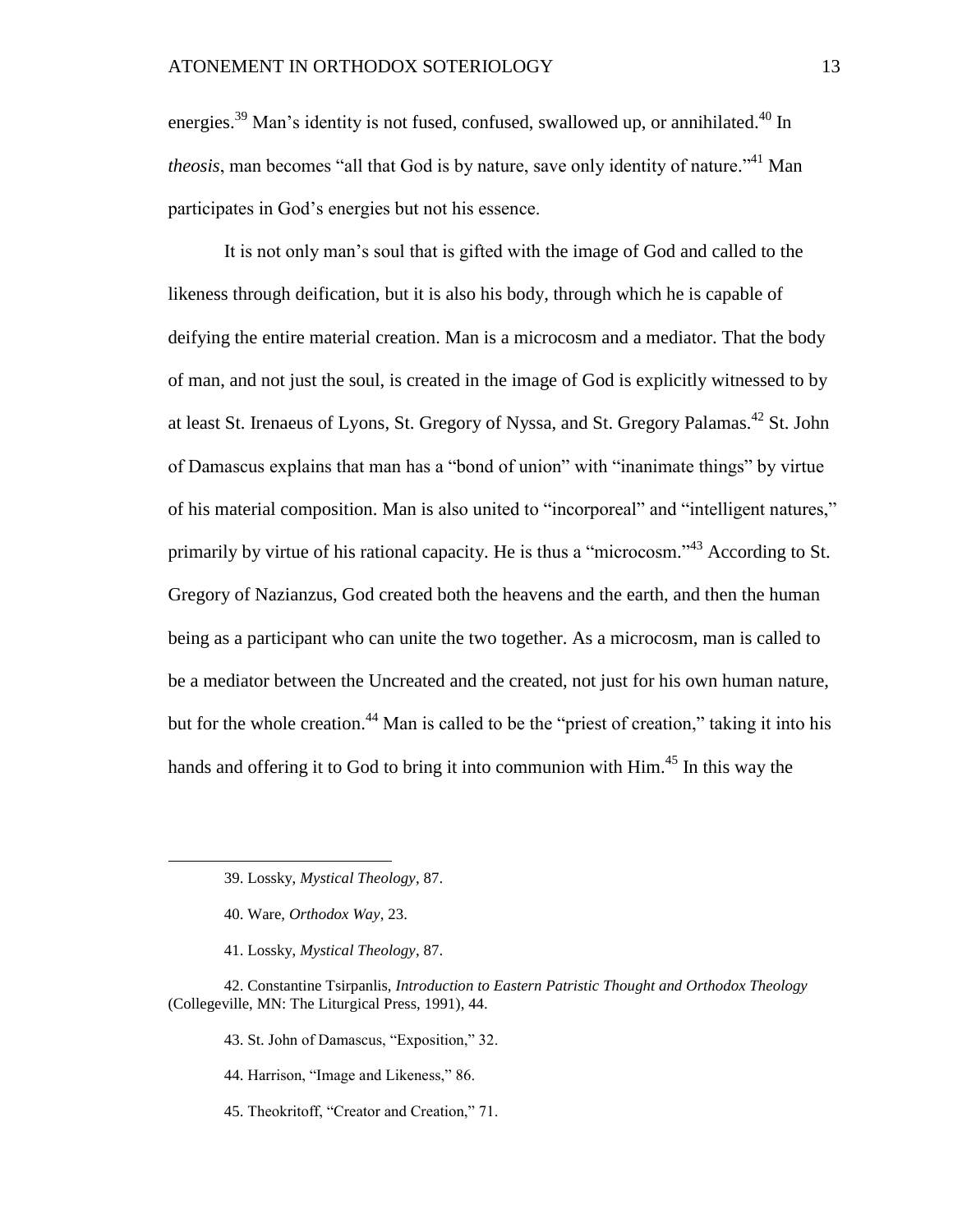energies.[39] Man's identity is not fused, confused, swallowed up, or annihilated.[40] In *theosis*, man becomes "all that God is by nature, save only identity of nature."[41] Man participates in God's energies but not his essence.

It is not only man's soul that is gifted with the image of God and called to the likeness through deification, but it is also his body, through which he is capable of deifying the entire material creation. Man is a microcosm and a mediator. That the body of man, and not just the soul, is created in the image of God is explicitly witnessed to by at least St. Irenaeus of Lyons, St. Gregory of Nyssa, and St. Gregory Palamas.[42] St. John of Damascus explains that man has a "bond of union" with "inanimate things" by virtue of his material composition. Man is also united to "incorporeal" and "intelligent natures," primarily by virtue of his rational capacity. He is thus a "microcosm."[43] According to St. Gregory of Nazianzus, God created both the heavens and the earth, and then the human being as a participant who can unite the two together. As a microcosm, man is called to be a mediator between the Uncreated and the created, not just for his own human nature, but for the whole creation.[44] Man is called to be the "priest of creation," taking it into his hands and offering it to God to bring it into communion with Him.[45] In this way the

---

39. Lossky, *Mystical Theology*, 87.

40. Ware, *Orthodox Way*, 23.

41. Lossky, *Mystical Theology*, 87.

42. Constantine Tsirpanlis, *Introduction to Eastern Patristic Thought and Orthodox Theology* (Collegeville, MN: The Liturgical Press, 1991), 44.

43. St. John of Damascus, "Exposition," 32.

44. Harrison, "Image and Likeness," 86.

45. Theokritoff, "Creator and Creation," 71.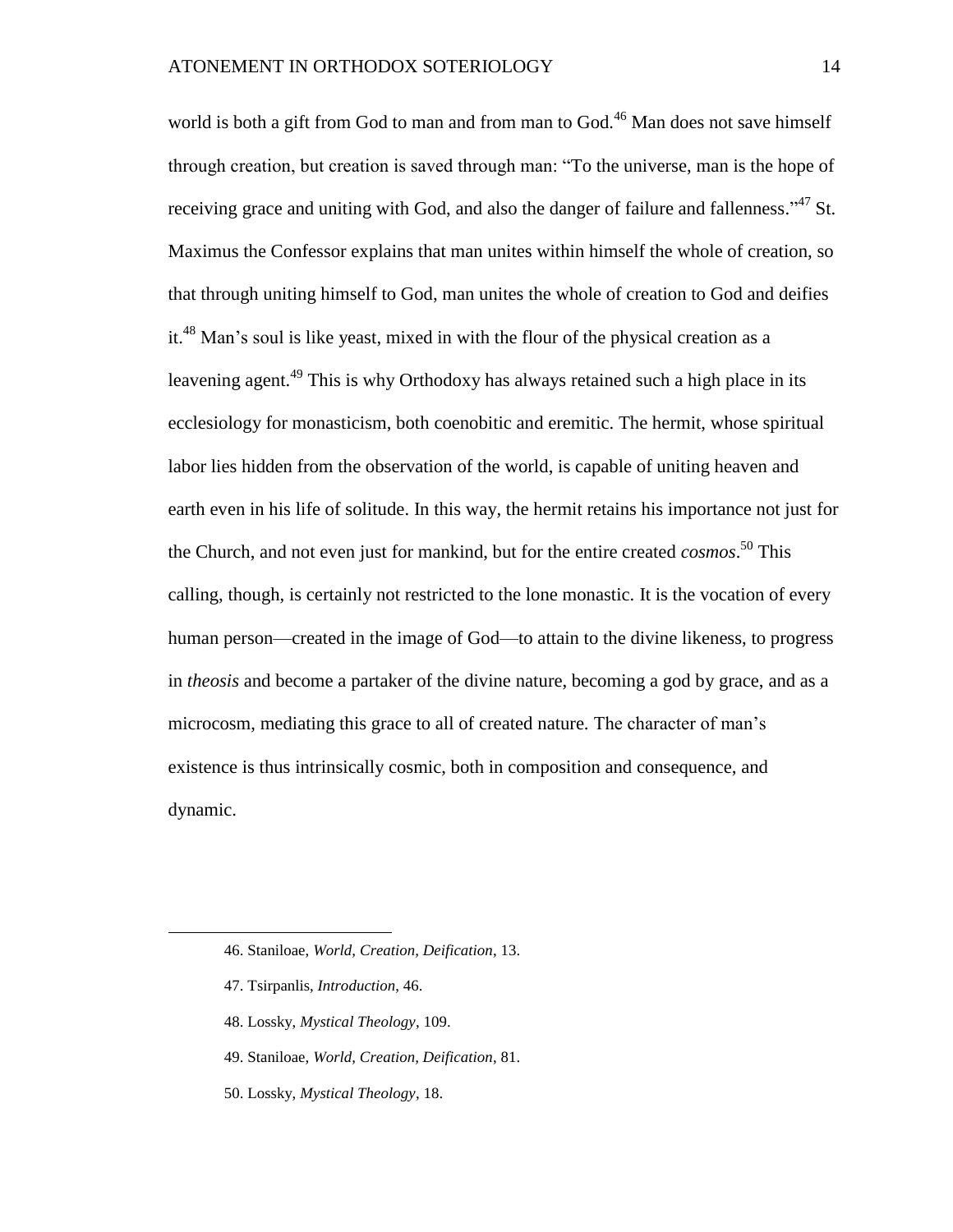world is both a gift from God to man and from man to God.[46] Man does not save himself through creation, but creation is saved through man: "To the universe, man is the hope of receiving grace and uniting with God, and also the danger of failure and fallenness."[47] St. Maximus the Confessor explains that man unites within himself the whole of creation, so that through uniting himself to God, man unites the whole of creation to God and deifies it.[48] Man's soul is like yeast, mixed in with the flour of the physical creation as a leavening agent.[49] This is why Orthodoxy has always retained such a high place in its ecclesiology for monasticism, both coenobitic and eremitic. The hermit, whose spiritual labor lies hidden from the observation of the world, is capable of uniting heaven and earth even in his life of solitude. In this way, the hermit retains his importance not just for the Church, and not even just for mankind, but for the entire created *cosmos*.[50] This calling, though, is certainly not restricted to the lone monastic. It is the vocation of every human person—created in the image of God—to attain to the divine likeness, to progress in *theosis* and become a partaker of the divine nature, becoming a god by grace, and as a microcosm, mediating this grace to all of created nature. The character of man's existence is thus intrinsically cosmic, both in composition and consequence, and dynamic.

---

46. Staniloae, *World, Creation, Deification*, 13.

47. Tsirpanlis, *Introduction*, 46.

48. Lossky, *Mystical Theology*, 109.

49. Staniloae, *World, Creation, Deification*, 81.

50. Lossky, *Mystical Theology*, 18.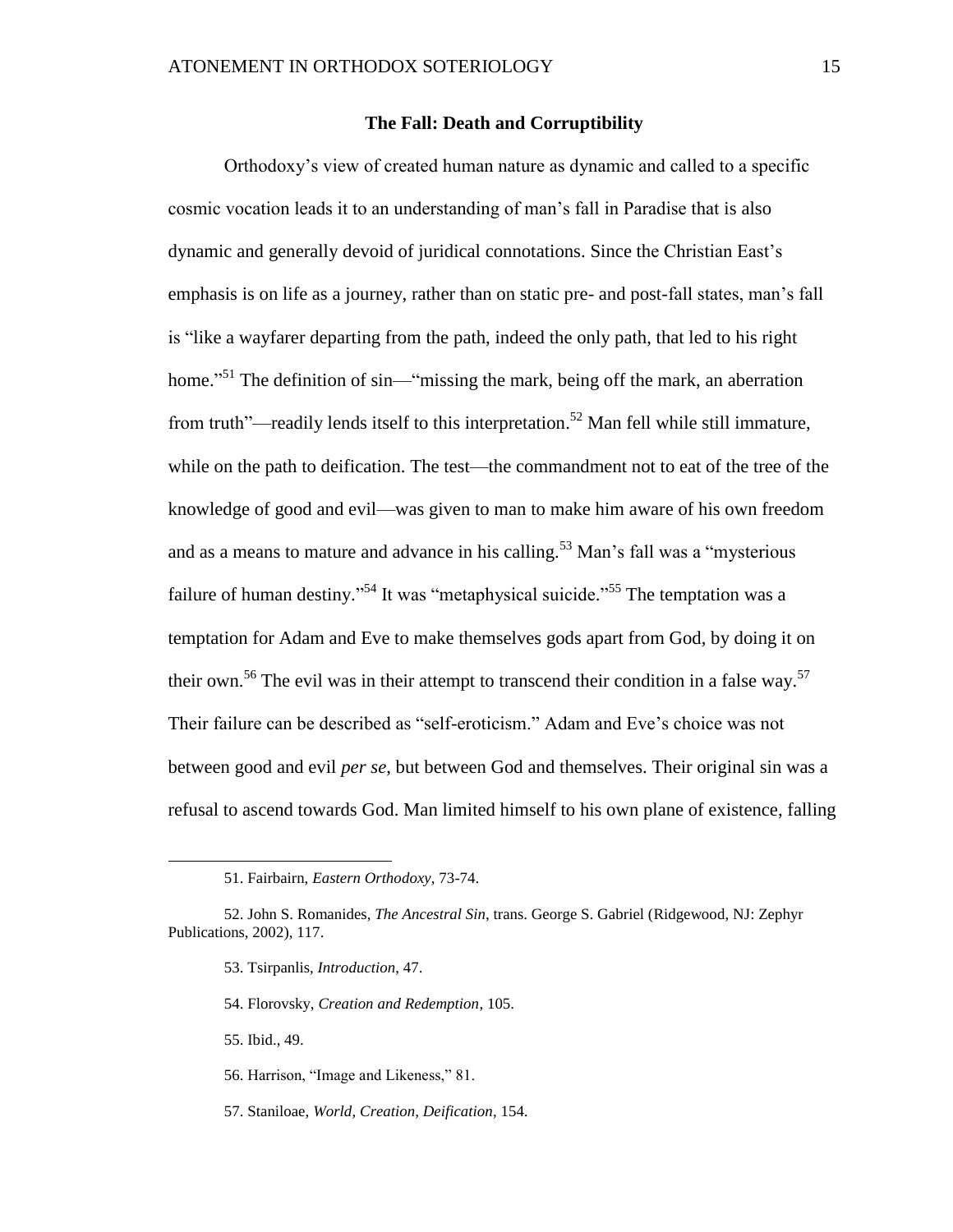## The Fall: Death and Corruptibility

Orthodoxy's view of created human nature as dynamic and called to a specific cosmic vocation leads it to an understanding of man's fall in Paradise that is also dynamic and generally devoid of juridical connotations. Since the Christian East's emphasis is on life as a journey, rather than on static pre- and post-fall states, man's fall is "like a wayfarer departing from the path, indeed the only path, that led to his right home."[51] The definition of sin—"missing the mark, being off the mark, an aberration from truth"—readily lends itself to this interpretation.[52] Man fell while still immature, while on the path to deification. The test—the commandment not to eat of the tree of the knowledge of good and evil—was given to man to make him aware of his own freedom and as a means to mature and advance in his calling.[53] Man's fall was a "mysterious failure of human destiny."[54] It was "metaphysical suicide."[55] The temptation was a temptation for Adam and Eve to make themselves gods apart from God, by doing it on their own.[56] The evil was in their attempt to transcend their condition in a false way.[57] Their failure can be described as "self-eroticism." Adam and Eve's choice was not between good and evil *per se*, but between God and themselves. Their original sin was a refusal to ascend towards God. Man limited himself to his own plane of existence, falling

---

51. Fairbairn, *Eastern Orthodoxy*, 73-74.

52. John S. Romanides, *The Ancestral Sin*, trans. George S. Gabriel (Ridgewood, NJ: Zephyr Publications, 2002), 117.

53. Tsirpanlis, *Introduction*, 47.

54. Florovsky, *Creation and Redemption*, 105.

55. Ibid., 49.

56. Harrison, "Image and Likeness," 81.

57. Staniloae, *World, Creation, Deification*, 154.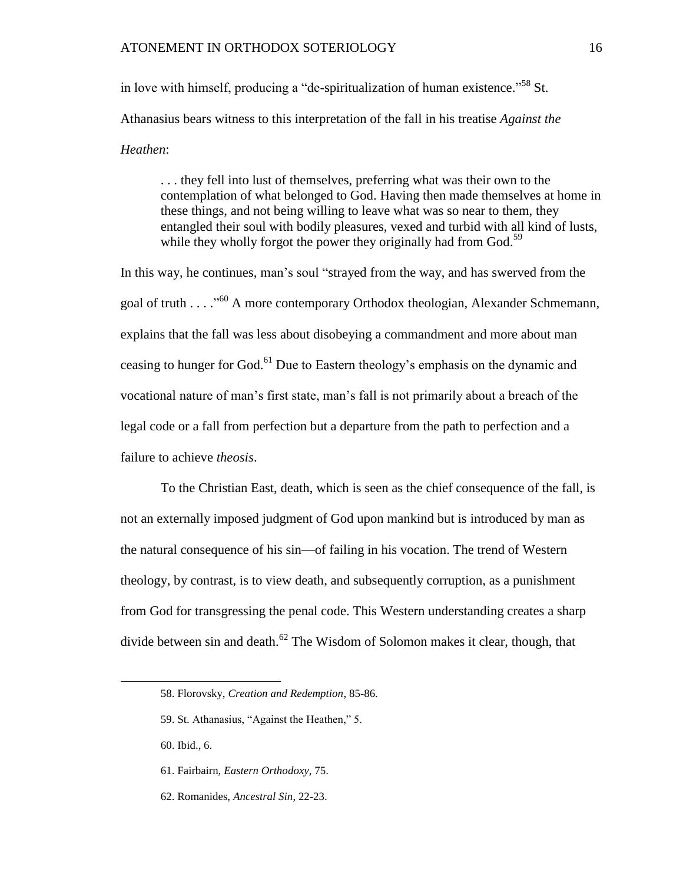in love with himself, producing a "de-spiritualization of human existence."[58] St. Athanasius bears witness to this interpretation of the fall in his treatise *Against the Heathen*:

> . . . they fell into lust of themselves, preferring what was their own to the contemplation of what belonged to God. Having then made themselves at home in these things, and not being willing to leave what was so near to them, they entangled their soul with bodily pleasures, vexed and turbid with all kind of lusts, while they wholly forgot the power they originally had from God.[59]

In this way, he continues, man's soul "strayed from the way, and has swerved from the goal of truth . . . ."[60] A more contemporary Orthodox theologian, Alexander Schmemann, explains that the fall was less about disobeying a commandment and more about man ceasing to hunger for God.[61] Due to Eastern theology's emphasis on the dynamic and vocational nature of man's first state, man's fall is not primarily about a breach of the legal code or a fall from perfection but a departure from the path to perfection and a failure to achieve *theosis*.

To the Christian East, death, which is seen as the chief consequence of the fall, is not an externally imposed judgment of God upon mankind but is introduced by man as the natural consequence of his sin—of failing in his vocation. The trend of Western theology, by contrast, is to view death, and subsequently corruption, as a punishment from God for transgressing the penal code. This Western understanding creates a sharp divide between sin and death.[62] The Wisdom of Solomon makes it clear, though, that

---

58. Florovsky, *Creation and Redemption*, 85-86.

59. St. Athanasius, "Against the Heathen," 5.

60. Ibid., 6.

61. Fairbairn, *Eastern Orthodoxy*, 75.

62. Romanides, *Ancestral Sin*, 22-23.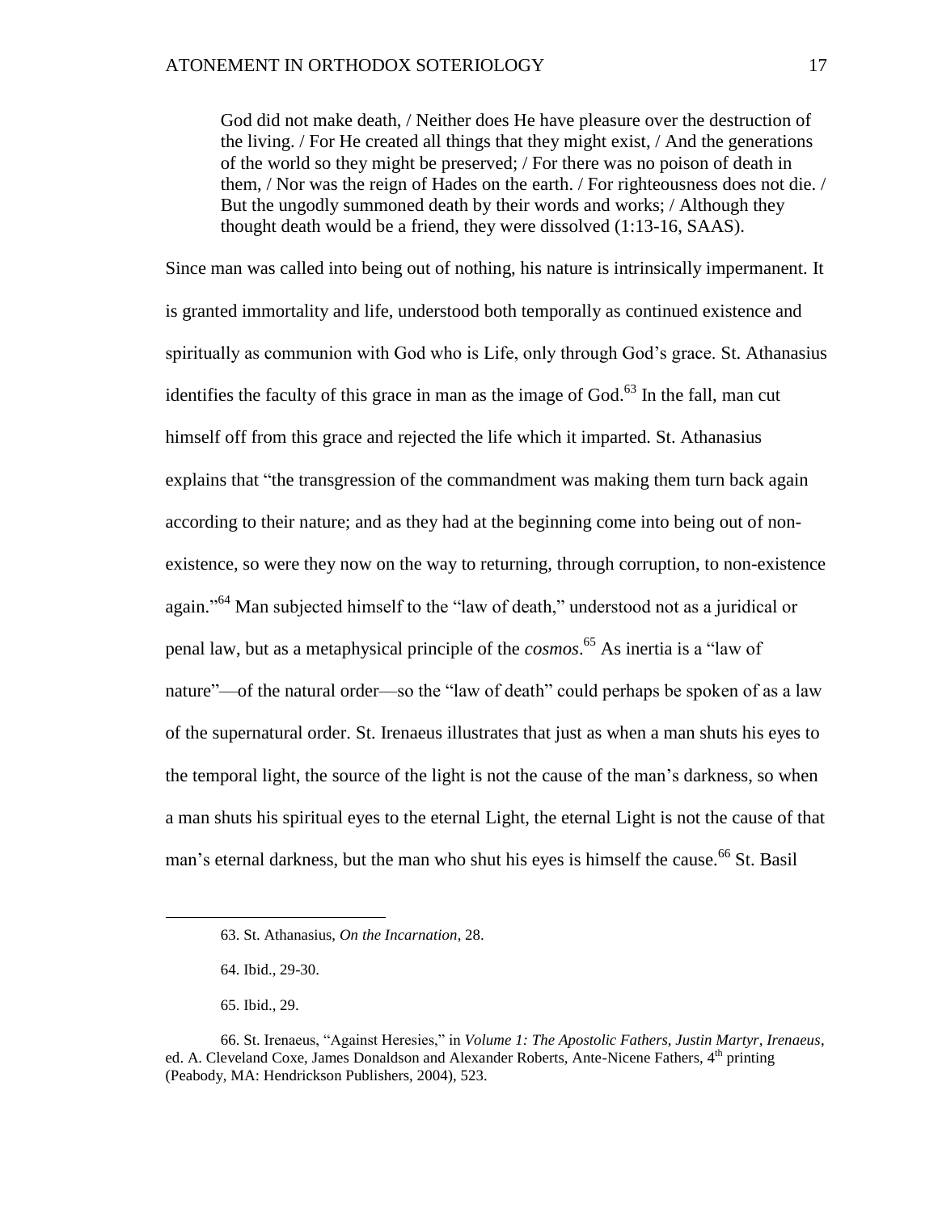> God did not make death, / Neither does He have pleasure over the destruction of the living. / For He created all things that they might exist, / And the generations of the world so they might be preserved; / For there was no poison of death in them, / Nor was the reign of Hades on the earth. / For righteousness does not die. / But the ungodly summoned death by their words and works; / Although they thought death would be a friend, they were dissolved (1:13-16, SAAS).

Since man was called into being out of nothing, his nature is intrinsically impermanent. It is granted immortality and life, understood both temporally as continued existence and spiritually as communion with God who is Life, only through God's grace. St. Athanasius identifies the faculty of this grace in man as the image of God.[63] In the fall, man cut himself off from this grace and rejected the life which it imparted. St. Athanasius explains that "the transgression of the commandment was making them turn back again according to their nature; and as they had at the beginning come into being out of non-existence, so were they now on the way to returning, through corruption, to non-existence again."[64] Man subjected himself to the "law of death," understood not as a juridical or penal law, but as a metaphysical principle of the *cosmos*.[65] As inertia is a "law of nature"—of the natural order—so the "law of death" could perhaps be spoken of as a law of the supernatural order. St. Irenaeus illustrates that just as when a man shuts his eyes to the temporal light, the source of the light is not the cause of the man's darkness, so when a man shuts his spiritual eyes to the eternal Light, the eternal Light is not the cause of that man's eternal darkness, but the man who shut his eyes is himself the cause.[66] St. Basil

---

63. St. Athanasius, *On the Incarnation*, 28.

64. Ibid., 29-30.

65. Ibid., 29.

66. St. Irenaeus, "Against Heresies," in *Volume 1: The Apostolic Fathers, Justin Martyr, Irenaeus*, ed. A. Cleveland Coxe, James Donaldson and Alexander Roberts, Ante-Nicene Fathers, 4th printing (Peabody, MA: Hendrickson Publishers, 2004), 523.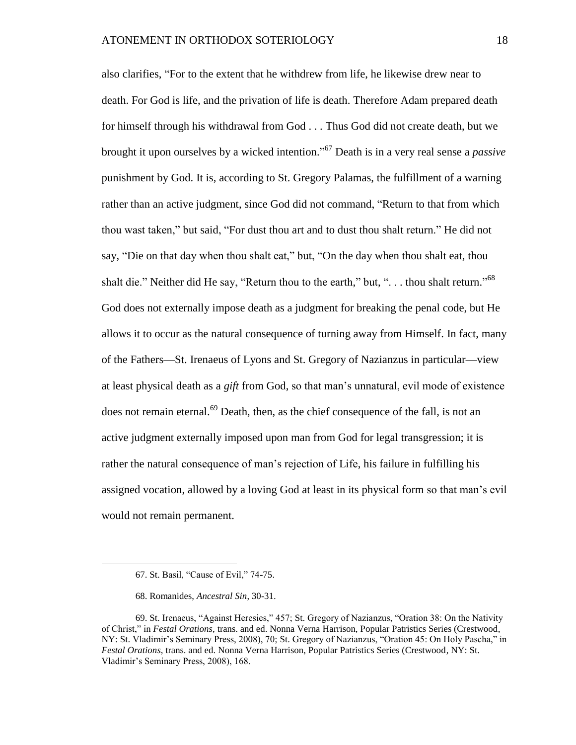also clarifies, "For to the extent that he withdrew from life, he likewise drew near to death. For God is life, and the privation of life is death. Therefore Adam prepared death for himself through his withdrawal from God . . . Thus God did not create death, but we brought it upon ourselves by a wicked intention."[67] Death is in a very real sense a *passive* punishment by God. It is, according to St. Gregory Palamas, the fulfillment of a warning rather than an active judgment, since God did not command, "Return to that from which thou wast taken," but said, "For dust thou art and to dust thou shalt return." He did not say, "Die on that day when thou shalt eat," but, "On the day when thou shalt eat, thou shalt die." Neither did He say, "Return thou to the earth," but, ". . . thou shalt return."[68] God does not externally impose death as a judgment for breaking the penal code, but He allows it to occur as the natural consequence of turning away from Himself. In fact, many of the Fathers—St. Irenaeus of Lyons and St. Gregory of Nazianzus in particular—view at least physical death as a *gift* from God, so that man's unnatural, evil mode of existence does not remain eternal.[69] Death, then, as the chief consequence of the fall, is not an active judgment externally imposed upon man from God for legal transgression; it is rather the natural consequence of man's rejection of Life, his failure in fulfilling his assigned vocation, allowed by a loving God at least in its physical form so that man's evil would not remain permanent.

---

67. St. Basil, "Cause of Evil," 74-75.

68. Romanides, *Ancestral Sin*, 30-31.

69. St. Irenaeus, "Against Heresies," 457; St. Gregory of Nazianzus, "Oration 38: On the Nativity of Christ," in *Festal Orations*, trans. and ed. Nonna Verna Harrison, Popular Patristics Series (Crestwood, NY: St. Vladimir's Seminary Press, 2008), 70; St. Gregory of Nazianzus, "Oration 45: On Holy Pascha," in *Festal Orations*, trans. and ed. Nonna Verna Harrison, Popular Patristics Series (Crestwood, NY: St. Vladimir's Seminary Press, 2008), 168.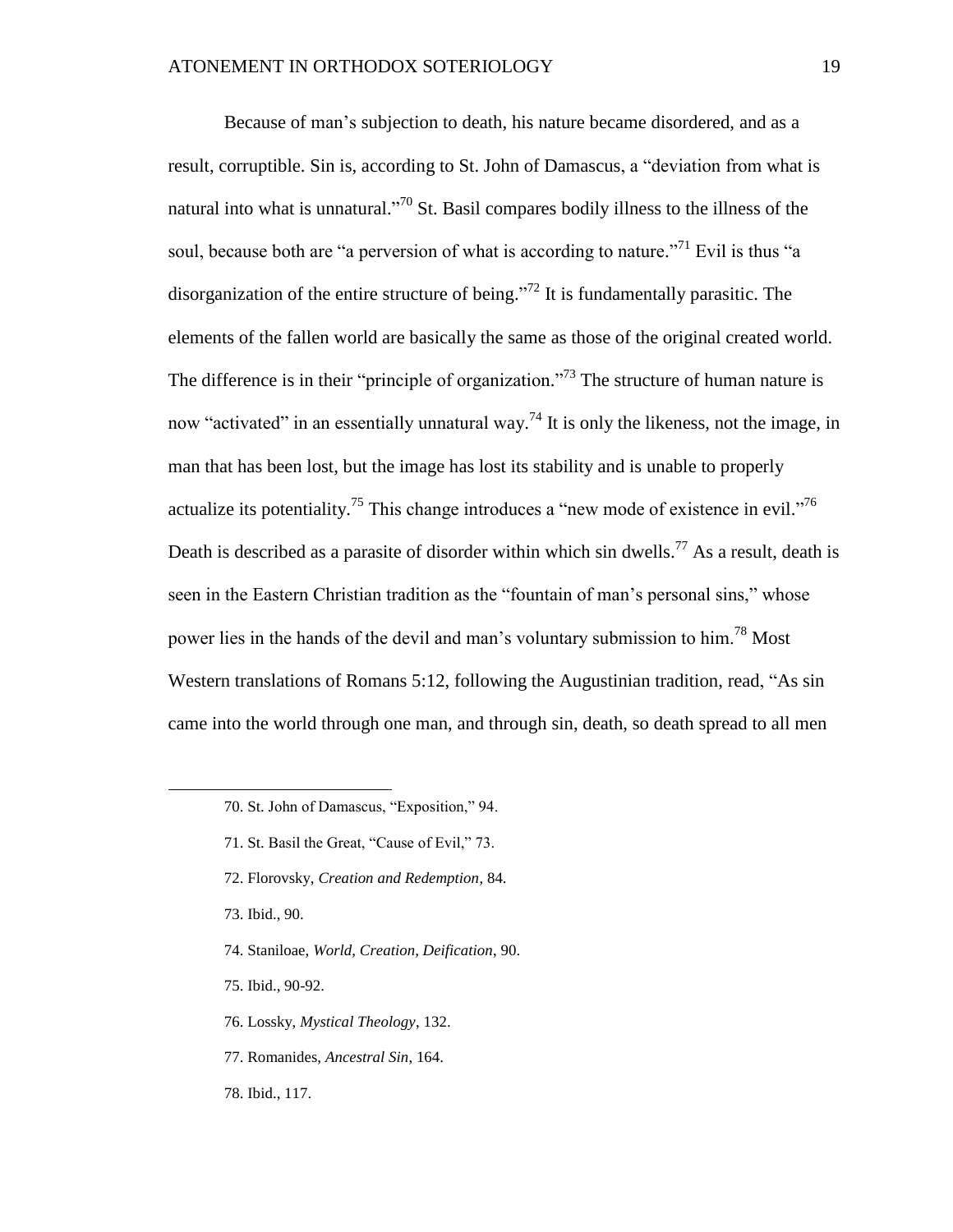Because of man's subjection to death, his nature became disordered, and as a result, corruptible. Sin is, according to St. John of Damascus, a "deviation from what is natural into what is unnatural."[70] St. Basil compares bodily illness to the illness of the soul, because both are "a perversion of what is according to nature."[71] Evil is thus "a disorganization of the entire structure of being."[72] It is fundamentally parasitic. The elements of the fallen world are basically the same as those of the original created world. The difference is in their "principle of organization."[73] The structure of human nature is now "activated" in an essentially unnatural way.[74] It is only the likeness, not the image, in man that has been lost, but the image has lost its stability and is unable to properly actualize its potentiality.[75] This change introduces a "new mode of existence in evil."[76] Death is described as a parasite of disorder within which sin dwells.[77] As a result, death is seen in the Eastern Christian tradition as the "fountain of man's personal sins," whose power lies in the hands of the devil and man's voluntary submission to him.[78] Most Western translations of Romans 5:12, following the Augustinian tradition, read, "As sin came into the world through one man, and through sin, death, so death spread to all men

---

70. St. John of Damascus, "Exposition," 94.

71. St. Basil the Great, "Cause of Evil," 73.

72. Florovsky, *Creation and Redemption*, 84.

73. Ibid., 90.

74. Staniloae, *World, Creation, Deification*, 90.

75. Ibid., 90-92.

76. Lossky, *Mystical Theology*, 132.

77. Romanides, *Ancestral Sin*, 164.

78. Ibid., 117.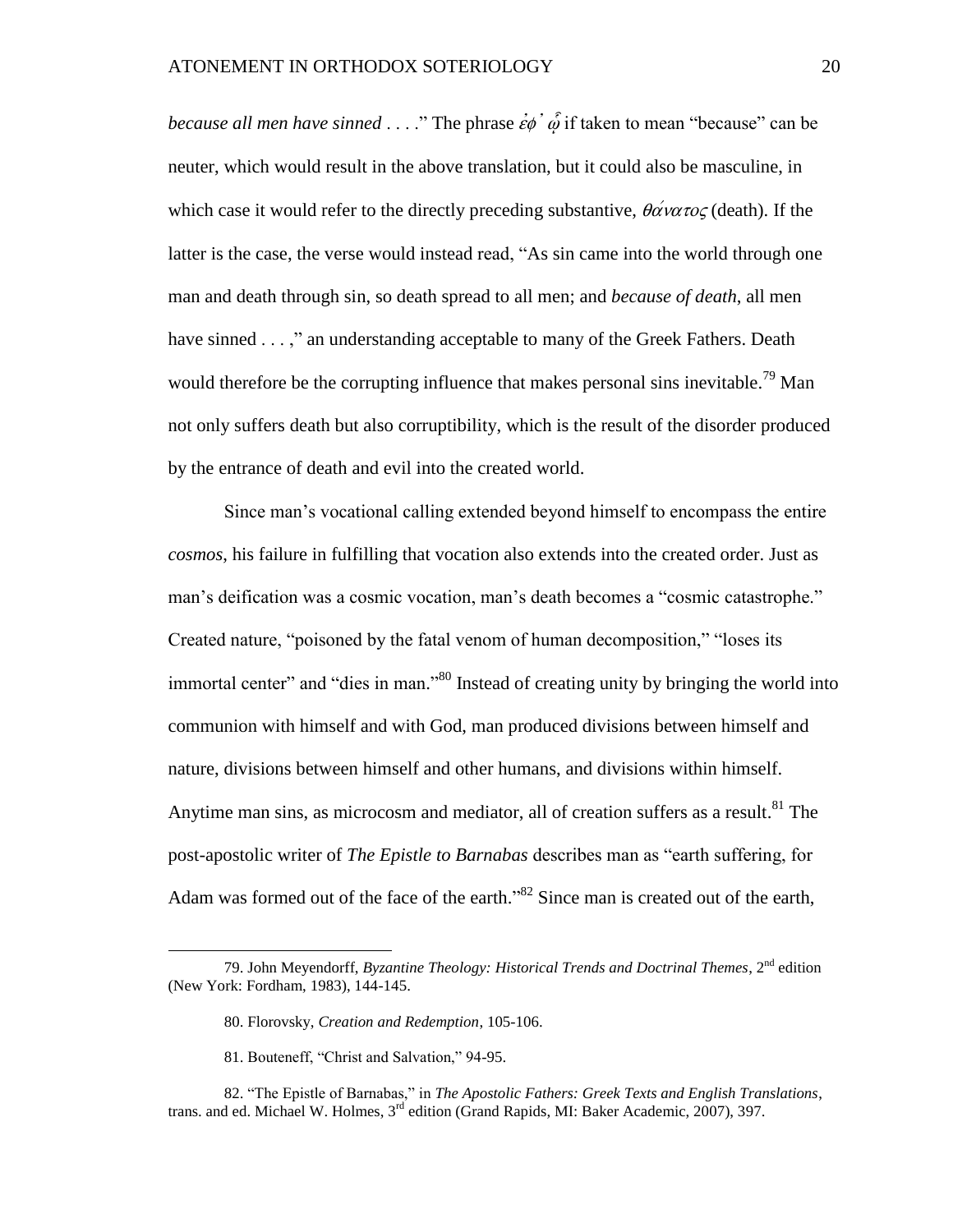*because all men have sinned* . . . ." The phrase ἐφ᾿ ᾧ if taken to mean "because" can be neuter, which would result in the above translation, but it could also be masculine, in which case it would refer to the directly preceding substantive, θάνατος (death). If the latter is the case, the verse would instead read, "As sin came into the world through one man and death through sin, so death spread to all men; and *because of death*, all men have sinned . . . ," an understanding acceptable to many of the Greek Fathers. Death would therefore be the corrupting influence that makes personal sins inevitable.[79] Man not only suffers death but also corruptibility, which is the result of the disorder produced by the entrance of death and evil into the created world.

Since man's vocational calling extended beyond himself to encompass the entire *cosmos*, his failure in fulfilling that vocation also extends into the created order. Just as man's deification was a cosmic vocation, man's death becomes a "cosmic catastrophe." Created nature, "poisoned by the fatal venom of human decomposition," "loses its immortal center" and "dies in man."[80] Instead of creating unity by bringing the world into communion with himself and with God, man produced divisions between himself and nature, divisions between himself and other humans, and divisions within himself. Anytime man sins, as microcosm and mediator, all of creation suffers as a result.[81] The post-apostolic writer of *The Epistle to Barnabas* describes man as "earth suffering, for Adam was formed out of the face of the earth."[82] Since man is created out of the earth,

---

79. John Meyendorff, *Byzantine Theology: Historical Trends and Doctrinal Themes*, 2nd edition (New York: Fordham, 1983), 144-145.

80. Florovsky, *Creation and Redemption*, 105-106.

81. Bouteneff, "Christ and Salvation," 94-95.

82. "The Epistle of Barnabas," in *The Apostolic Fathers: Greek Texts and English Translations*, trans. and ed. Michael W. Holmes, 3rd edition (Grand Rapids, MI: Baker Academic, 2007), 397.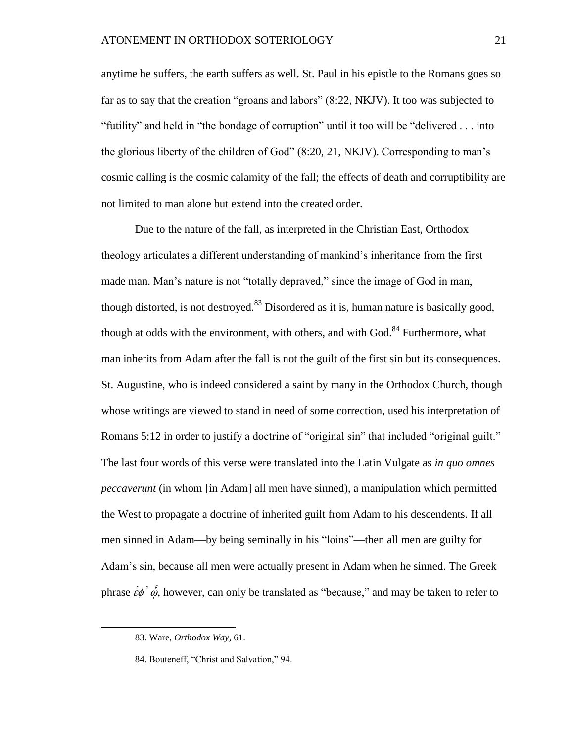anytime he suffers, the earth suffers as well. St. Paul in his epistle to the Romans goes so far as to say that the creation "groans and labors" (8:22, NKJV). It too was subjected to "futility" and held in "the bondage of corruption" until it too will be "delivered . . . into the glorious liberty of the children of God" (8:20, 21, NKJV). Corresponding to man's cosmic calling is the cosmic calamity of the fall; the effects of death and corruptibility are not limited to man alone but extend into the created order.

Due to the nature of the fall, as interpreted in the Christian East, Orthodox theology articulates a different understanding of mankind's inheritance from the first made man. Man's nature is not "totally depraved," since the image of God in man, though distorted, is not destroyed.[83] Disordered as it is, human nature is basically good, though at odds with the environment, with others, and with God.[84] Furthermore, what man inherits from Adam after the fall is not the guilt of the first sin but its consequences. St. Augustine, who is indeed considered a saint by many in the Orthodox Church, though whose writings are viewed to stand in need of some correction, used his interpretation of Romans 5:12 in order to justify a doctrine of "original sin" that included "original guilt." The last four words of this verse were translated into the Latin Vulgate as *in quo omnes peccaverunt* (in whom [in Adam] all men have sinned), a manipulation which permitted the West to propagate a doctrine of inherited guilt from Adam to his descendents. If all men sinned in Adam—by being seminally in his "loins"—then all men are guilty for Adam's sin, because all men were actually present in Adam when he sinned. The Greek phrase *ἐφ᾽ ᾧ*, however, can only be translated as "because," and may be taken to refer to

83. Ware, *Orthodox Way*, 61.

84. Bouteneff, "Christ and Salvation," 94.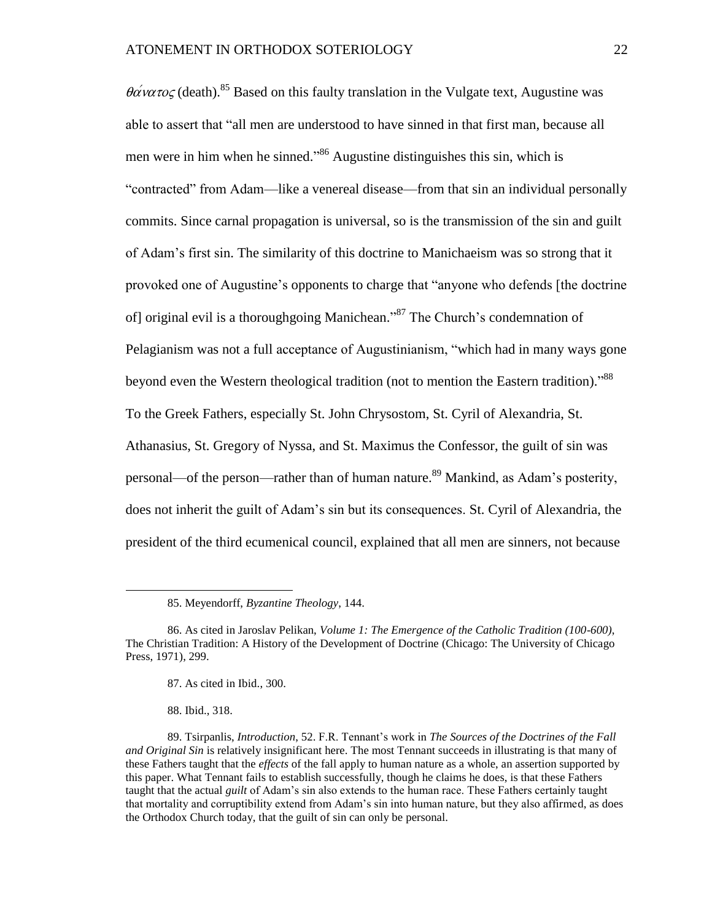*θάνατος* (death).[85] Based on this faulty translation in the Vulgate text, Augustine was able to assert that "all men are understood to have sinned in that first man, because all men were in him when he sinned."[86] Augustine distinguishes this sin, which is "contracted" from Adam—like a venereal disease—from that sin an individual personally commits. Since carnal propagation is universal, so is the transmission of the sin and guilt of Adam's first sin. The similarity of this doctrine to Manichaeism was so strong that it provoked one of Augustine's opponents to charge that "anyone who defends [the doctrine of] original evil is a thoroughgoing Manichean."[87] The Church's condemnation of Pelagianism was not a full acceptance of Augustinianism, "which had in many ways gone beyond even the Western theological tradition (not to mention the Eastern tradition)."[88] To the Greek Fathers, especially St. John Chrysostom, St. Cyril of Alexandria, St. Athanasius, St. Gregory of Nyssa, and St. Maximus the Confessor, the guilt of sin was personal—of the person—rather than of human nature.[89] Mankind, as Adam's posterity, does not inherit the guilt of Adam's sin but its consequences. St. Cyril of Alexandria, the president of the third ecumenical council, explained that all men are sinners, not because

---

85. Meyendorff, *Byzantine Theology*, 144.

86. As cited in Jaroslav Pelikan, *Volume 1: The Emergence of the Catholic Tradition (100-600)*, The Christian Tradition: A History of the Development of Doctrine (Chicago: The University of Chicago Press, 1971), 299.

87. As cited in Ibid., 300.

88. Ibid., 318.

89. Tsirpanlis, *Introduction*, 52. F.R. Tennant's work in *The Sources of the Doctrines of the Fall and Original Sin* is relatively insignificant here. The most Tennant succeeds in illustrating is that many of these Fathers taught that the *effects* of the fall apply to human nature as a whole, an assertion supported by this paper. What Tennant fails to establish successfully, though he claims he does, is that these Fathers taught that the actual *guilt* of Adam's sin also extends to the human race. These Fathers certainly taught that mortality and corruptibility extend from Adam's sin into human nature, but they also affirmed, as does the Orthodox Church today, that the guilt of sin can only be personal.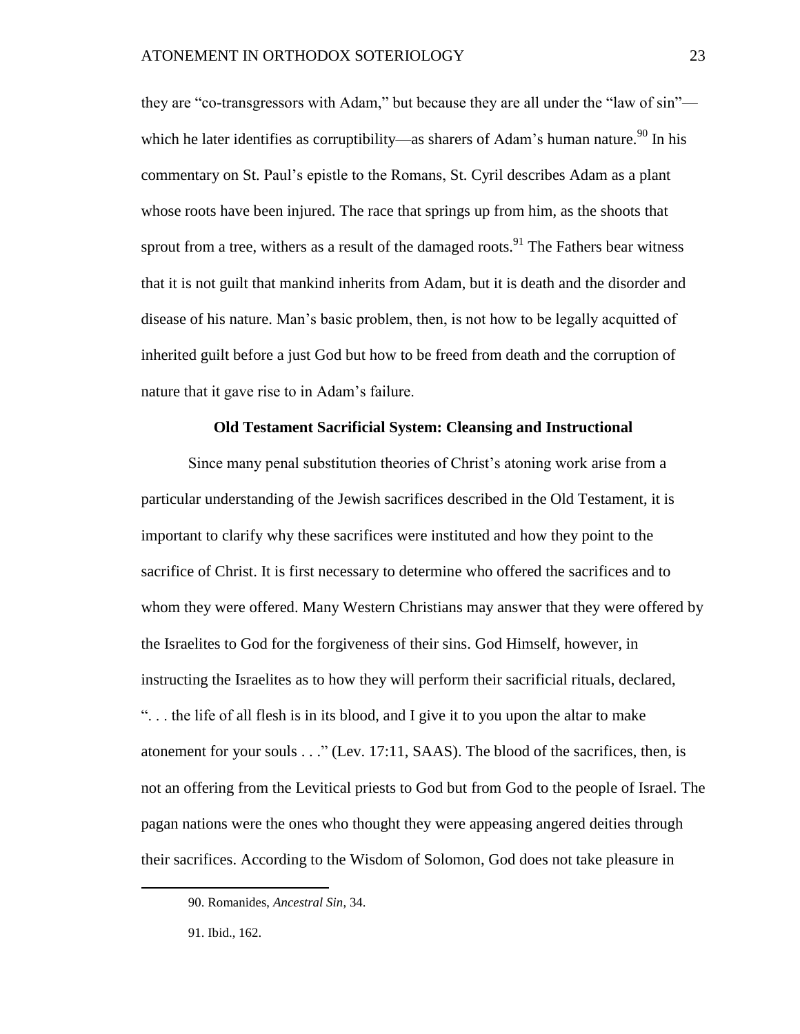they are "co-transgressors with Adam," but because they are all under the "law of sin"—which he later identifies as corruptibility—as sharers of Adam's human nature.[90] In his commentary on St. Paul's epistle to the Romans, St. Cyril describes Adam as a plant whose roots have been injured. The race that springs up from him, as the shoots that sprout from a tree, withers as a result of the damaged roots.[91] The Fathers bear witness that it is not guilt that mankind inherits from Adam, but it is death and the disorder and disease of his nature. Man's basic problem, then, is not how to be legally acquitted of inherited guilt before a just God but how to be freed from death and the corruption of nature that it gave rise to in Adam's failure.

### Old Testament Sacrificial System: Cleansing and Instructional

Since many penal substitution theories of Christ's atoning work arise from a particular understanding of the Jewish sacrifices described in the Old Testament, it is important to clarify why these sacrifices were instituted and how they point to the sacrifice of Christ. It is first necessary to determine who offered the sacrifices and to whom they were offered. Many Western Christians may answer that they were offered by the Israelites to God for the forgiveness of their sins. God Himself, however, in instructing the Israelites as to how they will perform their sacrificial rituals, declared, ". . . the life of all flesh is in its blood, and I give it to you upon the altar to make atonement for your souls . . ." (Lev. 17:11, SAAS). The blood of the sacrifices, then, is not an offering from the Levitical priests to God but from God to the people of Israel. The pagan nations were the ones who thought they were appeasing angered deities through their sacrifices. According to the Wisdom of Solomon, God does not take pleasure in

---

90. Romanides, *Ancestral Sin*, 34.

91. Ibid., 162.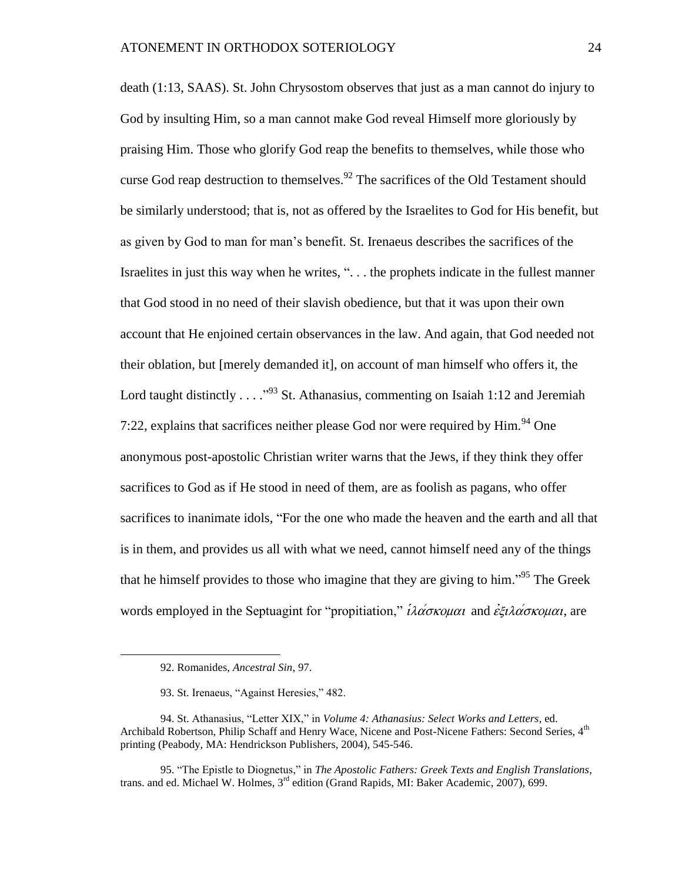death (1:13, SAAS). St. John Chrysostom observes that just as a man cannot do injury to God by insulting Him, so a man cannot make God reveal Himself more gloriously by praising Him. Those who glorify God reap the benefits to themselves, while those who curse God reap destruction to themselves.[92] The sacrifices of the Old Testament should be similarly understood; that is, not as offered by the Israelites to God for His benefit, but as given by God to man for man's benefit. St. Irenaeus describes the sacrifices of the Israelites in just this way when he writes, ". . . the prophets indicate in the fullest manner that God stood in no need of their slavish obedience, but that it was upon their own account that He enjoined certain observances in the law. And again, that God needed not their oblation, but [merely demanded it], on account of man himself who offers it, the Lord taught distinctly . . . ."[93] St. Athanasius, commenting on Isaiah 1:12 and Jeremiah 7:22, explains that sacrifices neither please God nor were required by Him.[94] One anonymous post-apostolic Christian writer warns that the Jews, if they think they offer sacrifices to God as if He stood in need of them, are as foolish as pagans, who offer sacrifices to inanimate idols, "For the one who made the heaven and the earth and all that is in them, and provides us all with what we need, cannot himself need any of the things that he himself provides to those who imagine that they are giving to him."[95] The Greek words employed in the Septuagint for "propitiation," *ἱλάσκομαι* and *ἐξιλάσκομαι*, are

---

92. Romanides, *Ancestral Sin*, 97.

93. St. Irenaeus, "Against Heresies," 482.

94. St. Athanasius, "Letter XIX," in *Volume 4: Athanasius: Select Works and Letters*, ed. Archibald Robertson, Philip Schaff and Henry Wace, Nicene and Post-Nicene Fathers: Second Series, 4th printing (Peabody, MA: Hendrickson Publishers, 2004), 545-546.

95. "The Epistle to Diognetus," in *The Apostolic Fathers: Greek Texts and English Translations*, trans. and ed. Michael W. Holmes, 3rd edition (Grand Rapids, MI: Baker Academic, 2007), 699.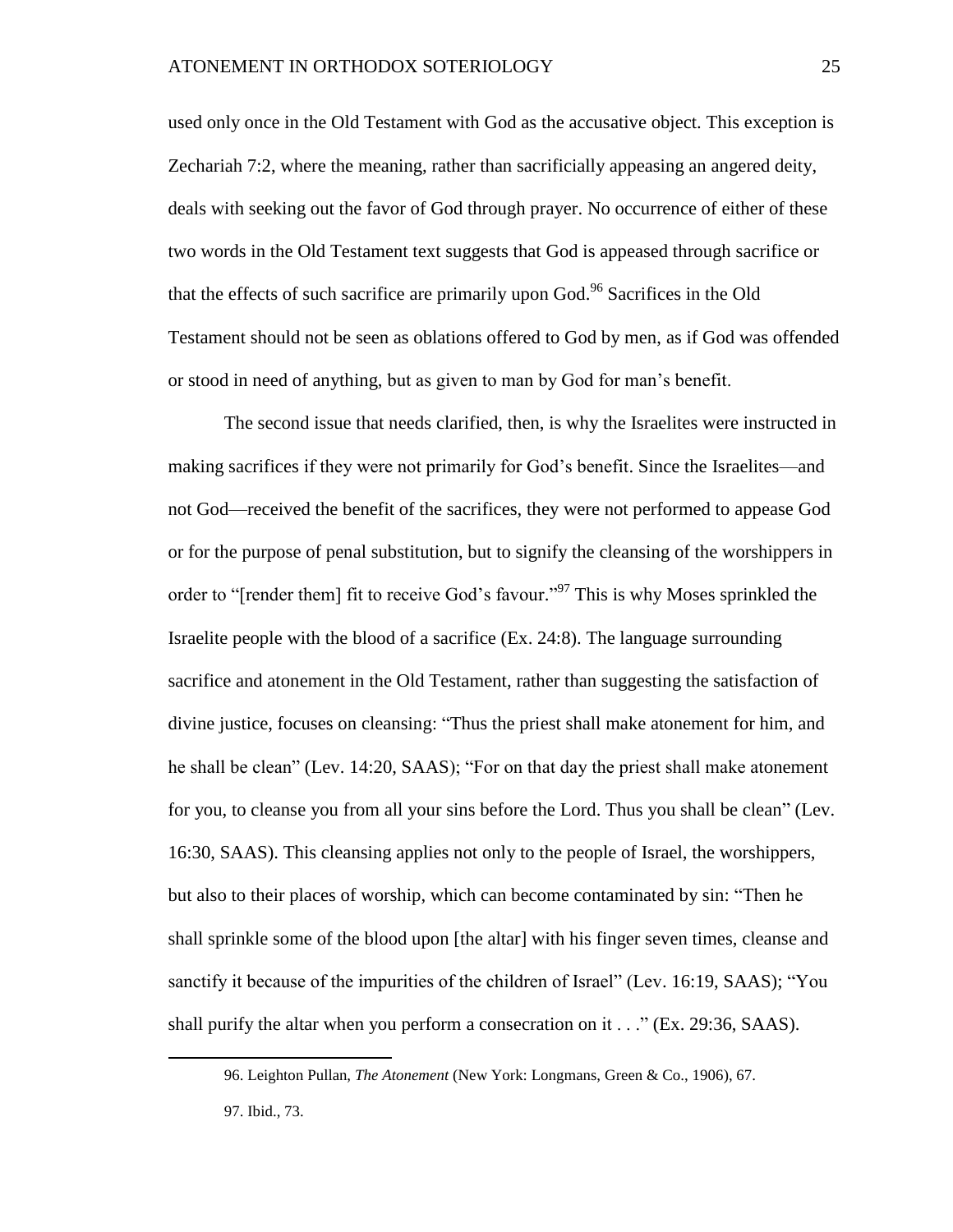used only once in the Old Testament with God as the accusative object. This exception is Zechariah 7:2, where the meaning, rather than sacrificially appeasing an angered deity, deals with seeking out the favor of God through prayer. No occurrence of either of these two words in the Old Testament text suggests that God is appeased through sacrifice or that the effects of such sacrifice are primarily upon God.[96] Sacrifices in the Old Testament should not be seen as oblations offered to God by men, as if God was offended or stood in need of anything, but as given to man by God for man's benefit.

The second issue that needs clarified, then, is why the Israelites were instructed in making sacrifices if they were not primarily for God's benefit. Since the Israelites—and not God—received the benefit of the sacrifices, they were not performed to appease God or for the purpose of penal substitution, but to signify the cleansing of the worshippers in order to "[render them] fit to receive God's favour."[97] This is why Moses sprinkled the Israelite people with the blood of a sacrifice (Ex. 24:8). The language surrounding sacrifice and atonement in the Old Testament, rather than suggesting the satisfaction of divine justice, focuses on cleansing: "Thus the priest shall make atonement for him, and he shall be clean" (Lev. 14:20, SAAS); "For on that day the priest shall make atonement for you, to cleanse you from all your sins before the Lord. Thus you shall be clean" (Lev. 16:30, SAAS). This cleansing applies not only to the people of Israel, the worshippers, but also to their places of worship, which can become contaminated by sin: "Then he shall sprinkle some of the blood upon [the altar] with his finger seven times, cleanse and sanctify it because of the impurities of the children of Israel" (Lev. 16:19, SAAS); "You shall purify the altar when you perform a consecration on it . . ." (Ex. 29:36, SAAS).

---

96. Leighton Pullan, *The Atonement* (New York: Longmans, Green & Co., 1906), 67.

97. Ibid., 73.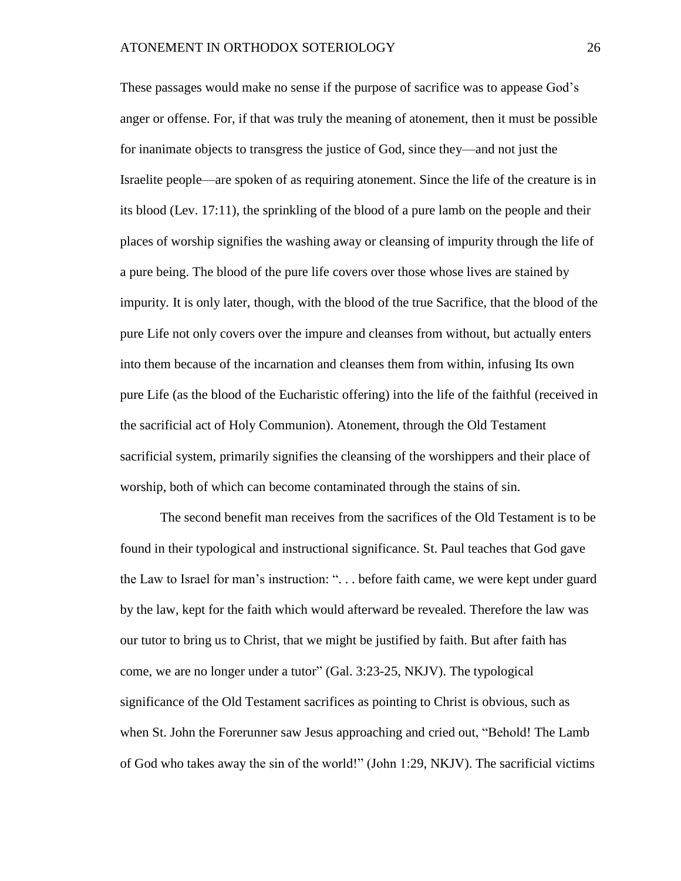These passages would make no sense if the purpose of sacrifice was to appease God's anger or offense. For, if that was truly the meaning of atonement, then it must be possible for inanimate objects to transgress the justice of God, since they—and not just the Israelite people—are spoken of as requiring atonement. Since the life of the creature is in its blood (Lev. 17:11), the sprinkling of the blood of a pure lamb on the people and their places of worship signifies the washing away or cleansing of impurity through the life of a pure being. The blood of the pure life covers over those whose lives are stained by impurity. It is only later, though, with the blood of the true Sacrifice, that the blood of the pure Life not only covers over the impure and cleanses from without, but actually enters into them because of the incarnation and cleanses them from within, infusing Its own pure Life (as the blood of the Eucharistic offering) into the life of the faithful (received in the sacrificial act of Holy Communion). Atonement, through the Old Testament sacrificial system, primarily signifies the cleansing of the worshippers and their place of worship, both of which can become contaminated through the stains of sin.

The second benefit man receives from the sacrifices of the Old Testament is to be found in their typological and instructional significance. St. Paul teaches that God gave the Law to Israel for man's instruction: ". . . before faith came, we were kept under guard by the law, kept for the faith which would afterward be revealed. Therefore the law was our tutor to bring us to Christ, that we might be justified by faith. But after faith has come, we are no longer under a tutor" (Gal. 3:23-25, NKJV). The typological significance of the Old Testament sacrifices as pointing to Christ is obvious, such as when St. John the Forerunner saw Jesus approaching and cried out, "Behold! The Lamb of God who takes away the sin of the world!" (John 1:29, NKJV). The sacrificial victims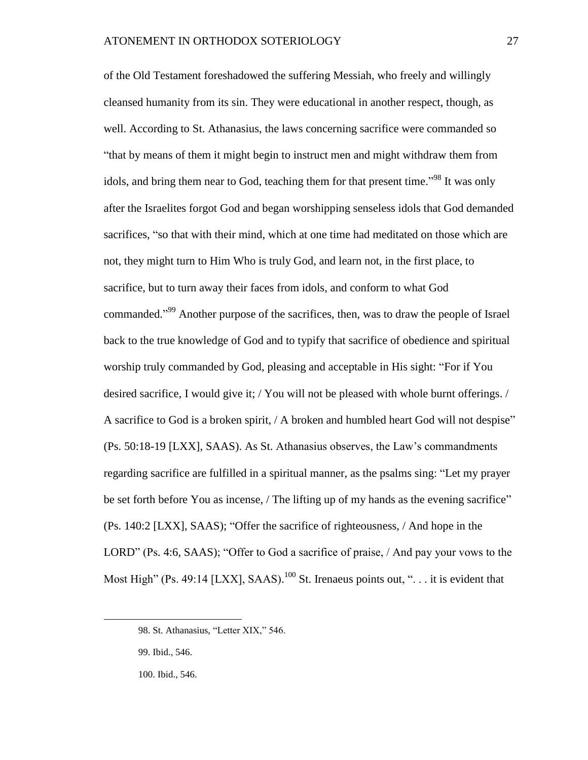of the Old Testament foreshadowed the suffering Messiah, who freely and willingly cleansed humanity from its sin. They were educational in another respect, though, as well. According to St. Athanasius, the laws concerning sacrifice were commanded so "that by means of them it might begin to instruct men and might withdraw them from idols, and bring them near to God, teaching them for that present time."[98] It was only after the Israelites forgot God and began worshipping senseless idols that God demanded sacrifices, "so that with their mind, which at one time had meditated on those which are not, they might turn to Him Who is truly God, and learn not, in the first place, to sacrifice, but to turn away their faces from idols, and conform to what God commanded."[99] Another purpose of the sacrifices, then, was to draw the people of Israel back to the true knowledge of God and to typify that sacrifice of obedience and spiritual worship truly commanded by God, pleasing and acceptable in His sight: "For if You desired sacrifice, I would give it; / You will not be pleased with whole burnt offerings. / A sacrifice to God is a broken spirit, / A broken and humbled heart God will not despise" (Ps. 50:18-19 [LXX], SAAS). As St. Athanasius observes, the Law's commandments regarding sacrifice are fulfilled in a spiritual manner, as the psalms sing: "Let my prayer be set forth before You as incense, / The lifting up of my hands as the evening sacrifice" (Ps. 140:2 [LXX], SAAS); "Offer the sacrifice of righteousness, / And hope in the LORD" (Ps. 4:6, SAAS); "Offer to God a sacrifice of praise, / And pay your vows to the Most High" (Ps. 49:14 [LXX], SAAS).[100] St. Irenaeus points out, ". . . it is evident that

98. St. Athanasius, "Letter XIX," 546.

99. Ibid., 546.

100. Ibid., 546.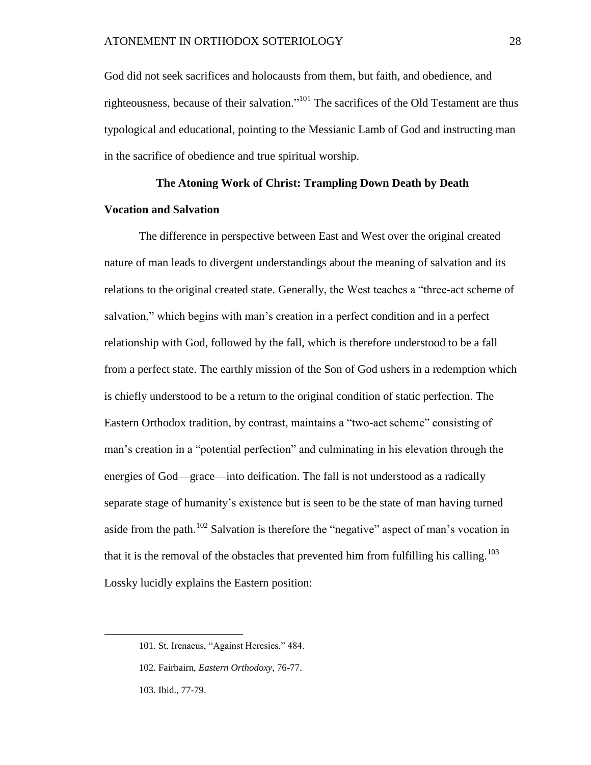God did not seek sacrifices and holocausts from them, but faith, and obedience, and righteousness, because of their salvation."[101] The sacrifices of the Old Testament are thus typological and educational, pointing to the Messianic Lamb of God and instructing man in the sacrifice of obedience and true spiritual worship.

## The Atoning Work of Christ: Trampling Down Death by Death

### Vocation and Salvation

The difference in perspective between East and West over the original created nature of man leads to divergent understandings about the meaning of salvation and its relations to the original created state. Generally, the West teaches a "three-act scheme of salvation," which begins with man's creation in a perfect condition and in a perfect relationship with God, followed by the fall, which is therefore understood to be a fall from a perfect state. The earthly mission of the Son of God ushers in a redemption which is chiefly understood to be a return to the original condition of static perfection. The Eastern Orthodox tradition, by contrast, maintains a "two-act scheme" consisting of man's creation in a "potential perfection" and culminating in his elevation through the energies of God—grace—into deification. The fall is not understood as a radically separate stage of humanity's existence but is seen to be the state of man having turned aside from the path.[102] Salvation is therefore the "negative" aspect of man's vocation in that it is the removal of the obstacles that prevented him from fulfilling his calling.[103] Lossky lucidly explains the Eastern position:

---

101. St. Irenaeus, "Against Heresies," 484.

102. Fairbairn, *Eastern Orthodoxy*, 76-77.

103. Ibid., 77-79.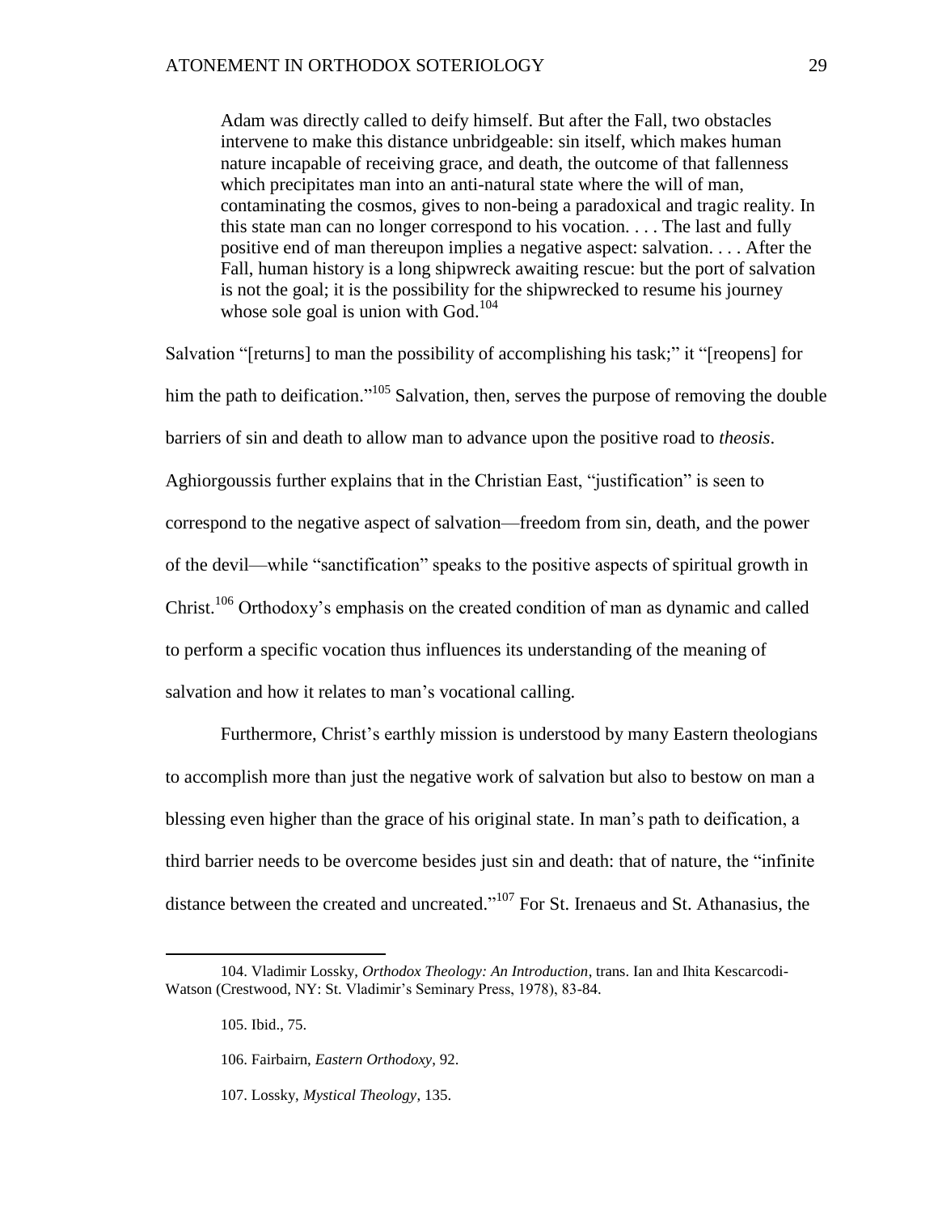> Adam was directly called to deify himself. But after the Fall, two obstacles intervene to make this distance unbridgeable: sin itself, which makes human nature incapable of receiving grace, and death, the outcome of that fallenness which precipitates man into an anti-natural state where the will of man, contaminating the cosmos, gives to non-being a paradoxical and tragic reality. In this state man can no longer correspond to his vocation. . . . The last and fully positive end of man thereupon implies a negative aspect: salvation. . . . After the Fall, human history is a long shipwreck awaiting rescue: but the port of salvation is not the goal; it is the possibility for the shipwrecked to resume his journey whose sole goal is union with God.[104]

Salvation "[returns] to man the possibility of accomplishing his task;" it "[reopens] for him the path to deification."[105] Salvation, then, serves the purpose of removing the double barriers of sin and death to allow man to advance upon the positive road to *theosis*. Aghiorgoussis further explains that in the Christian East, "justification" is seen to correspond to the negative aspect of salvation—freedom from sin, death, and the power of the devil—while "sanctification" speaks to the positive aspects of spiritual growth in Christ.[106] Orthodoxy's emphasis on the created condition of man as dynamic and called to perform a specific vocation thus influences its understanding of the meaning of salvation and how it relates to man's vocational calling.

Furthermore, Christ's earthly mission is understood by many Eastern theologians to accomplish more than just the negative work of salvation but also to bestow on man a blessing even higher than the grace of his original state. In man's path to deification, a third barrier needs to be overcome besides just sin and death: that of nature, the "infinite distance between the created and uncreated."[107] For St. Irenaeus and St. Athanasius, the

---

104. Vladimir Lossky, *Orthodox Theology: An Introduction*, trans. Ian and Ihita Kescarcodi-Watson (Crestwood, NY: St. Vladimir's Seminary Press, 1978), 83-84.

105. Ibid., 75.

106. Fairbairn, *Eastern Orthodoxy*, 92.

107. Lossky, *Mystical Theology*, 135.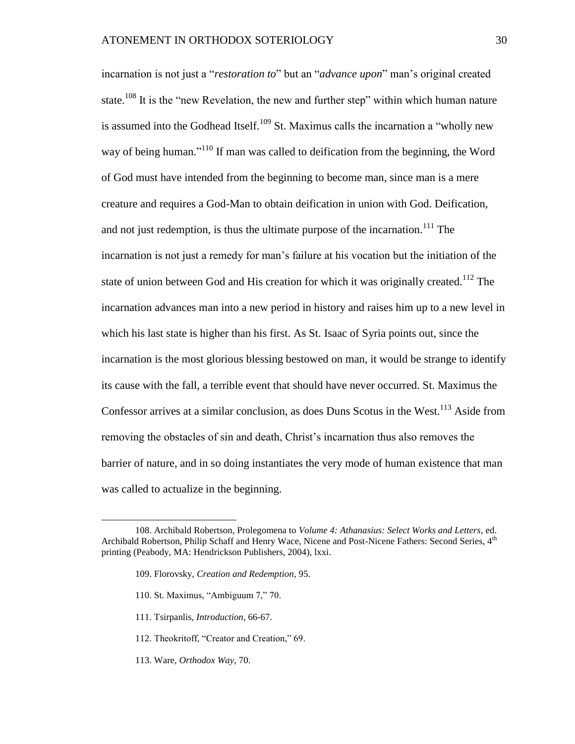incarnation is not just a "*restoration to*" but an "*advance upon*" man's original created state.[108] It is the "new Revelation, the new and further step" within which human nature is assumed into the Godhead Itself.[109] St. Maximus calls the incarnation a "wholly new way of being human."[110] If man was called to deification from the beginning, the Word of God must have intended from the beginning to become man, since man is a mere creature and requires a God-Man to obtain deification in union with God. Deification, and not just redemption, is thus the ultimate purpose of the incarnation.[111] The incarnation is not just a remedy for man's failure at his vocation but the initiation of the state of union between God and His creation for which it was originally created.[112] The incarnation advances man into a new period in history and raises him up to a new level in which his last state is higher than his first. As St. Isaac of Syria points out, since the incarnation is the most glorious blessing bestowed on man, it would be strange to identify its cause with the fall, a terrible event that should have never occurred. St. Maximus the Confessor arrives at a similar conclusion, as does Duns Scotus in the West.[113] Aside from removing the obstacles of sin and death, Christ's incarnation thus also removes the barrier of nature, and in so doing instantiates the very mode of human existence that man was called to actualize in the beginning.

---

108. Archibald Robertson, Prolegomena to *Volume 4: Athanasius: Select Works and Letters*, ed. Archibald Robertson, Philip Schaff and Henry Wace, Nicene and Post-Nicene Fathers: Second Series, 4th printing (Peabody, MA: Hendrickson Publishers, 2004), lxxi.

109. Florovsky, *Creation and Redemption*, 95.

110. St. Maximus, "Ambiguum 7," 70.

111. Tsirpanlis, *Introduction*, 66-67.

112. Theokritoff, "Creator and Creation," 69.

113. Ware, *Orthodox Way*, 70.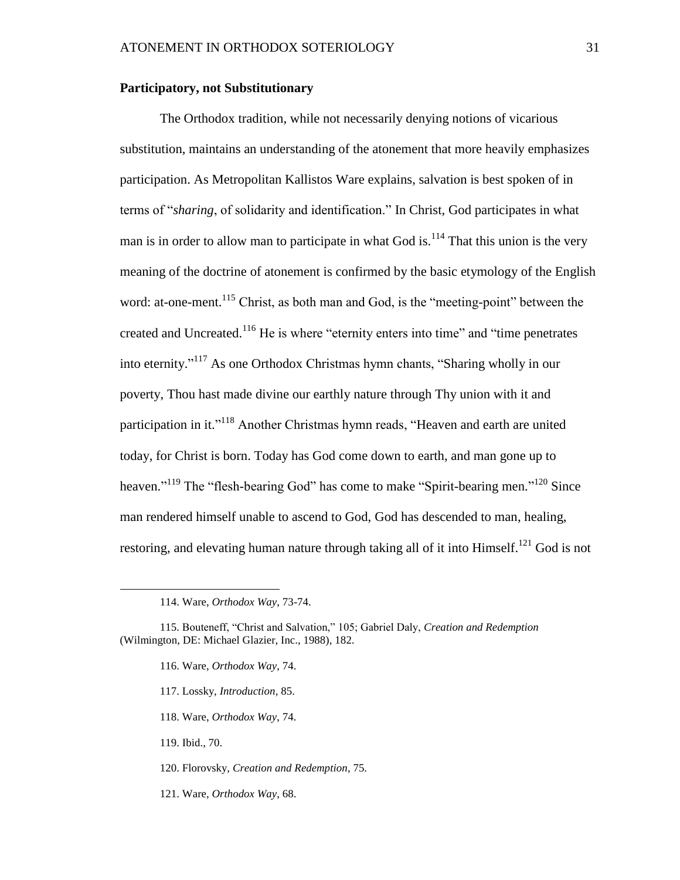### Participatory, not Substitutionary

The Orthodox tradition, while not necessarily denying notions of vicarious substitution, maintains an understanding of the atonement that more heavily emphasizes participation. As Metropolitan Kallistos Ware explains, salvation is best spoken of in terms of "*sharing*, of solidarity and identification." In Christ, God participates in what man is in order to allow man to participate in what God is.[114] That this union is the very meaning of the doctrine of atonement is confirmed by the basic etymology of the English word: at-one-ment.[115] Christ, as both man and God, is the "meeting-point" between the created and Uncreated.[116] He is where "eternity enters into time" and "time penetrates into eternity."[117] As one Orthodox Christmas hymn chants, "Sharing wholly in our poverty, Thou hast made divine our earthly nature through Thy union with it and participation in it."[118] Another Christmas hymn reads, "Heaven and earth are united today, for Christ is born. Today has God come down to earth, and man gone up to heaven."[119] The "flesh-bearing God" has come to make "Spirit-bearing men."[120] Since man rendered himself unable to ascend to God, God has descended to man, healing, restoring, and elevating human nature through taking all of it into Himself.[121] God is not

114. Ware, *Orthodox Way*, 73-74.

115. Bouteneff, "Christ and Salvation," 105; Gabriel Daly, *Creation and Redemption* (Wilmington, DE: Michael Glazier, Inc., 1988), 182.

116. Ware, *Orthodox Way*, 74.

117. Lossky, *Introduction*, 85.

118. Ware, *Orthodox Way*, 74.

119. Ibid., 70.

120. Florovsky, *Creation and Redemption*, 75.

121. Ware, *Orthodox Way*, 68.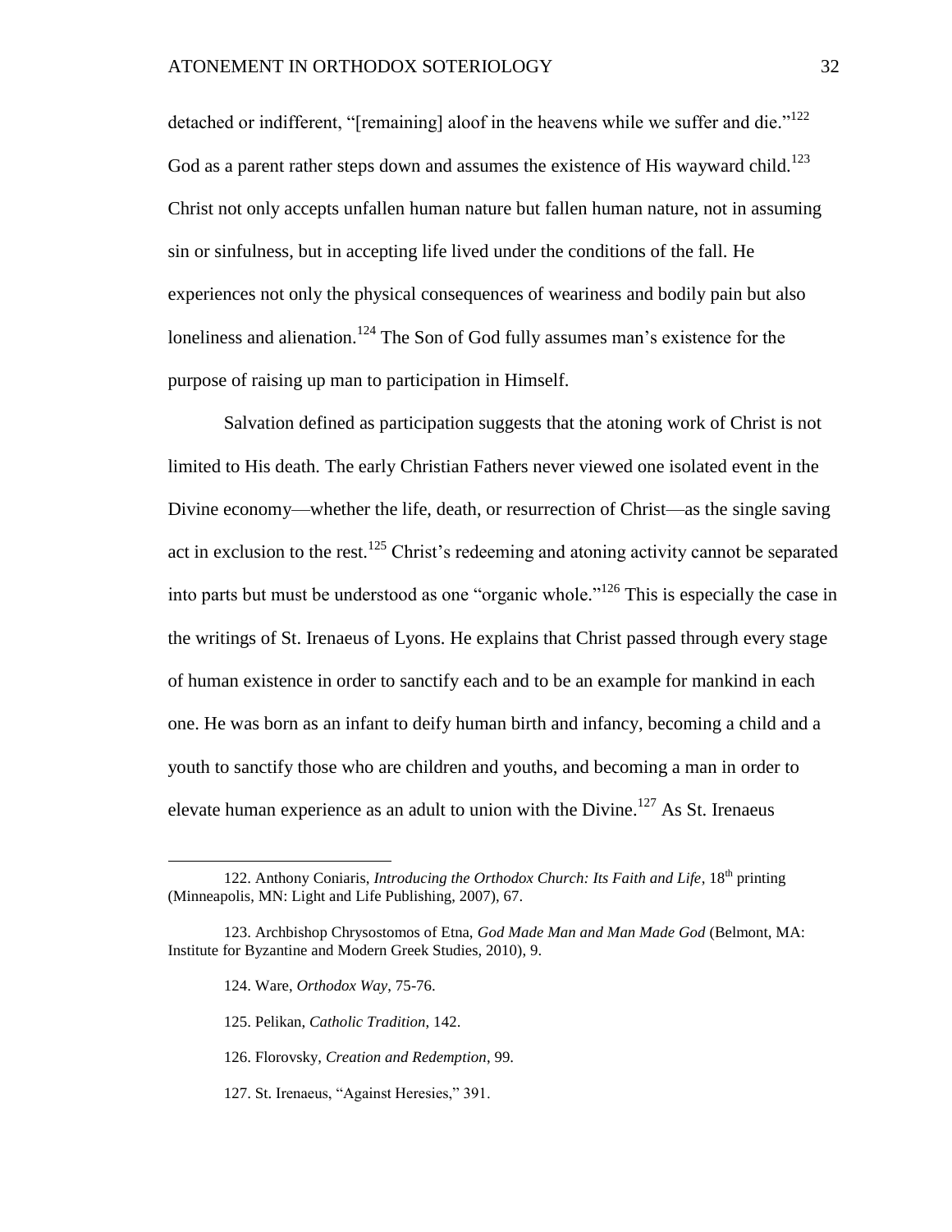detached or indifferent, "[remaining] aloof in the heavens while we suffer and die."[122] God as a parent rather steps down and assumes the existence of His wayward child.[123] Christ not only accepts unfallen human nature but fallen human nature, not in assuming sin or sinfulness, but in accepting life lived under the conditions of the fall. He experiences not only the physical consequences of weariness and bodily pain but also loneliness and alienation.[124] The Son of God fully assumes man's existence for the purpose of raising up man to participation in Himself.

Salvation defined as participation suggests that the atoning work of Christ is not limited to His death. The early Christian Fathers never viewed one isolated event in the Divine economy—whether the life, death, or resurrection of Christ—as the single saving act in exclusion to the rest.[125] Christ's redeeming and atoning activity cannot be separated into parts but must be understood as one "organic whole."[126] This is especially the case in the writings of St. Irenaeus of Lyons. He explains that Christ passed through every stage of human existence in order to sanctify each and to be an example for mankind in each one. He was born as an infant to deify human birth and infancy, becoming a child and a youth to sanctify those who are children and youths, and becoming a man in order to elevate human experience as an adult to union with the Divine.[127] As St. Irenaeus

---

122. Anthony Coniaris, *Introducing the Orthodox Church: Its Faith and Life*, 18th printing (Minneapolis, MN: Light and Life Publishing, 2007), 67.

123. Archbishop Chrysostomos of Etna, *God Made Man and Man Made God* (Belmont, MA: Institute for Byzantine and Modern Greek Studies, 2010), 9.

124. Ware, *Orthodox Way*, 75-76.

125. Pelikan, *Catholic Tradition*, 142.

126. Florovsky, *Creation and Redemption*, 99.

127. St. Irenaeus, "Against Heresies," 391.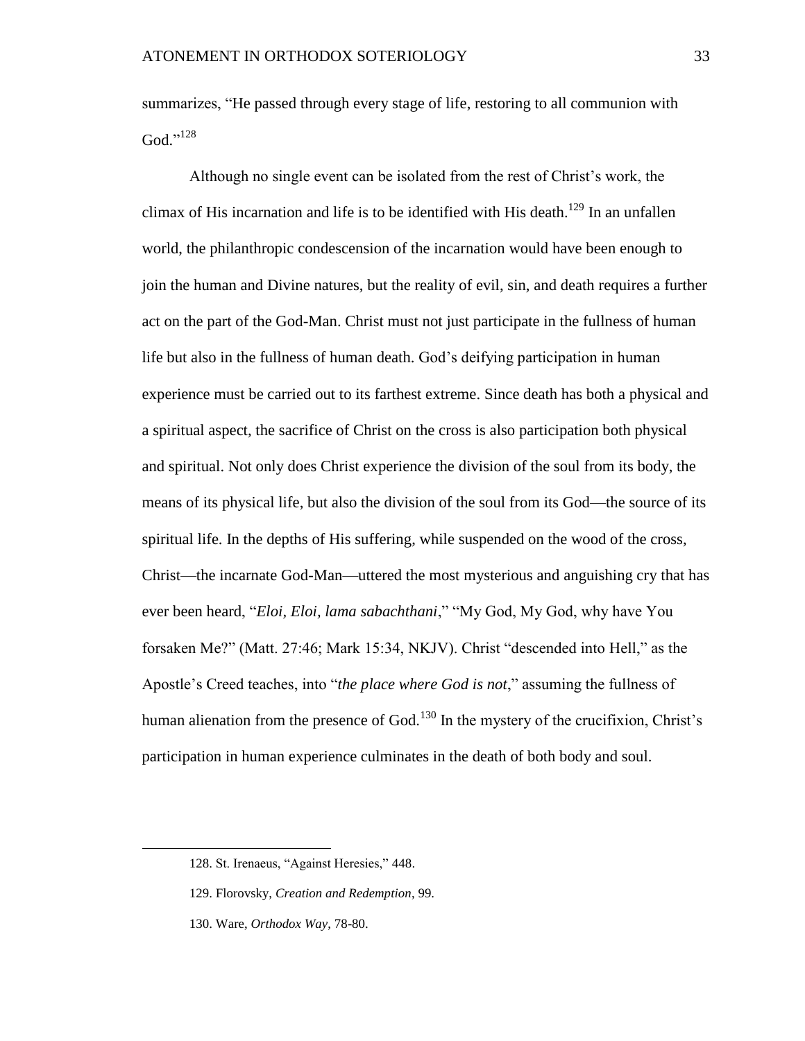summarizes, "He passed through every stage of life, restoring to all communion with God."[128]

Although no single event can be isolated from the rest of Christ's work, the climax of His incarnation and life is to be identified with His death.[129] In an unfallen world, the philanthropic condescension of the incarnation would have been enough to join the human and Divine natures, but the reality of evil, sin, and death requires a further act on the part of the God-Man. Christ must not just participate in the fullness of human life but also in the fullness of human death. God's deifying participation in human experience must be carried out to its farthest extreme. Since death has both a physical and a spiritual aspect, the sacrifice of Christ on the cross is also participation both physical and spiritual. Not only does Christ experience the division of the soul from its body, the means of its physical life, but also the division of the soul from its God—the source of its spiritual life. In the depths of His suffering, while suspended on the wood of the cross, Christ—the incarnate God-Man—uttered the most mysterious and anguishing cry that has ever been heard, "*Eloi, Eloi, lama sabachthani*," "My God, My God, why have You forsaken Me?" (Matt. 27:46; Mark 15:34, NKJV). Christ "descended into Hell," as the Apostle's Creed teaches, into "*the place where God is not*," assuming the fullness of human alienation from the presence of God.[130] In the mystery of the crucifixion, Christ's participation in human experience culminates in the death of both body and soul.

---

128. St. Irenaeus, "Against Heresies," 448.

129. Florovsky, *Creation and Redemption*, 99.

130. Ware, *Orthodox Way*, 78-80.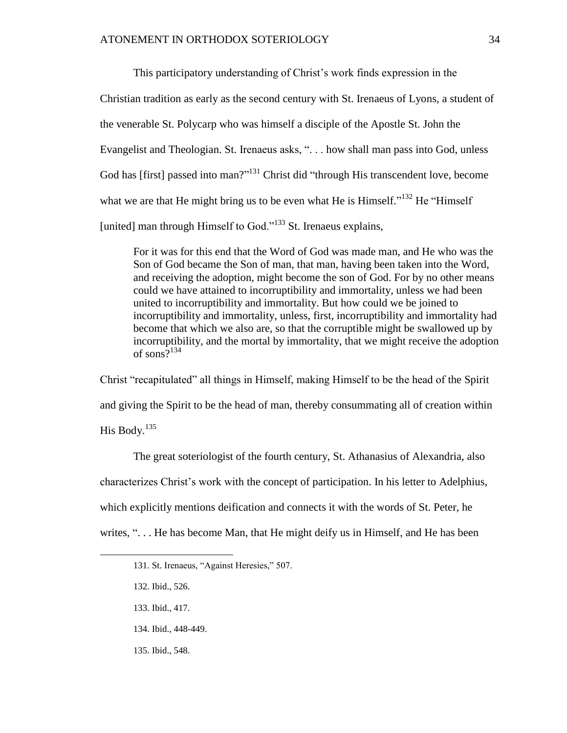This participatory understanding of Christ's work finds expression in the Christian tradition as early as the second century with St. Irenaeus of Lyons, a student of the venerable St. Polycarp who was himself a disciple of the Apostle St. John the Evangelist and Theologian. St. Irenaeus asks, ". . . how shall man pass into God, unless God has [first] passed into man?"[131] Christ did "through His transcendent love, become what we are that He might bring us to be even what He is Himself."[132] He "Himself [united] man through Himself to God."[133] St. Irenaeus explains,

> For it was for this end that the Word of God was made man, and He who was the Son of God became the Son of man, that man, having been taken into the Word, and receiving the adoption, might become the son of God. For by no other means could we have attained to incorruptibility and immortality, unless we had been united to incorruptibility and immortality. But how could we be joined to incorruptibility and immortality, unless, first, incorruptibility and immortality had become that which we also are, so that the corruptible might be swallowed up by incorruptibility, and the mortal by immortality, that we might receive the adoption of sons?[134]

Christ "recapitulated" all things in Himself, making Himself to be the head of the Spirit and giving the Spirit to be the head of man, thereby consummating all of creation within His Body.[135]

The great soteriologist of the fourth century, St. Athanasius of Alexandria, also characterizes Christ's work with the concept of participation. In his letter to Adelphius, which explicitly mentions deification and connects it with the words of St. Peter, he writes, ". . . He has become Man, that He might deify us in Himself, and He has been

---

131. St. Irenaeus, "Against Heresies," 507.

132. Ibid., 526.

133. Ibid., 417.

134. Ibid., 448-449.

135. Ibid., 548.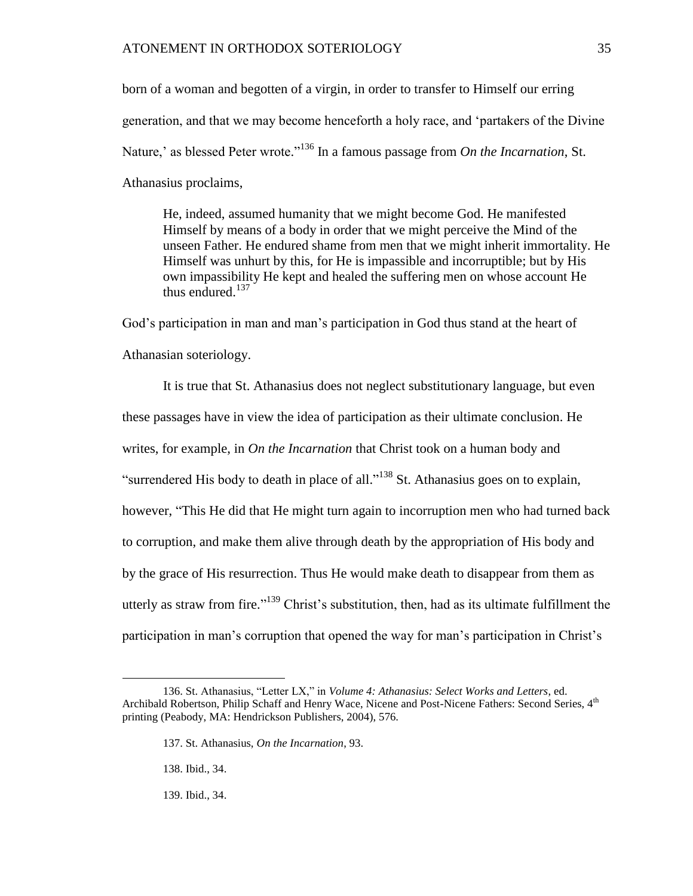born of a woman and begotten of a virgin, in order to transfer to Himself our erring generation, and that we may become henceforth a holy race, and 'partakers of the Divine Nature,' as blessed Peter wrote."[136] In a famous passage from *On the Incarnation*, St. Athanasius proclaims,

> He, indeed, assumed humanity that we might become God. He manifested Himself by means of a body in order that we might perceive the Mind of the unseen Father. He endured shame from men that we might inherit immortality. He Himself was unhurt by this, for He is impassible and incorruptible; but by His own impassibility He kept and healed the suffering men on whose account He thus endured.[137]

God's participation in man and man's participation in God thus stand at the heart of Athanasian soteriology.

It is true that St. Athanasius does not neglect substitutionary language, but even these passages have in view the idea of participation as their ultimate conclusion. He writes, for example, in *On the Incarnation* that Christ took on a human body and "surrendered His body to death in place of all."[138] St. Athanasius goes on to explain, however, "This He did that He might turn again to incorruption men who had turned back to corruption, and make them alive through death by the appropriation of His body and by the grace of His resurrection. Thus He would make death to disappear from them as utterly as straw from fire."[139] Christ's substitution, then, had as its ultimate fulfillment the participation in man's corruption that opened the way for man's participation in Christ's

---

136. St. Athanasius, "Letter LX," in *Volume 4: Athanasius: Select Works and Letters*, ed. Archibald Robertson, Philip Schaff and Henry Wace, Nicene and Post-Nicene Fathers: Second Series, 4th printing (Peabody, MA: Hendrickson Publishers, 2004), 576.

137. St. Athanasius, *On the Incarnation*, 93.

138. Ibid., 34.

139. Ibid., 34.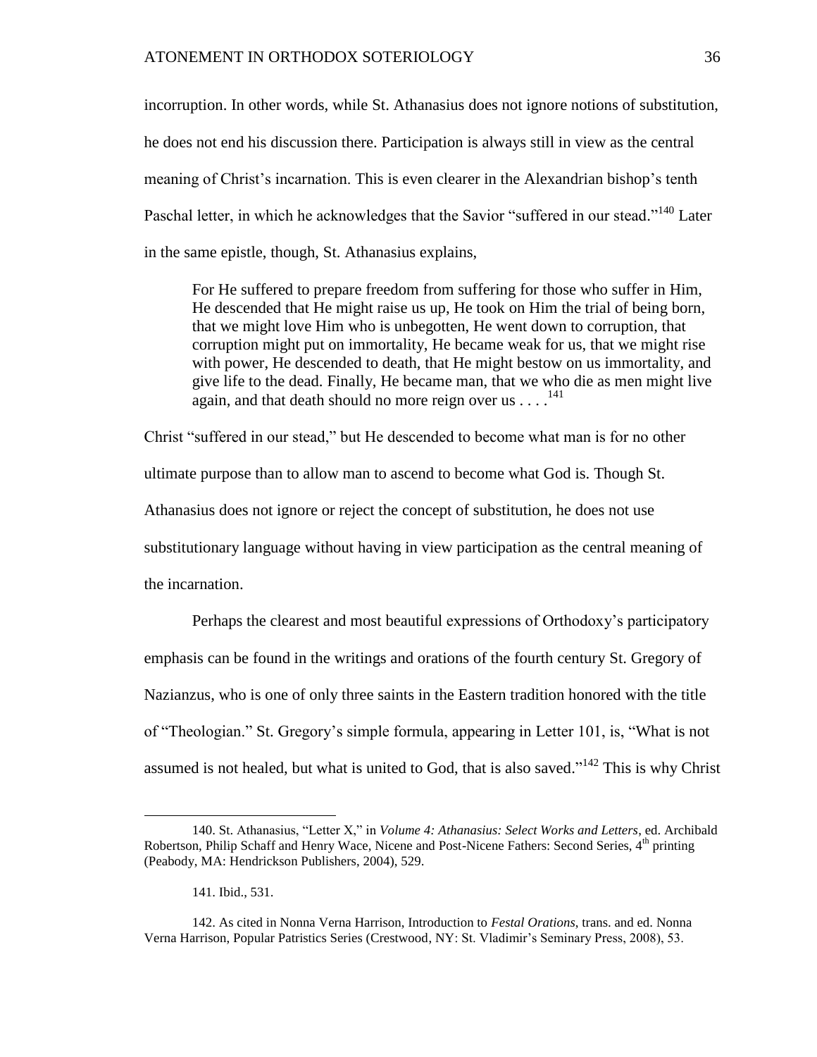incorruption. In other words, while St. Athanasius does not ignore notions of substitution, he does not end his discussion there. Participation is always still in view as the central meaning of Christ's incarnation. This is even clearer in the Alexandrian bishop's tenth Paschal letter, in which he acknowledges that the Savior "suffered in our stead."[140] Later in the same epistle, though, St. Athanasius explains,

> For He suffered to prepare freedom from suffering for those who suffer in Him, He descended that He might raise us up, He took on Him the trial of being born, that we might love Him who is unbegotten, He went down to corruption, that corruption might put on immortality, He became weak for us, that we might rise with power, He descended to death, that He might bestow on us immortality, and give life to the dead. Finally, He became man, that we who die as men might live again, and that death should no more reign over us . . . .[141]

Christ "suffered in our stead," but He descended to become what man is for no other ultimate purpose than to allow man to ascend to become what God is. Though St. Athanasius does not ignore or reject the concept of substitution, he does not use substitutionary language without having in view participation as the central meaning of the incarnation.

Perhaps the clearest and most beautiful expressions of Orthodoxy's participatory emphasis can be found in the writings and orations of the fourth century St. Gregory of Nazianzus, who is one of only three saints in the Eastern tradition honored with the title of "Theologian." St. Gregory's simple formula, appearing in Letter 101, is, "What is not assumed is not healed, but what is united to God, that is also saved."[142] This is why Christ

---

140. St. Athanasius, "Letter X," in *Volume 4: Athanasius: Select Works and Letters*, ed. Archibald Robertson, Philip Schaff and Henry Wace, Nicene and Post-Nicene Fathers: Second Series, 4th printing (Peabody, MA: Hendrickson Publishers, 2004), 529.

141. Ibid., 531.

142. As cited in Nonna Verna Harrison, Introduction to *Festal Orations*, trans. and ed. Nonna Verna Harrison, Popular Patristics Series (Crestwood, NY: St. Vladimir's Seminary Press, 2008), 53.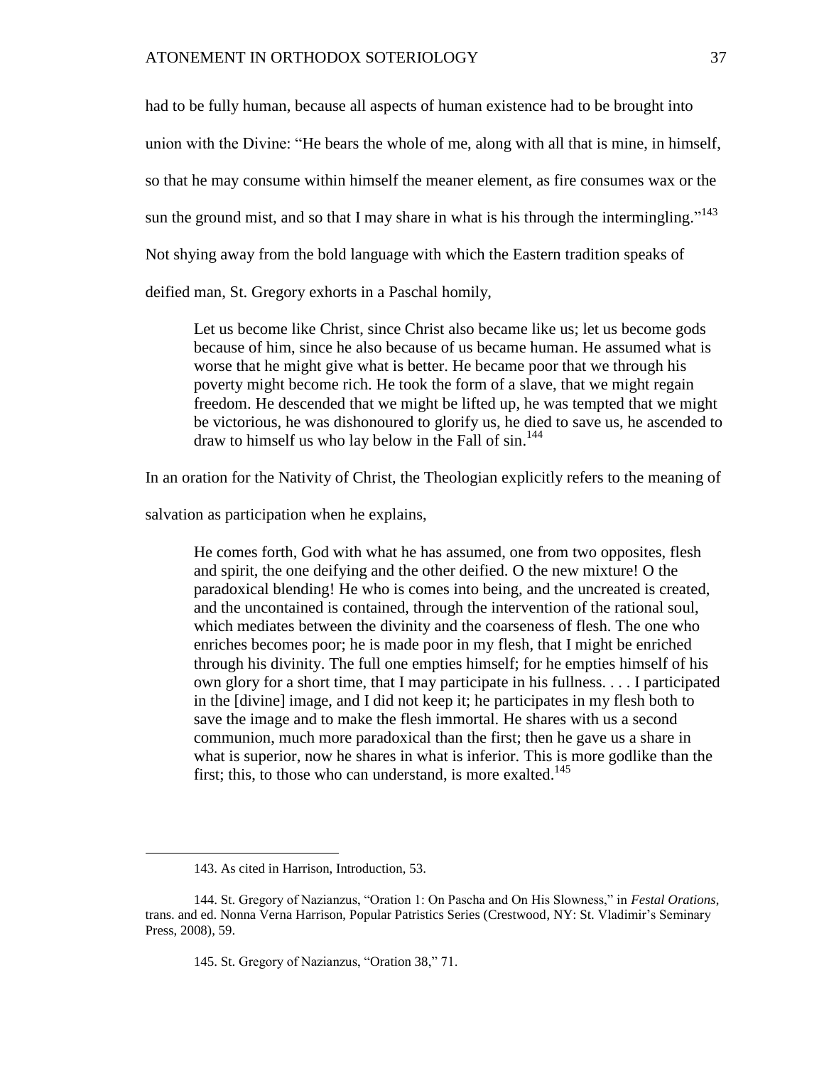had to be fully human, because all aspects of human existence had to be brought into union with the Divine: "He bears the whole of me, along with all that is mine, in himself, so that he may consume within himself the meaner element, as fire consumes wax or the sun the ground mist, and so that I may share in what is his through the intermingling."[143] Not shying away from the bold language with which the Eastern tradition speaks of deified man, St. Gregory exhorts in a Paschal homily,

> Let us become like Christ, since Christ also became like us; let us become gods because of him, since he also because of us became human. He assumed what is worse that he might give what is better. He became poor that we through his poverty might become rich. He took the form of a slave, that we might regain freedom. He descended that we might be lifted up, he was tempted that we might be victorious, he was dishonoured to glorify us, he died to save us, he ascended to draw to himself us who lay below in the Fall of sin.[144]

In an oration for the Nativity of Christ, the Theologian explicitly refers to the meaning of salvation as participation when he explains,

> He comes forth, God with what he has assumed, one from two opposites, flesh and spirit, the one deifying and the other deified. O the new mixture! O the paradoxical blending! He who is comes into being, and the uncreated is created, and the uncontained is contained, through the intervention of the rational soul, which mediates between the divinity and the coarseness of flesh. The one who enriches becomes poor; he is made poor in my flesh, that I might be enriched through his divinity. The full one empties himself; for he empties himself of his own glory for a short time, that I may participate in his fullness. . . . I participated in the [divine] image, and I did not keep it; he participates in my flesh both to save the image and to make the flesh immortal. He shares with us a second communion, much more paradoxical than the first; then he gave us a share in what is superior, now he shares in what is inferior. This is more godlike than the first; this, to those who can understand, is more exalted.[145]

---

143. As cited in Harrison, Introduction, 53.

144. St. Gregory of Nazianzus, "Oration 1: On Pascha and On His Slowness," in *Festal Orations*, trans. and ed. Nonna Verna Harrison, Popular Patristics Series (Crestwood, NY: St. Vladimir's Seminary Press, 2008), 59.

145. St. Gregory of Nazianzus, "Oration 38," 71.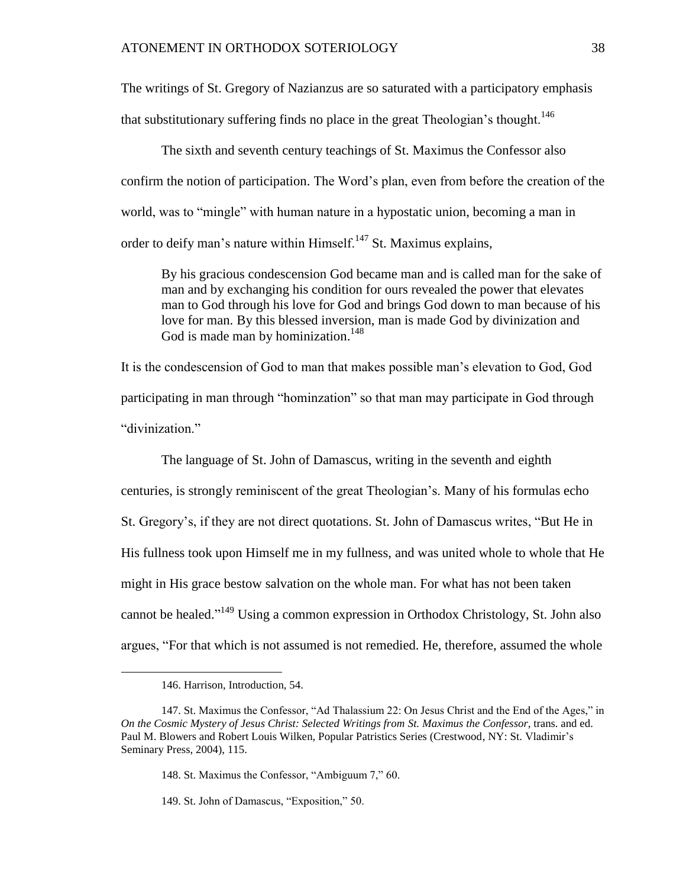The writings of St. Gregory of Nazianzus are so saturated with a participatory emphasis that substitutionary suffering finds no place in the great Theologian's thought.[146]

The sixth and seventh century teachings of St. Maximus the Confessor also confirm the notion of participation. The Word's plan, even from before the creation of the world, was to "mingle" with human nature in a hypostatic union, becoming a man in order to deify man's nature within Himself.[147] St. Maximus explains,

> By his gracious condescension God became man and is called man for the sake of man and by exchanging his condition for ours revealed the power that elevates man to God through his love for God and brings God down to man because of his love for man. By this blessed inversion, man is made God by divinization and God is made man by hominization.[148]

It is the condescension of God to man that makes possible man's elevation to God, God participating in man through "hominzation" so that man may participate in God through "divinization."

The language of St. John of Damascus, writing in the seventh and eighth centuries, is strongly reminiscent of the great Theologian's. Many of his formulas echo St. Gregory's, if they are not direct quotations. St. John of Damascus writes, "But He in His fullness took upon Himself me in my fullness, and was united whole to whole that He might in His grace bestow salvation on the whole man. For what has not been taken cannot be healed."[149] Using a common expression in Orthodox Christology, St. John also argues, "For that which is not assumed is not remedied. He, therefore, assumed the whole

---

146. Harrison, Introduction, 54.

147. St. Maximus the Confessor, "Ad Thalassium 22: On Jesus Christ and the End of the Ages," in *On the Cosmic Mystery of Jesus Christ: Selected Writings from St. Maximus the Confessor*, trans. and ed. Paul M. Blowers and Robert Louis Wilken, Popular Patristics Series (Crestwood, NY: St. Vladimir's Seminary Press, 2004), 115.

148. St. Maximus the Confessor, "Ambiguum 7," 60.

149. St. John of Damascus, "Exposition," 50.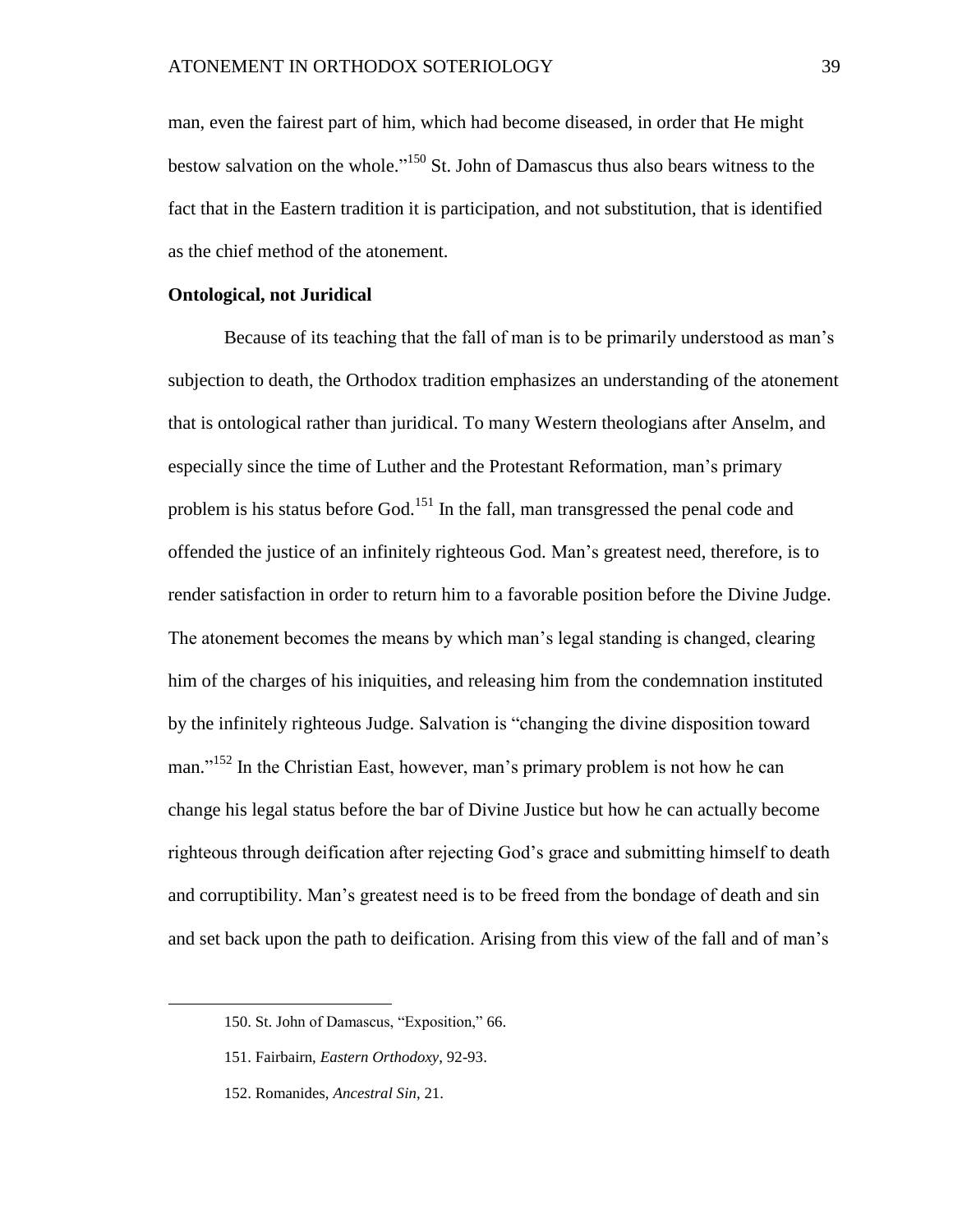man, even the fairest part of him, which had become diseased, in order that He might bestow salvation on the whole."[150] St. John of Damascus thus also bears witness to the fact that in the Eastern tradition it is participation, and not substitution, that is identified as the chief method of the atonement.

**Ontological, not Juridical**

Because of its teaching that the fall of man is to be primarily understood as man's subjection to death, the Orthodox tradition emphasizes an understanding of the atonement that is ontological rather than juridical. To many Western theologians after Anselm, and especially since the time of Luther and the Protestant Reformation, man's primary problem is his status before God.[151] In the fall, man transgressed the penal code and offended the justice of an infinitely righteous God. Man's greatest need, therefore, is to render satisfaction in order to return him to a favorable position before the Divine Judge. The atonement becomes the means by which man's legal standing is changed, clearing him of the charges of his iniquities, and releasing him from the condemnation instituted by the infinitely righteous Judge. Salvation is "changing the divine disposition toward man."[152] In the Christian East, however, man's primary problem is not how he can change his legal status before the bar of Divine Justice but how he can actually become righteous through deification after rejecting God's grace and submitting himself to death and corruptibility. Man's greatest need is to be freed from the bondage of death and sin and set back upon the path to deification. Arising from this view of the fall and of man's

---

150. St. John of Damascus, "Exposition," 66.

151. Fairbairn, *Eastern Orthodoxy*, 92-93.

152. Romanides, *Ancestral Sin*, 21.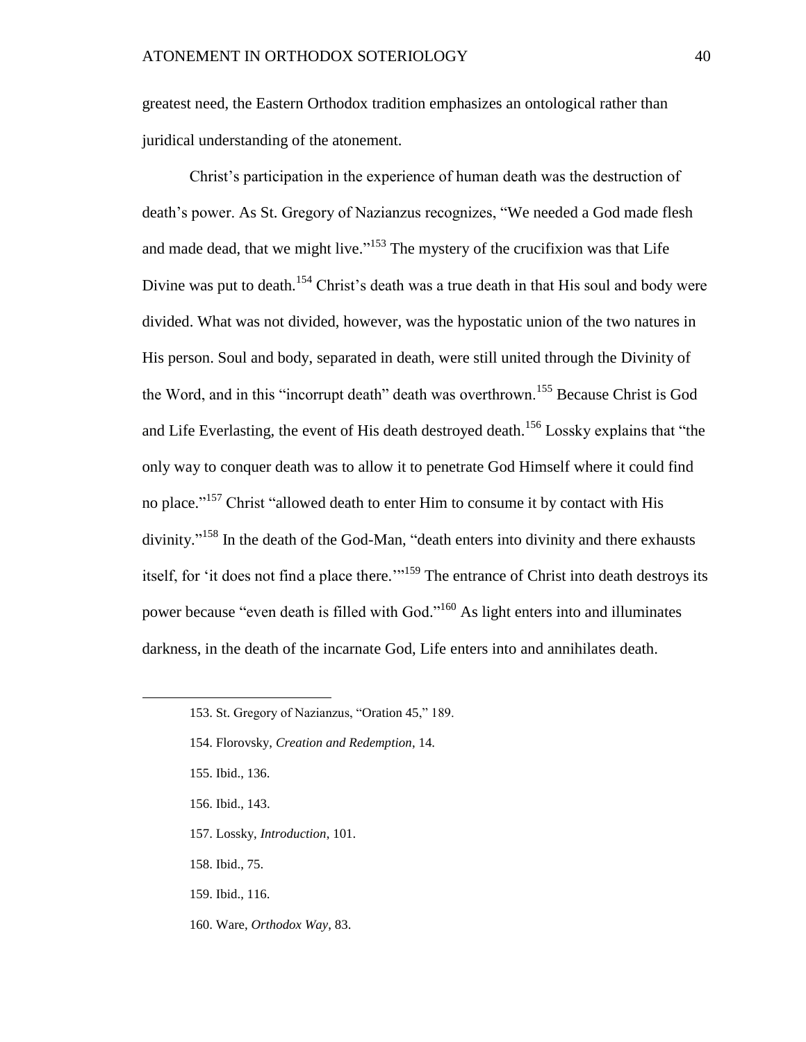greatest need, the Eastern Orthodox tradition emphasizes an ontological rather than juridical understanding of the atonement.

Christ's participation in the experience of human death was the destruction of death's power. As St. Gregory of Nazianzus recognizes, "We needed a God made flesh and made dead, that we might live."[153] The mystery of the crucifixion was that Life Divine was put to death.[154] Christ's death was a true death in that His soul and body were divided. What was not divided, however, was the hypostatic union of the two natures in His person. Soul and body, separated in death, were still united through the Divinity of the Word, and in this "incorrupt death" death was overthrown.[155] Because Christ is God and Life Everlasting, the event of His death destroyed death.[156] Lossky explains that "the only way to conquer death was to allow it to penetrate God Himself where it could find no place."[157] Christ "allowed death to enter Him to consume it by contact with His divinity."[158] In the death of the God-Man, "death enters into divinity and there exhausts itself, for 'it does not find a place there.'"[159] The entrance of Christ into death destroys its power because "even death is filled with God."[160] As light enters into and illuminates darkness, in the death of the incarnate God, Life enters into and annihilates death.

---

153. St. Gregory of Nazianzus, "Oration 45," 189.

154. Florovsky, *Creation and Redemption*, 14.

155. Ibid., 136.

156. Ibid., 143.

157. Lossky, *Introduction*, 101.

158. Ibid., 75.

159. Ibid., 116.

160. Ware, *Orthodox Way*, 83.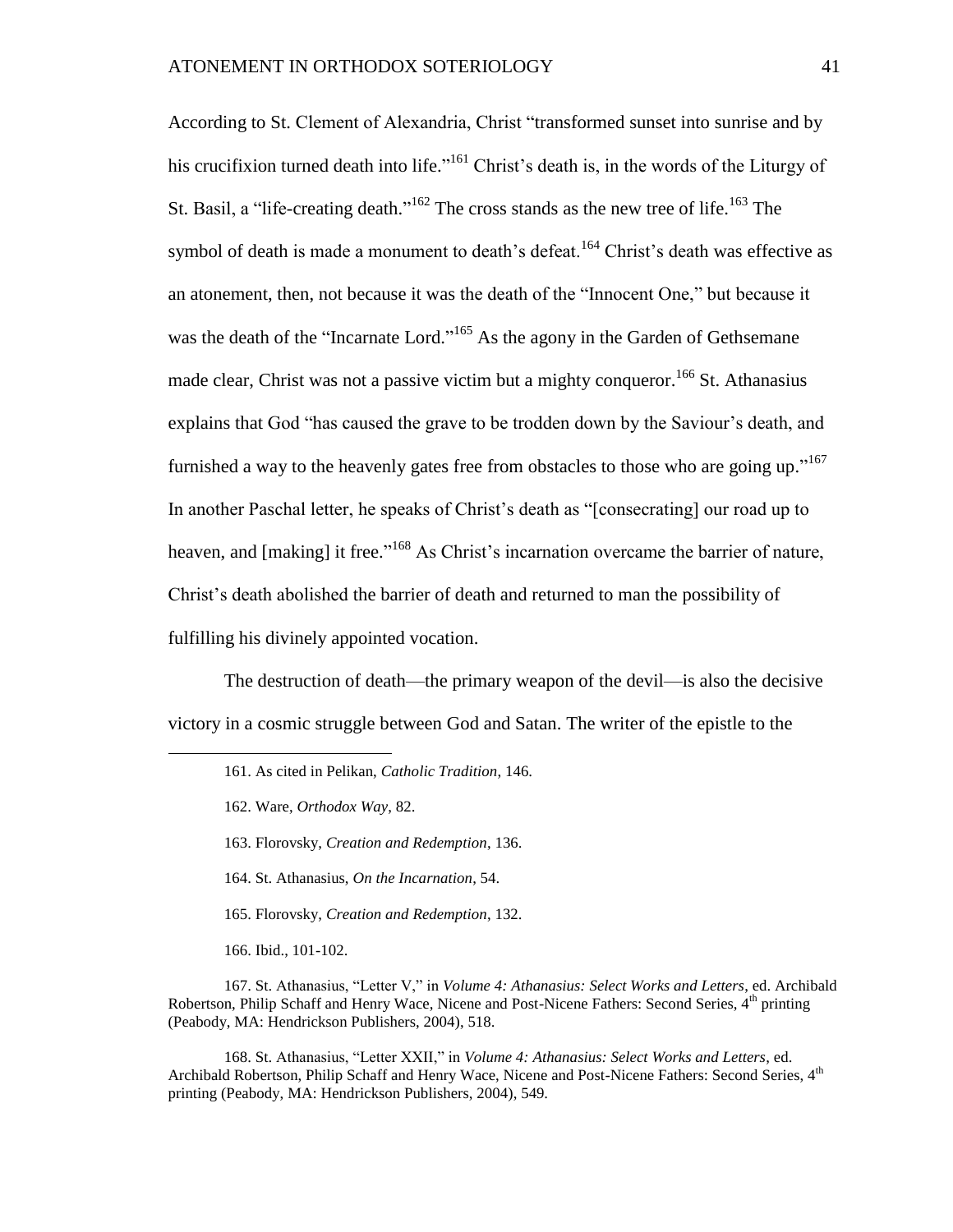According to St. Clement of Alexandria, Christ "transformed sunset into sunrise and by his crucifixion turned death into life."[161] Christ's death is, in the words of the Liturgy of St. Basil, a "life-creating death."[162] The cross stands as the new tree of life.[163] The symbol of death is made a monument to death's defeat.[164] Christ's death was effective as an atonement, then, not because it was the death of the "Innocent One," but because it was the death of the "Incarnate Lord."[165] As the agony in the Garden of Gethsemane made clear, Christ was not a passive victim but a mighty conqueror.[166] St. Athanasius explains that God "has caused the grave to be trodden down by the Saviour's death, and furnished a way to the heavenly gates free from obstacles to those who are going up."[167] In another Paschal letter, he speaks of Christ's death as "[consecrating] our road up to heaven, and [making] it free."[168] As Christ's incarnation overcame the barrier of nature, Christ's death abolished the barrier of death and returned to man the possibility of fulfilling his divinely appointed vocation.

The destruction of death—the primary weapon of the devil—is also the decisive victory in a cosmic struggle between God and Satan. The writer of the epistle to the

---

161. As cited in Pelikan, *Catholic Tradition*, 146.

162. Ware, *Orthodox Way*, 82.

163. Florovsky, *Creation and Redemption*, 136.

164. St. Athanasius, *On the Incarnation*, 54.

165. Florovsky, *Creation and Redemption*, 132.

166. Ibid., 101-102.

167. St. Athanasius, "Letter V," in *Volume 4: Athanasius: Select Works and Letters*, ed. Archibald Robertson, Philip Schaff and Henry Wace, Nicene and Post-Nicene Fathers: Second Series, 4th printing (Peabody, MA: Hendrickson Publishers, 2004), 518.

168. St. Athanasius, "Letter XXII," in *Volume 4: Athanasius: Select Works and Letters*, ed. Archibald Robertson, Philip Schaff and Henry Wace, Nicene and Post-Nicene Fathers: Second Series, 4th printing (Peabody, MA: Hendrickson Publishers, 2004), 549.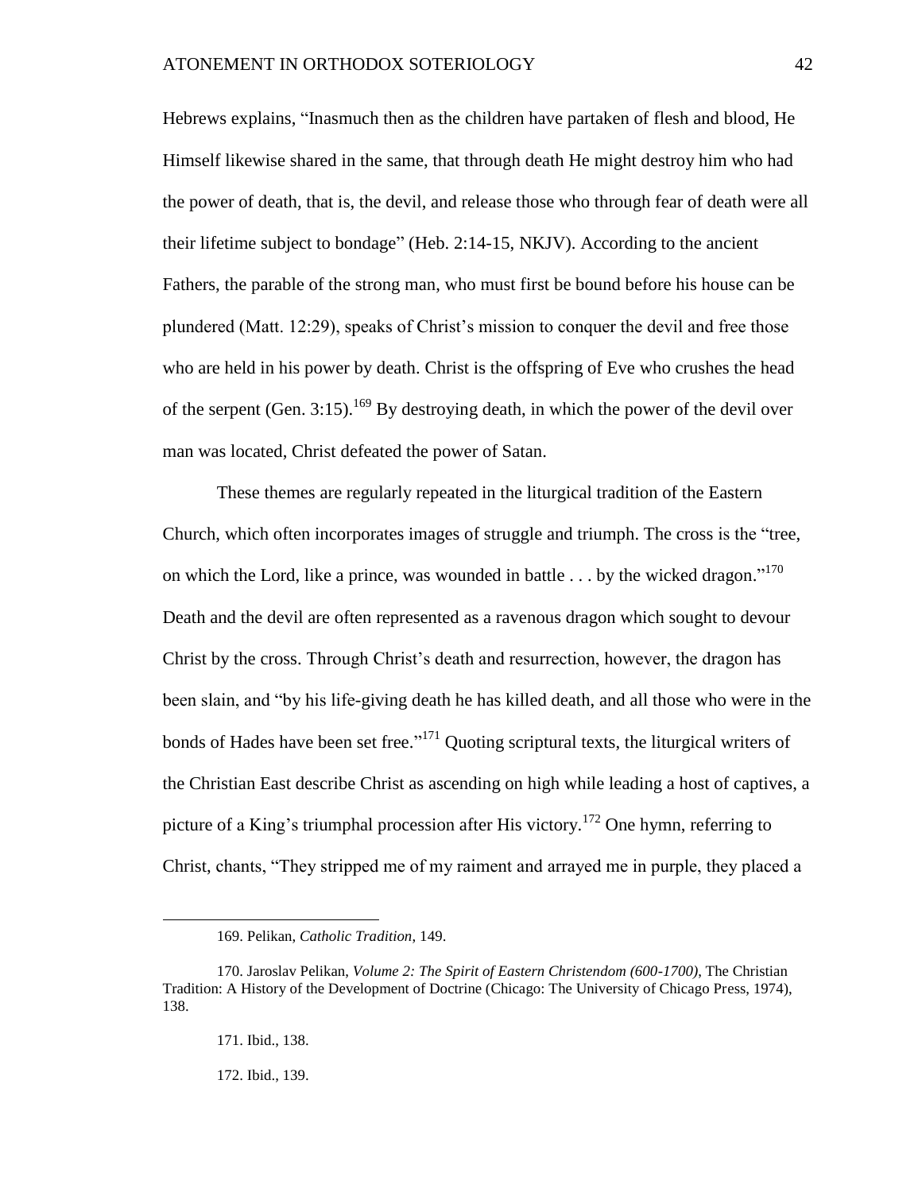Hebrews explains, "Inasmuch then as the children have partaken of flesh and blood, He Himself likewise shared in the same, that through death He might destroy him who had the power of death, that is, the devil, and release those who through fear of death were all their lifetime subject to bondage" (Heb. 2:14-15, NKJV). According to the ancient Fathers, the parable of the strong man, who must first be bound before his house can be plundered (Matt. 12:29), speaks of Christ's mission to conquer the devil and free those who are held in his power by death. Christ is the offspring of Eve who crushes the head of the serpent (Gen. 3:15).[169] By destroying death, in which the power of the devil over man was located, Christ defeated the power of Satan.

These themes are regularly repeated in the liturgical tradition of the Eastern Church, which often incorporates images of struggle and triumph. The cross is the "tree, on which the Lord, like a prince, was wounded in battle . . . by the wicked dragon."[170] Death and the devil are often represented as a ravenous dragon which sought to devour Christ by the cross. Through Christ's death and resurrection, however, the dragon has been slain, and "by his life-giving death he has killed death, and all those who were in the bonds of Hades have been set free."[171] Quoting scriptural texts, the liturgical writers of the Christian East describe Christ as ascending on high while leading a host of captives, a picture of a King's triumphal procession after His victory.[172] One hymn, referring to Christ, chants, "They stripped me of my raiment and arrayed me in purple, they placed a

---

169. Pelikan, *Catholic Tradition*, 149.

170. Jaroslav Pelikan, *Volume 2: The Spirit of Eastern Christendom (600-1700)*, The Christian Tradition: A History of the Development of Doctrine (Chicago: The University of Chicago Press, 1974), 138.

171. Ibid., 138.

172. Ibid., 139.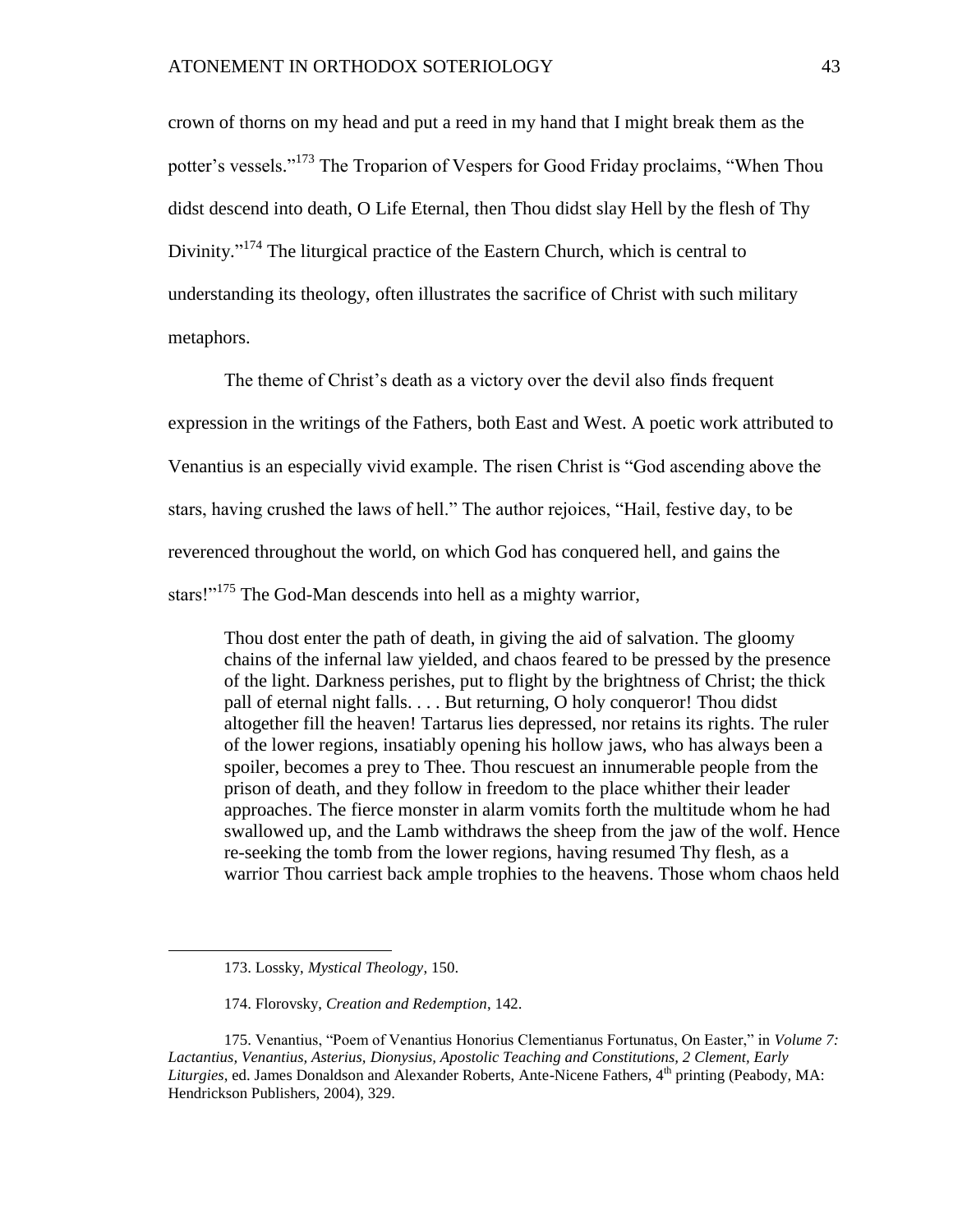crown of thorns on my head and put a reed in my hand that I might break them as the potter's vessels."[173] The Troparion of Vespers for Good Friday proclaims, "When Thou didst descend into death, O Life Eternal, then Thou didst slay Hell by the flesh of Thy Divinity."[174] The liturgical practice of the Eastern Church, which is central to understanding its theology, often illustrates the sacrifice of Christ with such military metaphors.

The theme of Christ's death as a victory over the devil also finds frequent expression in the writings of the Fathers, both East and West. A poetic work attributed to Venantius is an especially vivid example. The risen Christ is "God ascending above the stars, having crushed the laws of hell." The author rejoices, "Hail, festive day, to be reverenced throughout the world, on which God has conquered hell, and gains the stars!"[175] The God-Man descends into hell as a mighty warrior,

> Thou dost enter the path of death, in giving the aid of salvation. The gloomy chains of the infernal law yielded, and chaos feared to be pressed by the presence of the light. Darkness perishes, put to flight by the brightness of Christ; the thick pall of eternal night falls. . . . But returning, O holy conqueror! Thou didst altogether fill the heaven! Tartarus lies depressed, nor retains its rights. The ruler of the lower regions, insatiably opening his hollow jaws, who has always been a spoiler, becomes a prey to Thee. Thou rescuest an innumerable people from the prison of death, and they follow in freedom to the place whither their leader approaches. The fierce monster in alarm vomits forth the multitude whom he had swallowed up, and the Lamb withdraws the sheep from the jaw of the wolf. Hence re-seeking the tomb from the lower regions, having resumed Thy flesh, as a warrior Thou carriest back ample trophies to the heavens. Those whom chaos held

---

173. Lossky, *Mystical Theology*, 150.

174. Florovsky, *Creation and Redemption*, 142.

175. Venantius, "Poem of Venantius Honorius Clementianus Fortunatus, On Easter," in *Volume 7: Lactantius, Venantius, Asterius, Dionysius, Apostolic Teaching and Constitutions, 2 Clement, Early Liturgies*, ed. James Donaldson and Alexander Roberts, Ante-Nicene Fathers, 4th printing (Peabody, MA: Hendrickson Publishers, 2004), 329.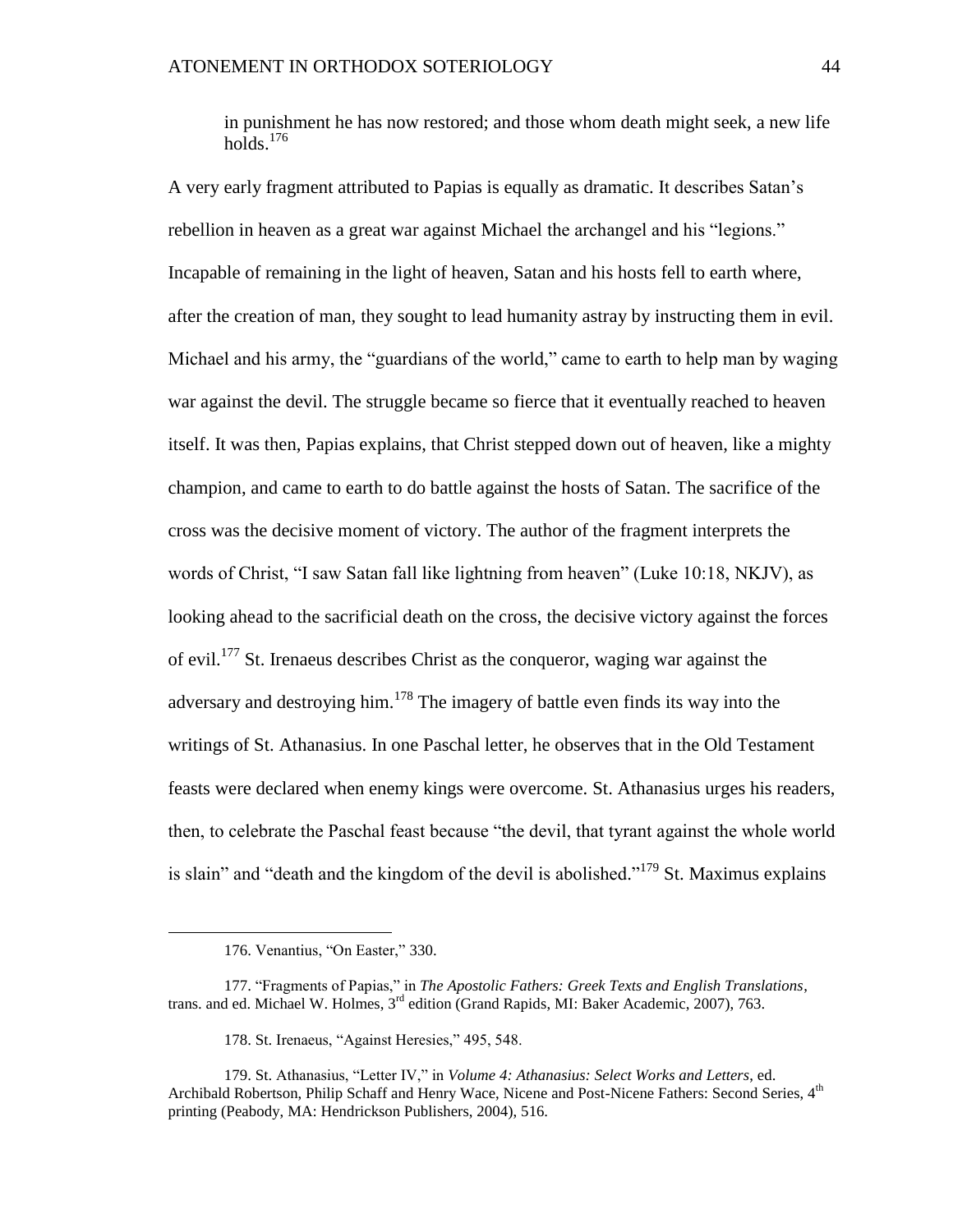> in punishment he has now restored; and those whom death might seek, a new life holds.[176]

A very early fragment attributed to Papias is equally as dramatic. It describes Satan's rebellion in heaven as a great war against Michael the archangel and his "legions." Incapable of remaining in the light of heaven, Satan and his hosts fell to earth where, after the creation of man, they sought to lead humanity astray by instructing them in evil. Michael and his army, the "guardians of the world," came to earth to help man by waging war against the devil. The struggle became so fierce that it eventually reached to heaven itself. It was then, Papias explains, that Christ stepped down out of heaven, like a mighty champion, and came to earth to do battle against the hosts of Satan. The sacrifice of the cross was the decisive moment of victory. The author of the fragment interprets the words of Christ, "I saw Satan fall like lightning from heaven" (Luke 10:18, NKJV), as looking ahead to the sacrificial death on the cross, the decisive victory against the forces of evil.[177] St. Irenaeus describes Christ as the conqueror, waging war against the adversary and destroying him.[178] The imagery of battle even finds its way into the writings of St. Athanasius. In one Paschal letter, he observes that in the Old Testament feasts were declared when enemy kings were overcome. St. Athanasius urges his readers, then, to celebrate the Paschal feast because "the devil, that tyrant against the whole world is slain" and "death and the kingdom of the devil is abolished."[179] St. Maximus explains

---

176. Venantius, "On Easter," 330.

177. "Fragments of Papias," in *The Apostolic Fathers: Greek Texts and English Translations*, trans. and ed. Michael W. Holmes, 3rd edition (Grand Rapids, MI: Baker Academic, 2007), 763.

178. St. Irenaeus, "Against Heresies," 495, 548.

179. St. Athanasius, "Letter IV," in *Volume 4: Athanasius: Select Works and Letters*, ed. Archibald Robertson, Philip Schaff and Henry Wace, Nicene and Post-Nicene Fathers: Second Series, 4th printing (Peabody, MA: Hendrickson Publishers, 2004), 516.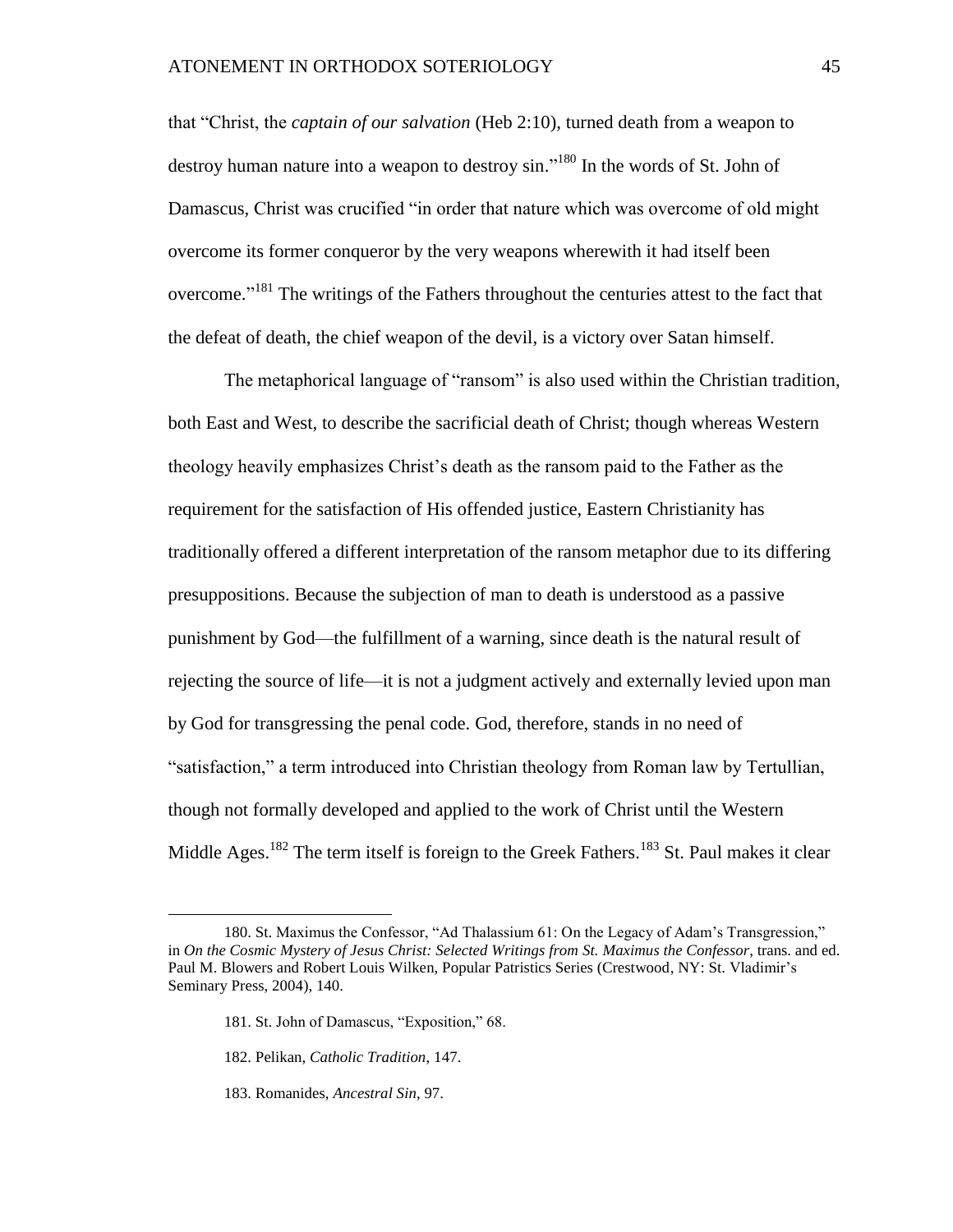that "Christ, the *captain of our salvation* (Heb 2:10), turned death from a weapon to destroy human nature into a weapon to destroy sin."[180] In the words of St. John of Damascus, Christ was crucified "in order that nature which was overcome of old might overcome its former conqueror by the very weapons wherewith it had itself been overcome."[181] The writings of the Fathers throughout the centuries attest to the fact that the defeat of death, the chief weapon of the devil, is a victory over Satan himself.

The metaphorical language of "ransom" is also used within the Christian tradition, both East and West, to describe the sacrificial death of Christ; though whereas Western theology heavily emphasizes Christ's death as the ransom paid to the Father as the requirement for the satisfaction of His offended justice, Eastern Christianity has traditionally offered a different interpretation of the ransom metaphor due to its differing presuppositions. Because the subjection of man to death is understood as a passive punishment by God—the fulfillment of a warning, since death is the natural result of rejecting the source of life—it is not a judgment actively and externally levied upon man by God for transgressing the penal code. God, therefore, stands in no need of "satisfaction," a term introduced into Christian theology from Roman law by Tertullian, though not formally developed and applied to the work of Christ until the Western Middle Ages.[182] The term itself is foreign to the Greek Fathers.[183] St. Paul makes it clear

---

180. St. Maximus the Confessor, "Ad Thalassium 61: On the Legacy of Adam's Transgression," in *On the Cosmic Mystery of Jesus Christ: Selected Writings from St. Maximus the Confessor*, trans. and ed. Paul M. Blowers and Robert Louis Wilken, Popular Patristics Series (Crestwood, NY: St. Vladimir's Seminary Press, 2004), 140.

181. St. John of Damascus, "Exposition," 68.

182. Pelikan, *Catholic Tradition*, 147.

183. Romanides, *Ancestral Sin*, 97.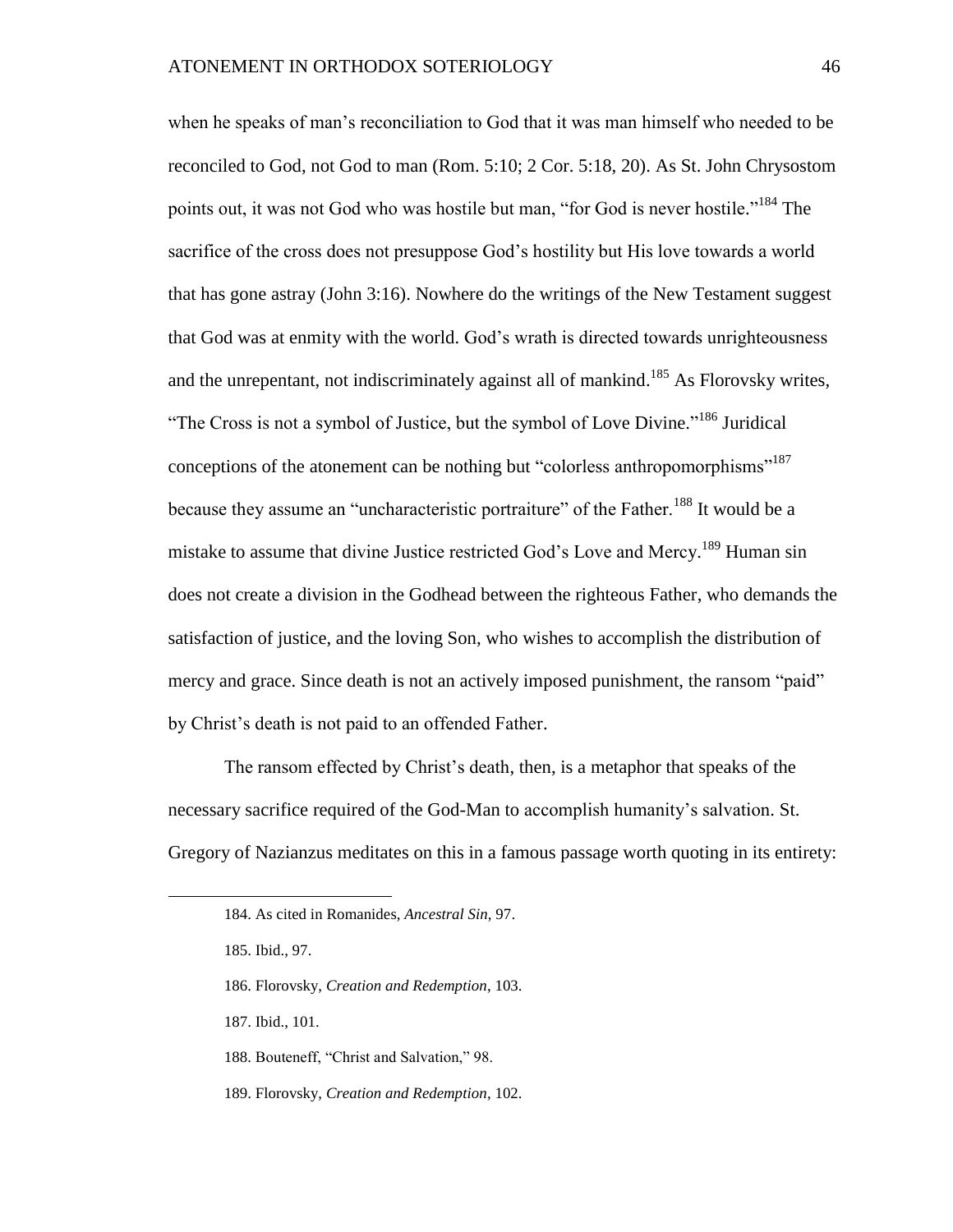when he speaks of man's reconciliation to God that it was man himself who needed to be reconciled to God, not God to man (Rom. 5:10; 2 Cor. 5:18, 20). As St. John Chrysostom points out, it was not God who was hostile but man, "for God is never hostile."[184] The sacrifice of the cross does not presuppose God's hostility but His love towards a world that has gone astray (John 3:16). Nowhere do the writings of the New Testament suggest that God was at enmity with the world. God's wrath is directed towards unrighteousness and the unrepentant, not indiscriminately against all of mankind.[185] As Florovsky writes, "The Cross is not a symbol of Justice, but the symbol of Love Divine."[186] Juridical conceptions of the atonement can be nothing but "colorless anthropomorphisms"[187] because they assume an "uncharacteristic portraiture" of the Father.[188] It would be a mistake to assume that divine Justice restricted God's Love and Mercy.[189] Human sin does not create a division in the Godhead between the righteous Father, who demands the satisfaction of justice, and the loving Son, who wishes to accomplish the distribution of mercy and grace. Since death is not an actively imposed punishment, the ransom "paid" by Christ's death is not paid to an offended Father.

The ransom effected by Christ's death, then, is a metaphor that speaks of the necessary sacrifice required of the God-Man to accomplish humanity's salvation. St. Gregory of Nazianzus meditates on this in a famous passage worth quoting in its entirety:

184. As cited in Romanides, *Ancestral Sin*, 97.

185. Ibid., 97.

186. Florovsky, *Creation and Redemption*, 103.

187. Ibid., 101.

188. Bouteneff, "Christ and Salvation," 98.

189. Florovsky, *Creation and Redemption*, 102.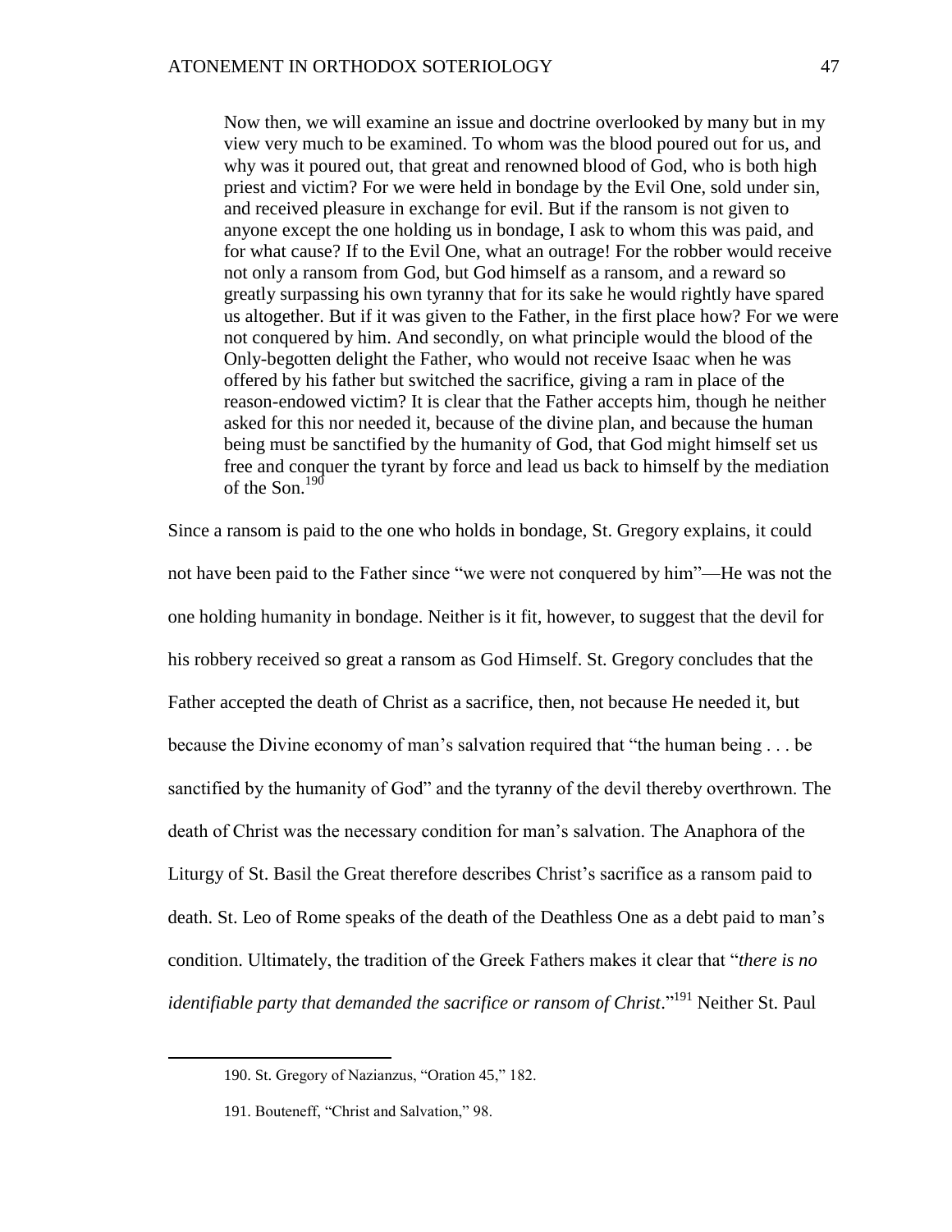> Now then, we will examine an issue and doctrine overlooked by many but in my view very much to be examined. To whom was the blood poured out for us, and why was it poured out, that great and renowned blood of God, who is both high priest and victim? For we were held in bondage by the Evil One, sold under sin, and received pleasure in exchange for evil. But if the ransom is not given to anyone except the one holding us in bondage, I ask to whom this was paid, and for what cause? If to the Evil One, what an outrage! For the robber would receive not only a ransom from God, but God himself as a ransom, and a reward so greatly surpassing his own tyranny that for its sake he would rightly have spared us altogether. But if it was given to the Father, in the first place how? For we were not conquered by him. And secondly, on what principle would the blood of the Only-begotten delight the Father, who would not receive Isaac when he was offered by his father but switched the sacrifice, giving a ram in place of the reason-endowed victim? It is clear that the Father accepts him, though he neither asked for this nor needed it, because of the divine plan, and because the human being must be sanctified by the humanity of God, that God might himself set us free and conquer the tyrant by force and lead us back to himself by the mediation of the Son.[190]

Since a ransom is paid to the one who holds in bondage, St. Gregory explains, it could not have been paid to the Father since "we were not conquered by him"—He was not the one holding humanity in bondage. Neither is it fit, however, to suggest that the devil for his robbery received so great a ransom as God Himself. St. Gregory concludes that the Father accepted the death of Christ as a sacrifice, then, not because He needed it, but because the Divine economy of man's salvation required that "the human being . . . be sanctified by the humanity of God" and the tyranny of the devil thereby overthrown. The death of Christ was the necessary condition for man's salvation. The Anaphora of the Liturgy of St. Basil the Great therefore describes Christ's sacrifice as a ransom paid to death. St. Leo of Rome speaks of the death of the Deathless One as a debt paid to man's condition. Ultimately, the tradition of the Greek Fathers makes it clear that "*there is no identifiable party that demanded the sacrifice or ransom of Christ*."[191] Neither St. Paul

---

190. St. Gregory of Nazianzus, "Oration 45," 182.

191. Bouteneff, "Christ and Salvation," 98.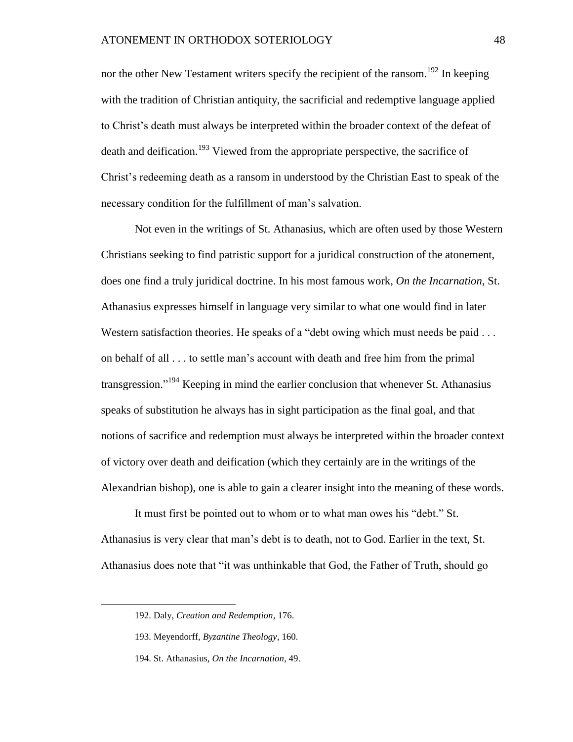nor the other New Testament writers specify the recipient of the ransom.[192] In keeping with the tradition of Christian antiquity, the sacrificial and redemptive language applied to Christ's death must always be interpreted within the broader context of the defeat of death and deification.[193] Viewed from the appropriate perspective, the sacrifice of Christ's redeeming death as a ransom in understood by the Christian East to speak of the necessary condition for the fulfillment of man's salvation.

Not even in the writings of St. Athanasius, which are often used by those Western Christians seeking to find patristic support for a juridical construction of the atonement, does one find a truly juridical doctrine. In his most famous work, *On the Incarnation*, St. Athanasius expresses himself in language very similar to what one would find in later Western satisfaction theories. He speaks of a "debt owing which must needs be paid . . . on behalf of all . . . to settle man's account with death and free him from the primal transgression."[194] Keeping in mind the earlier conclusion that whenever St. Athanasius speaks of substitution he always has in sight participation as the final goal, and that notions of sacrifice and redemption must always be interpreted within the broader context of victory over death and deification (which they certainly are in the writings of the Alexandrian bishop), one is able to gain a clearer insight into the meaning of these words.

It must first be pointed out to whom or to what man owes his "debt." St. Athanasius is very clear that man's debt is to death, not to God. Earlier in the text, St. Athanasius does note that "it was unthinkable that God, the Father of Truth, should go

---

192. Daly, *Creation and Redemption*, 176.

193. Meyendorff, *Byzantine Theology*, 160.

194. St. Athanasius, *On the Incarnation*, 49.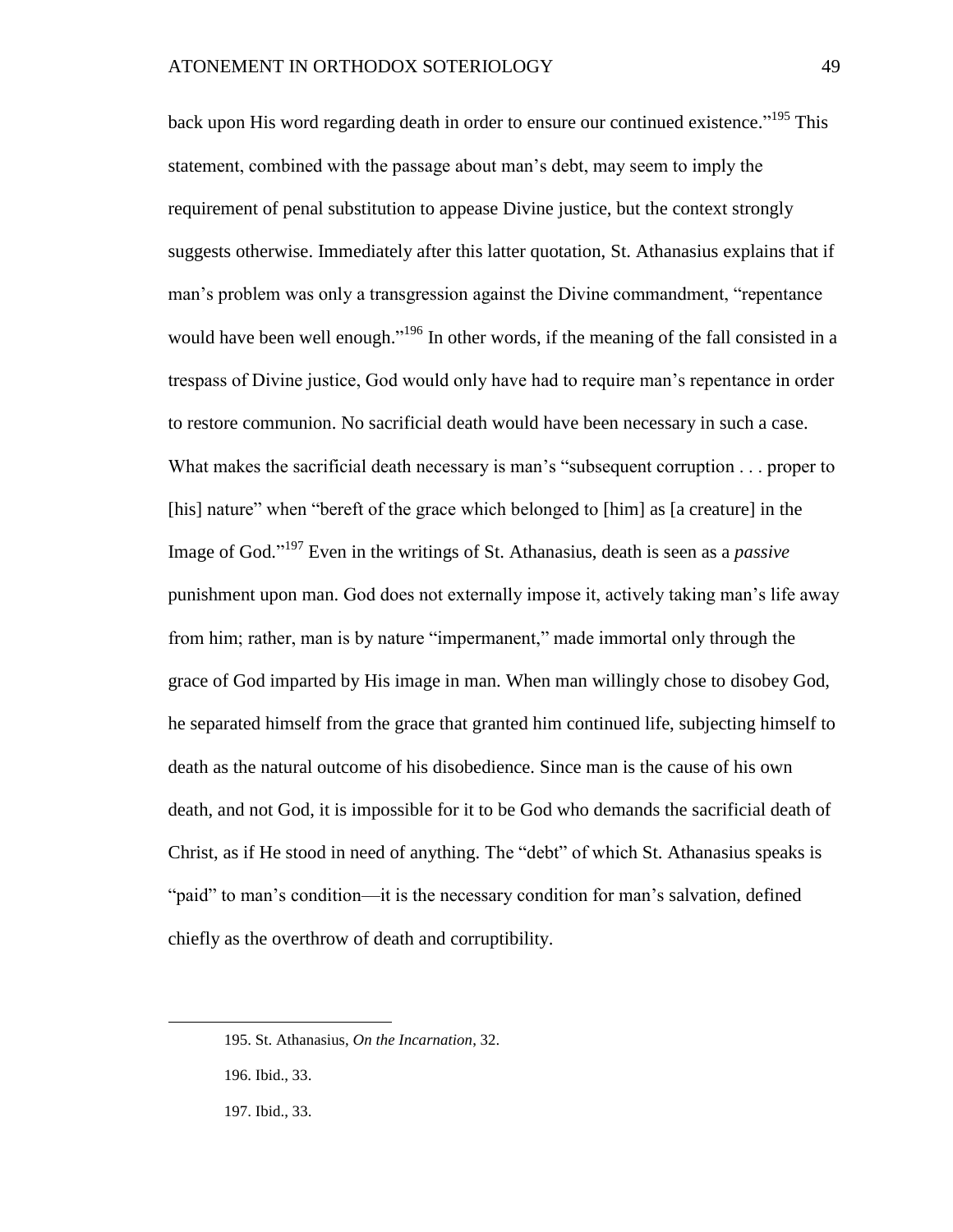back upon His word regarding death in order to ensure our continued existence."[195] This statement, combined with the passage about man's debt, may seem to imply the requirement of penal substitution to appease Divine justice, but the context strongly suggests otherwise. Immediately after this latter quotation, St. Athanasius explains that if man's problem was only a transgression against the Divine commandment, "repentance would have been well enough."[196] In other words, if the meaning of the fall consisted in a trespass of Divine justice, God would only have had to require man's repentance in order to restore communion. No sacrificial death would have been necessary in such a case. What makes the sacrificial death necessary is man's "subsequent corruption . . . proper to [his] nature" when "bereft of the grace which belonged to [him] as [a creature] in the Image of God."[197] Even in the writings of St. Athanasius, death is seen as a *passive* punishment upon man. God does not externally impose it, actively taking man's life away from him; rather, man is by nature "impermanent," made immortal only through the grace of God imparted by His image in man. When man willingly chose to disobey God, he separated himself from the grace that granted him continued life, subjecting himself to death as the natural outcome of his disobedience. Since man is the cause of his own death, and not God, it is impossible for it to be God who demands the sacrificial death of Christ, as if He stood in need of anything. The "debt" of which St. Athanasius speaks is "paid" to man's condition—it is the necessary condition for man's salvation, defined chiefly as the overthrow of death and corruptibility.

195. St. Athanasius, *On the Incarnation*, 32.

196. Ibid., 33.

197. Ibid., 33.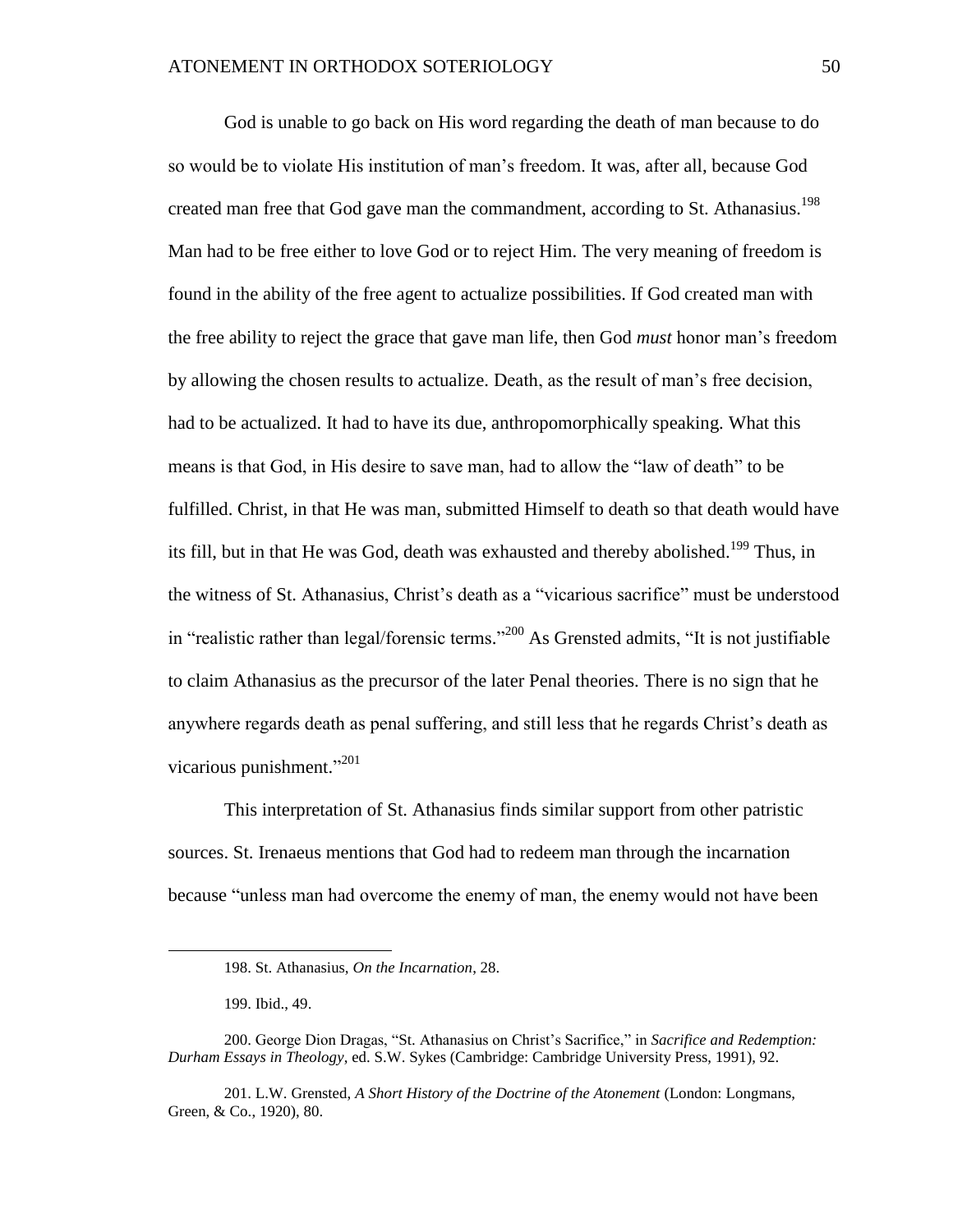God is unable to go back on His word regarding the death of man because to do so would be to violate His institution of man's freedom. It was, after all, because God created man free that God gave man the commandment, according to St. Athanasius.[198] Man had to be free either to love God or to reject Him. The very meaning of freedom is found in the ability of the free agent to actualize possibilities. If God created man with the free ability to reject the grace that gave man life, then God *must* honor man's freedom by allowing the chosen results to actualize. Death, as the result of man's free decision, had to be actualized. It had to have its due, anthropomorphically speaking. What this means is that God, in His desire to save man, had to allow the "law of death" to be fulfilled. Christ, in that He was man, submitted Himself to death so that death would have its fill, but in that He was God, death was exhausted and thereby abolished.[199] Thus, in the witness of St. Athanasius, Christ's death as a "vicarious sacrifice" must be understood in "realistic rather than legal/forensic terms."[200] As Grensted admits, "It is not justifiable to claim Athanasius as the precursor of the later Penal theories. There is no sign that he anywhere regards death as penal suffering, and still less that he regards Christ's death as vicarious punishment."[201]

This interpretation of St. Athanasius finds similar support from other patristic sources. St. Irenaeus mentions that God had to redeem man through the incarnation because "unless man had overcome the enemy of man, the enemy would not have been

---

198. St. Athanasius, *On the Incarnation*, 28.

199. Ibid., 49.

200. George Dion Dragas, "St. Athanasius on Christ's Sacrifice," in *Sacrifice and Redemption: Durham Essays in Theology*, ed. S.W. Sykes (Cambridge: Cambridge University Press, 1991), 92.

201. L.W. Grensted, *A Short History of the Doctrine of the Atonement* (London: Longmans, Green, & Co., 1920), 80.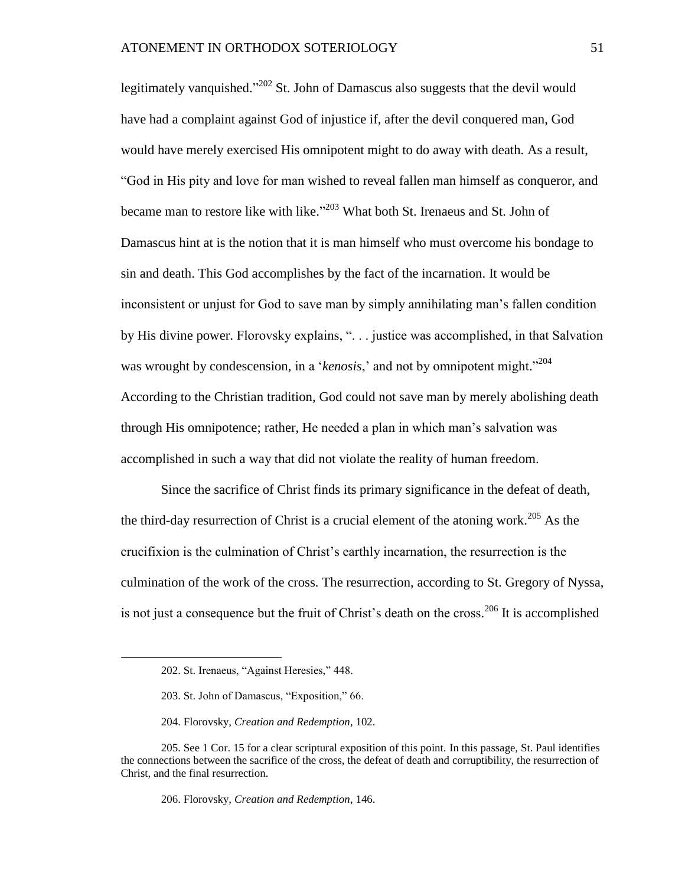legitimately vanquished."[202] St. John of Damascus also suggests that the devil would have had a complaint against God of injustice if, after the devil conquered man, God would have merely exercised His omnipotent might to do away with death. As a result, "God in His pity and love for man wished to reveal fallen man himself as conqueror, and became man to restore like with like."[203] What both St. Irenaeus and St. John of Damascus hint at is the notion that it is man himself who must overcome his bondage to sin and death. This God accomplishes by the fact of the incarnation. It would be inconsistent or unjust for God to save man by simply annihilating man's fallen condition by His divine power. Florovsky explains, ". . . justice was accomplished, in that Salvation was wrought by condescension, in a '*kenosis*,' and not by omnipotent might."[204] According to the Christian tradition, God could not save man by merely abolishing death through His omnipotence; rather, He needed a plan in which man's salvation was accomplished in such a way that did not violate the reality of human freedom.

Since the sacrifice of Christ finds its primary significance in the defeat of death, the third-day resurrection of Christ is a crucial element of the atoning work.[205] As the crucifixion is the culmination of Christ's earthly incarnation, the resurrection is the culmination of the work of the cross. The resurrection, according to St. Gregory of Nyssa, is not just a consequence but the fruit of Christ's death on the cross.[206] It is accomplished

202. St. Irenaeus, "Against Heresies," 448.

203. St. John of Damascus, "Exposition," 66.

204. Florovsky, *Creation and Redemption*, 102.

205. See 1 Cor. 15 for a clear scriptural exposition of this point. In this passage, St. Paul identifies the connections between the sacrifice of the cross, the defeat of death and corruptibility, the resurrection of Christ, and the final resurrection.

206. Florovsky, *Creation and Redemption*, 146.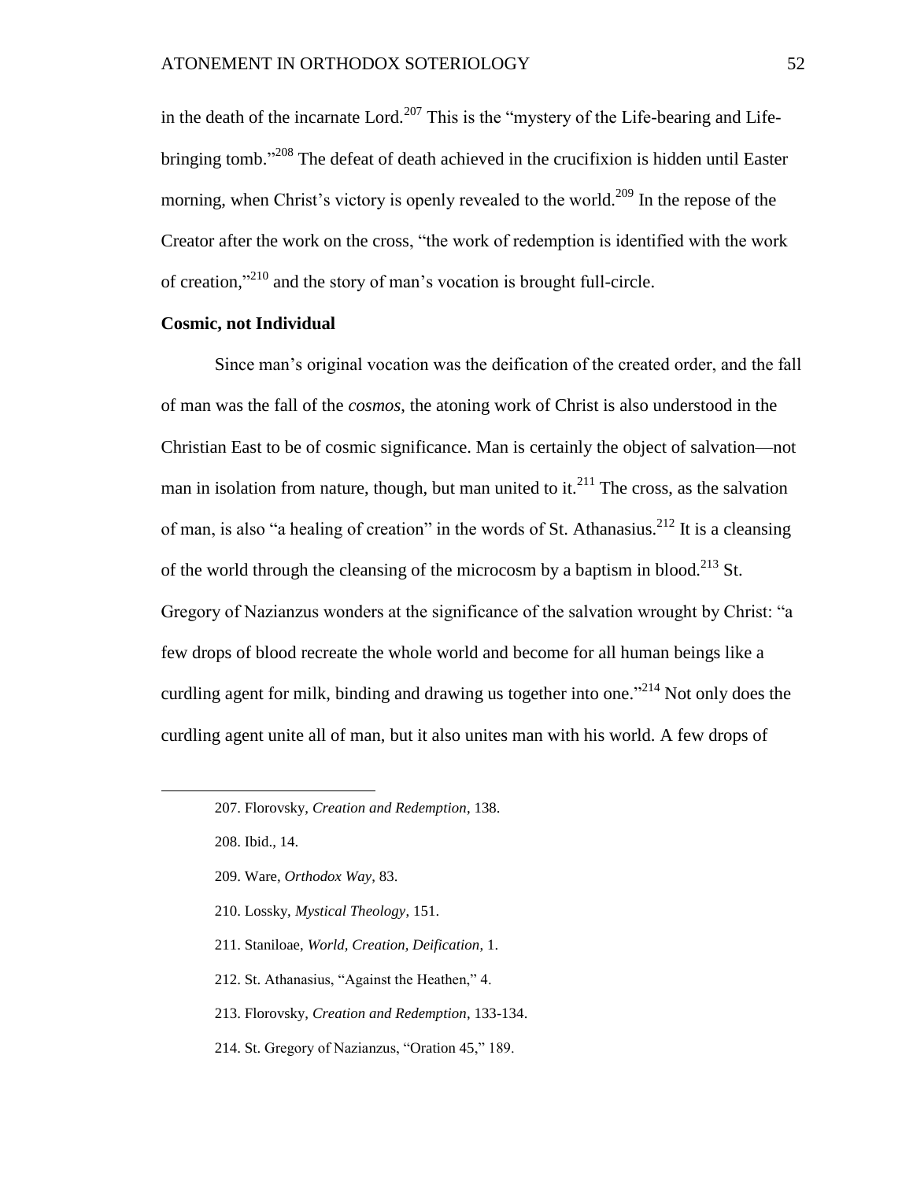in the death of the incarnate Lord.[207] This is the "mystery of the Life-bearing and Life-bringing tomb."[208] The defeat of death achieved in the crucifixion is hidden until Easter morning, when Christ's victory is openly revealed to the world.[209] In the repose of the Creator after the work on the cross, "the work of redemption is identified with the work of creation,"[210] and the story of man's vocation is brought full-circle.

**Cosmic, not Individual**

Since man's original vocation was the deification of the created order, and the fall of man was the fall of the *cosmos*, the atoning work of Christ is also understood in the Christian East to be of cosmic significance. Man is certainly the object of salvation—not man in isolation from nature, though, but man united to it.[211] The cross, as the salvation of man, is also "a healing of creation" in the words of St. Athanasius.[212] It is a cleansing of the world through the cleansing of the microcosm by a baptism in blood.[213] St. Gregory of Nazianzus wonders at the significance of the salvation wrought by Christ: "a few drops of blood recreate the whole world and become for all human beings like a curdling agent for milk, binding and drawing us together into one."[214] Not only does the curdling agent unite all of man, but it also unites man with his world. A few drops of

---

207. Florovsky, *Creation and Redemption*, 138.

208. Ibid., 14.

209. Ware, *Orthodox Way*, 83.

210. Lossky, *Mystical Theology*, 151.

211. Staniloae, *World, Creation, Deification*, 1.

212. St. Athanasius, "Against the Heathen," 4.

213. Florovsky, *Creation and Redemption*, 133-134.

214. St. Gregory of Nazianzus, "Oration 45," 189.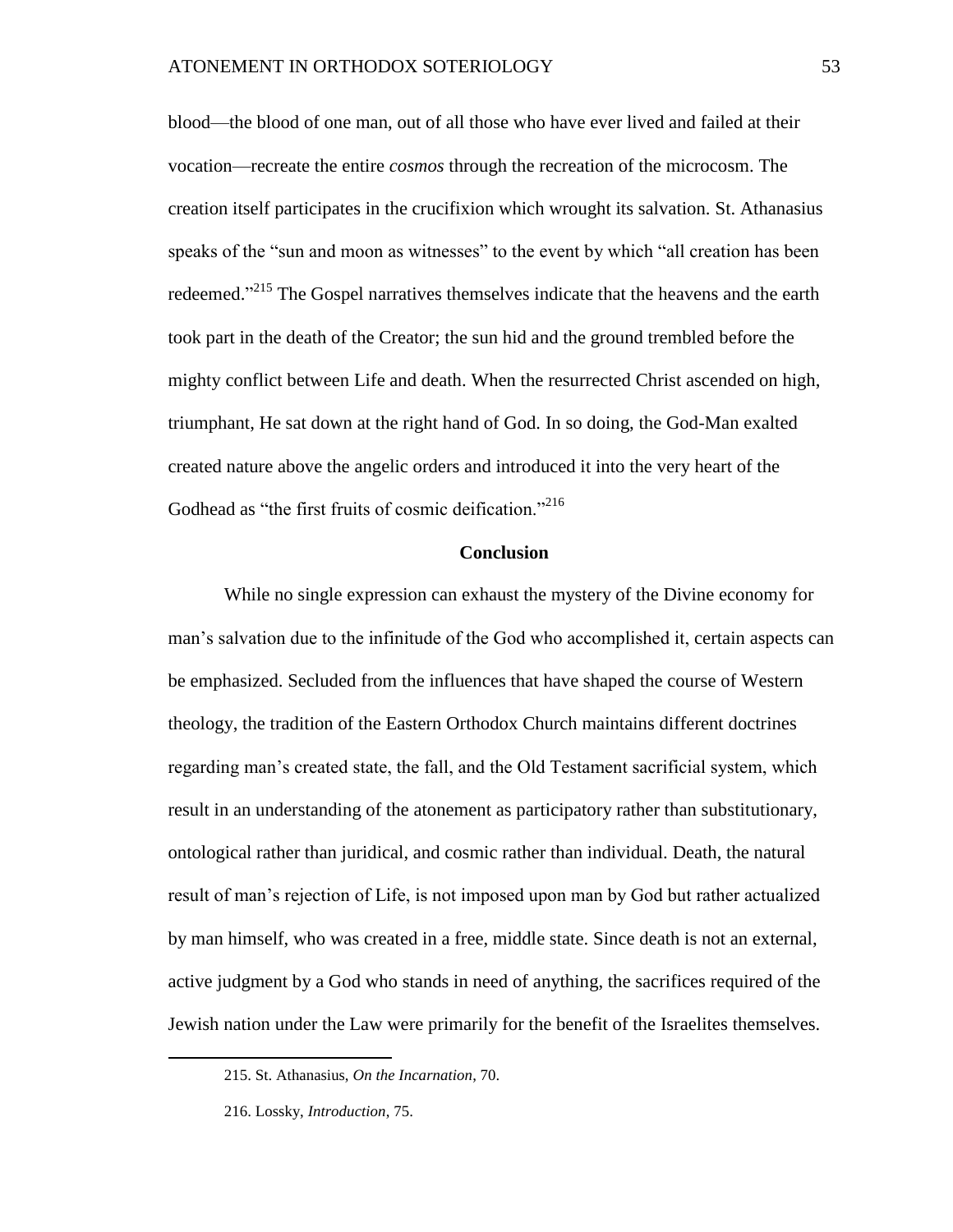blood—the blood of one man, out of all those who have ever lived and failed at their vocation—recreate the entire *cosmos* through the recreation of the microcosm. The creation itself participates in the crucifixion which wrought its salvation. St. Athanasius speaks of the "sun and moon as witnesses" to the event by which "all creation has been redeemed."[215] The Gospel narratives themselves indicate that the heavens and the earth took part in the death of the Creator; the sun hid and the ground trembled before the mighty conflict between Life and death. When the resurrected Christ ascended on high, triumphant, He sat down at the right hand of God. In so doing, the God-Man exalted created nature above the angelic orders and introduced it into the very heart of the Godhead as "the first fruits of cosmic deification."[216]

## Conclusion

While no single expression can exhaust the mystery of the Divine economy for man's salvation due to the infinitude of the God who accomplished it, certain aspects can be emphasized. Secluded from the influences that have shaped the course of Western theology, the tradition of the Eastern Orthodox Church maintains different doctrines regarding man's created state, the fall, and the Old Testament sacrificial system, which result in an understanding of the atonement as participatory rather than substitutionary, ontological rather than juridical, and cosmic rather than individual. Death, the natural result of man's rejection of Life, is not imposed upon man by God but rather actualized by man himself, who was created in a free, middle state. Since death is not an external, active judgment by a God who stands in need of anything, the sacrifices required of the Jewish nation under the Law were primarily for the benefit of the Israelites themselves.

215. St. Athanasius, *On the Incarnation*, 70.

216. Lossky, *Introduction*, 75.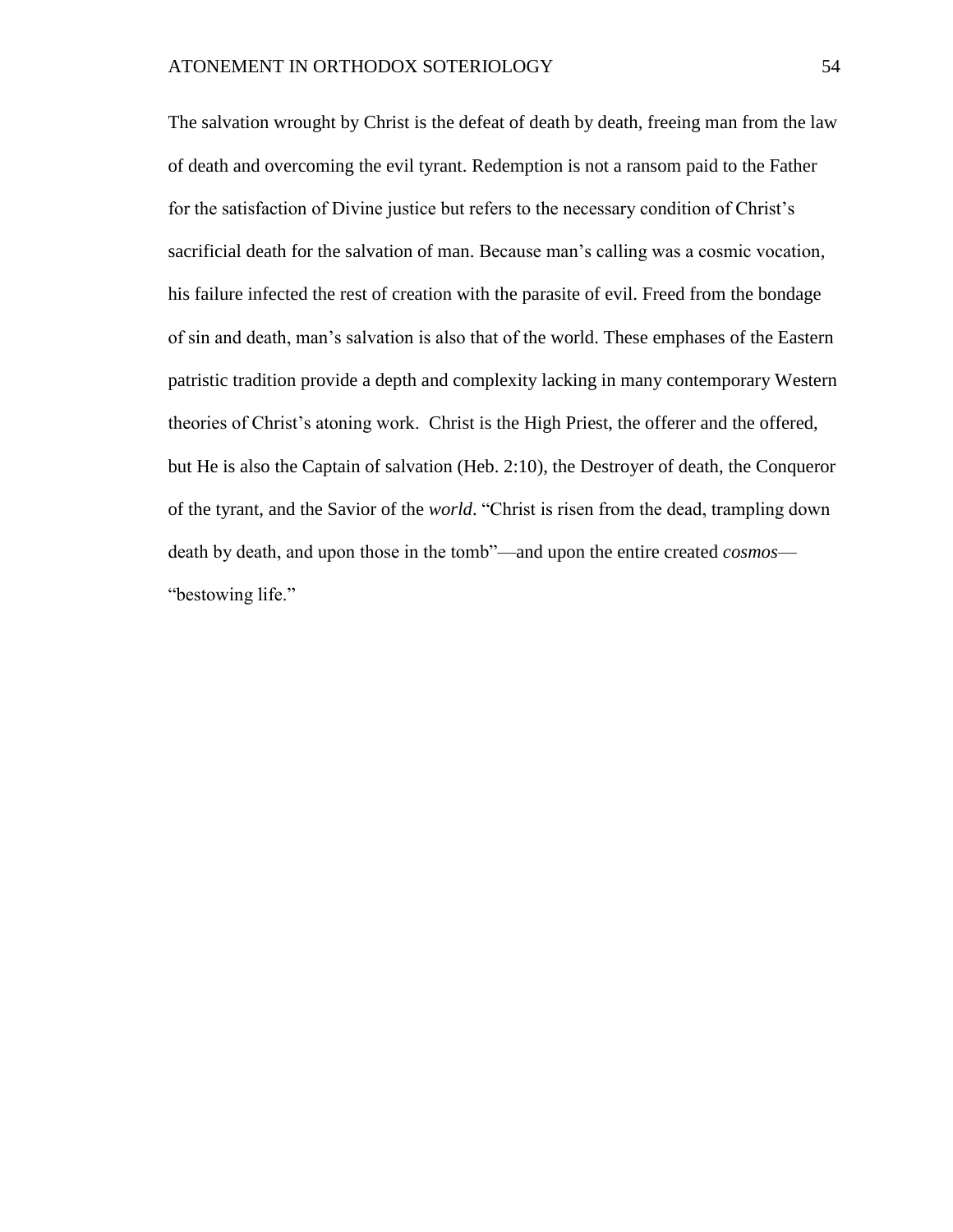The salvation wrought by Christ is the defeat of death by death, freeing man from the law of death and overcoming the evil tyrant. Redemption is not a ransom paid to the Father for the satisfaction of Divine justice but refers to the necessary condition of Christ's sacrificial death for the salvation of man. Because man's calling was a cosmic vocation, his failure infected the rest of creation with the parasite of evil. Freed from the bondage of sin and death, man's salvation is also that of the world. These emphases of the Eastern patristic tradition provide a depth and complexity lacking in many contemporary Western theories of Christ's atoning work. Christ is the High Priest, the offerer and the offered, but He is also the Captain of salvation (Heb. 2:10), the Destroyer of death, the Conqueror of the tyrant, and the Savior of the *world*. "Christ is risen from the dead, trampling down death by death, and upon those in the tomb"—and upon the entire created *cosmos*—"bestowing life."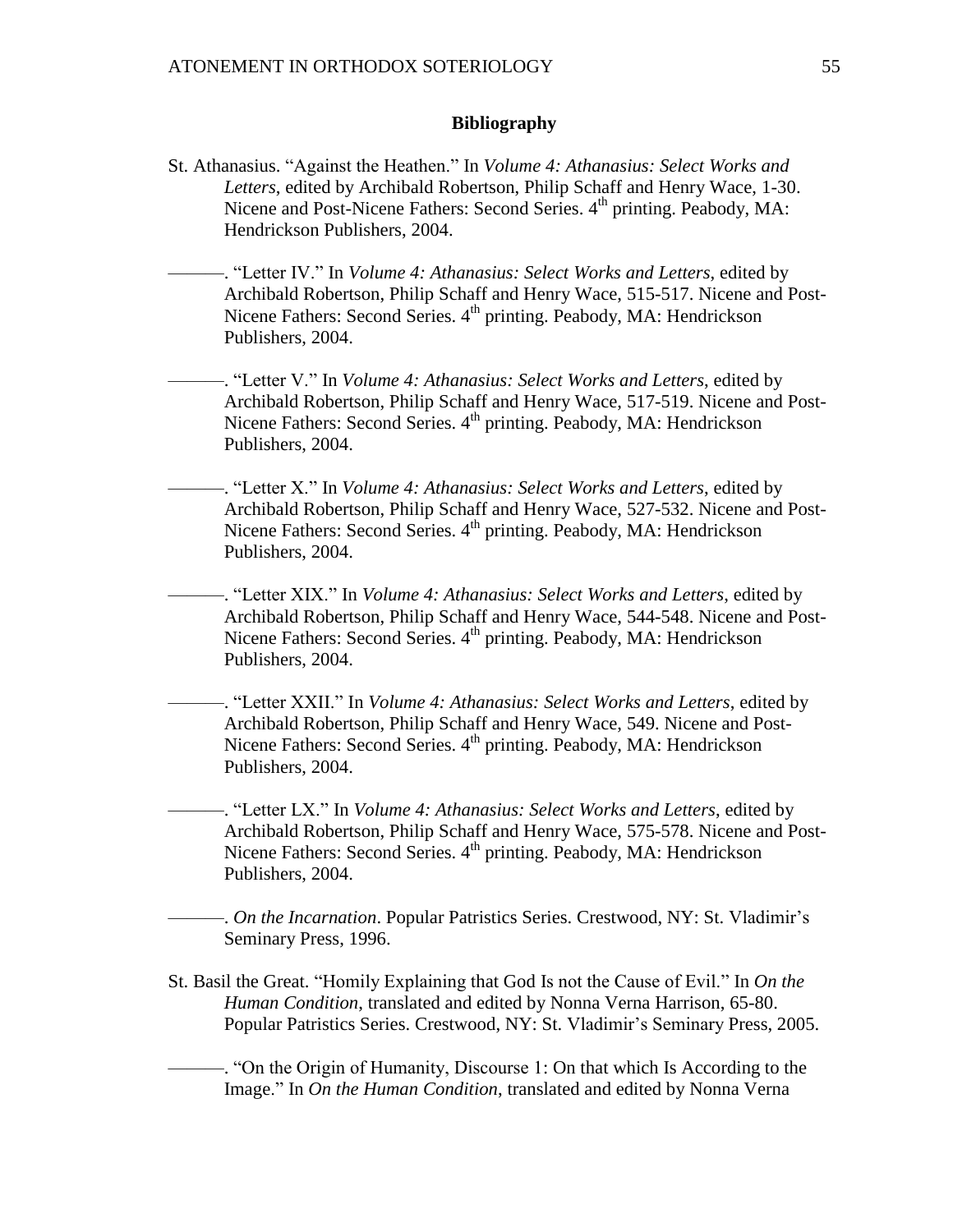**Bibliography**

St. Athanasius. "Against the Heathen." In *Volume 4: Athanasius: Select Works and Letters*, edited by Archibald Robertson, Philip Schaff and Henry Wace, 1-30. Nicene and Post-Nicene Fathers: Second Series. 4th printing. Peabody, MA: Hendrickson Publishers, 2004.

———. "Letter IV." In *Volume 4: Athanasius: Select Works and Letters*, edited by Archibald Robertson, Philip Schaff and Henry Wace, 515-517. Nicene and Post-Nicene Fathers: Second Series. 4th printing. Peabody, MA: Hendrickson Publishers, 2004.

———. "Letter V." In *Volume 4: Athanasius: Select Works and Letters*, edited by Archibald Robertson, Philip Schaff and Henry Wace, 517-519. Nicene and Post-Nicene Fathers: Second Series. 4th printing. Peabody, MA: Hendrickson Publishers, 2004.

———. "Letter X." In *Volume 4: Athanasius: Select Works and Letters*, edited by Archibald Robertson, Philip Schaff and Henry Wace, 527-532. Nicene and Post-Nicene Fathers: Second Series. 4th printing. Peabody, MA: Hendrickson Publishers, 2004.

———. "Letter XIX." In *Volume 4: Athanasius: Select Works and Letters*, edited by Archibald Robertson, Philip Schaff and Henry Wace, 544-548. Nicene and Post-Nicene Fathers: Second Series. 4th printing. Peabody, MA: Hendrickson Publishers, 2004.

———. "Letter XXII." In *Volume 4: Athanasius: Select Works and Letters*, edited by Archibald Robertson, Philip Schaff and Henry Wace, 549. Nicene and Post-Nicene Fathers: Second Series. 4th printing. Peabody, MA: Hendrickson Publishers, 2004.

———. "Letter LX." In *Volume 4: Athanasius: Select Works and Letters*, edited by Archibald Robertson, Philip Schaff and Henry Wace, 575-578. Nicene and Post-Nicene Fathers: Second Series. 4th printing. Peabody, MA: Hendrickson Publishers, 2004.

———. *On the Incarnation*. Popular Patristics Series. Crestwood, NY: St. Vladimir's Seminary Press, 1996.

St. Basil the Great. "Homily Explaining that God Is not the Cause of Evil." In *On the Human Condition*, translated and edited by Nonna Verna Harrison, 65-80. Popular Patristics Series. Crestwood, NY: St. Vladimir's Seminary Press, 2005.

———. "On the Origin of Humanity, Discourse 1: On that which Is According to the Image." In *On the Human Condition*, translated and edited by Nonna Verna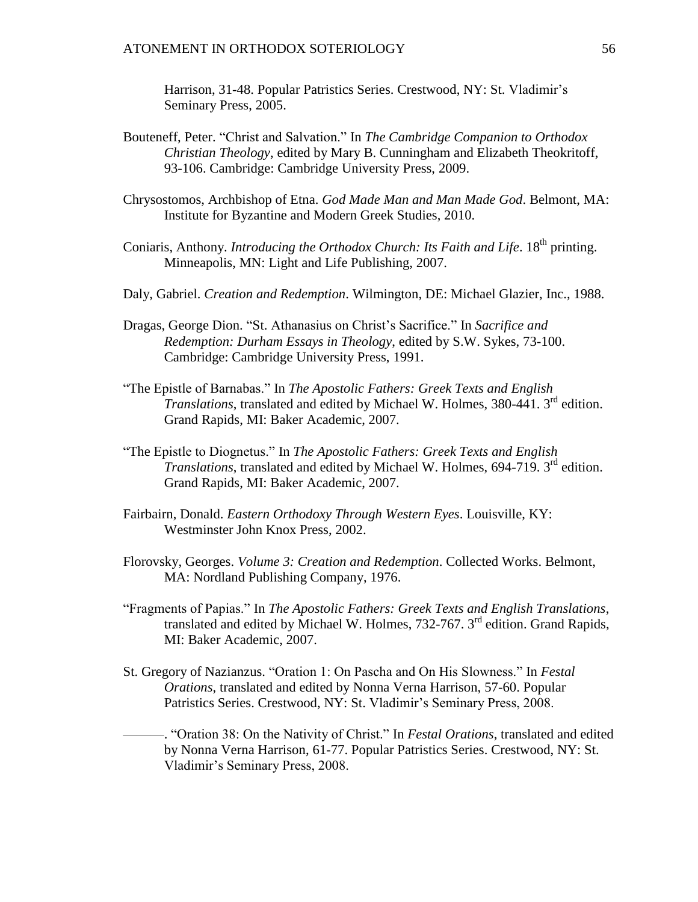Harrison, 31-48. Popular Patristics Series. Crestwood, NY: St. Vladimir's Seminary Press, 2005.

Bouteneff, Peter. "Christ and Salvation." In *The Cambridge Companion to Orthodox Christian Theology*, edited by Mary B. Cunningham and Elizabeth Theokritoff, 93-106. Cambridge: Cambridge University Press, 2009.

Chrysostomos, Archbishop of Etna. *God Made Man and Man Made God*. Belmont, MA: Institute for Byzantine and Modern Greek Studies, 2010.

Coniaris, Anthony. *Introducing the Orthodox Church: Its Faith and Life*. 18th printing. Minneapolis, MN: Light and Life Publishing, 2007.

Daly, Gabriel. *Creation and Redemption*. Wilmington, DE: Michael Glazier, Inc., 1988.

Dragas, George Dion. "St. Athanasius on Christ's Sacrifice." In *Sacrifice and Redemption: Durham Essays in Theology*, edited by S.W. Sykes, 73-100. Cambridge: Cambridge University Press, 1991.

"The Epistle of Barnabas." In *The Apostolic Fathers: Greek Texts and English Translations*, translated and edited by Michael W. Holmes, 380-441. 3rd edition. Grand Rapids, MI: Baker Academic, 2007.

"The Epistle to Diognetus." In *The Apostolic Fathers: Greek Texts and English Translations*, translated and edited by Michael W. Holmes, 694-719. 3rd edition. Grand Rapids, MI: Baker Academic, 2007.

Fairbairn, Donald. *Eastern Orthodoxy Through Western Eyes*. Louisville, KY: Westminster John Knox Press, 2002.

Florovsky, Georges. *Volume 3: Creation and Redemption*. Collected Works. Belmont, MA: Nordland Publishing Company, 1976.

"Fragments of Papias." In *The Apostolic Fathers: Greek Texts and English Translations*, translated and edited by Michael W. Holmes, 732-767. 3rd edition. Grand Rapids, MI: Baker Academic, 2007.

St. Gregory of Nazianzus. "Oration 1: On Pascha and On His Slowness." In *Festal Orations*, translated and edited by Nonna Verna Harrison, 57-60. Popular Patristics Series. Crestwood, NY: St. Vladimir's Seminary Press, 2008.

———. "Oration 38: On the Nativity of Christ." In *Festal Orations*, translated and edited by Nonna Verna Harrison, 61-77. Popular Patristics Series. Crestwood, NY: St. Vladimir's Seminary Press, 2008.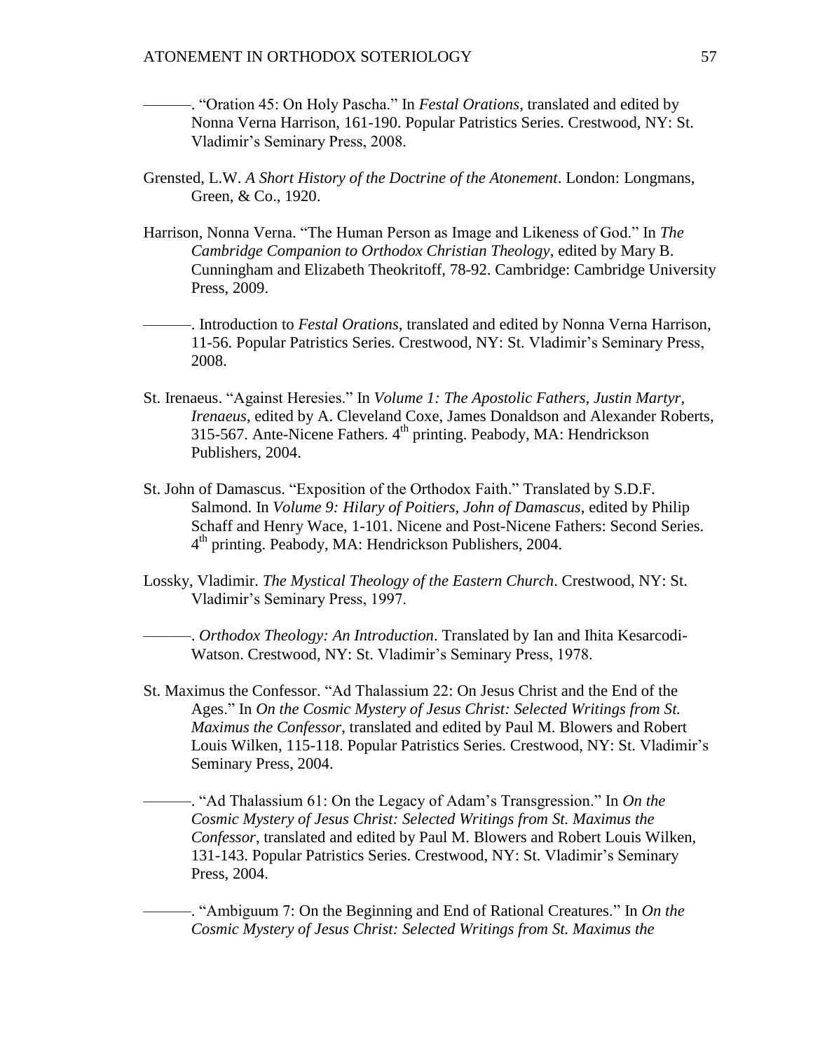———. "Oration 45: On Holy Pascha." In *Festal Orations*, translated and edited by Nonna Verna Harrison, 161-190. Popular Patristics Series. Crestwood, NY: St. Vladimir's Seminary Press, 2008.

Grensted, L.W. *A Short History of the Doctrine of the Atonement*. London: Longmans, Green, & Co., 1920.

Harrison, Nonna Verna. "The Human Person as Image and Likeness of God." In *The Cambridge Companion to Orthodox Christian Theology*, edited by Mary B. Cunningham and Elizabeth Theokritoff, 78-92. Cambridge: Cambridge University Press, 2009.

———. Introduction to *Festal Orations*, translated and edited by Nonna Verna Harrison, 11-56. Popular Patristics Series. Crestwood, NY: St. Vladimir's Seminary Press, 2008.

St. Irenaeus. "Against Heresies." In *Volume 1: The Apostolic Fathers, Justin Martyr, Irenaeus*, edited by A. Cleveland Coxe, James Donaldson and Alexander Roberts, 315-567. Ante-Nicene Fathers. 4th printing. Peabody, MA: Hendrickson Publishers, 2004.

St. John of Damascus. "Exposition of the Orthodox Faith." Translated by S.D.F. Salmond. In *Volume 9: Hilary of Poitiers, John of Damascus*, edited by Philip Schaff and Henry Wace, 1-101. Nicene and Post-Nicene Fathers: Second Series. 4th printing. Peabody, MA: Hendrickson Publishers, 2004.

Lossky, Vladimir. *The Mystical Theology of the Eastern Church*. Crestwood, NY: St. Vladimir's Seminary Press, 1997.

———. *Orthodox Theology: An Introduction*. Translated by Ian and Ihita Kesarcodi-Watson. Crestwood, NY: St. Vladimir's Seminary Press, 1978.

St. Maximus the Confessor. "Ad Thalassium 22: On Jesus Christ and the End of the Ages." In *On the Cosmic Mystery of Jesus Christ: Selected Writings from St. Maximus the Confessor*, translated and edited by Paul M. Blowers and Robert Louis Wilken, 115-118. Popular Patristics Series. Crestwood, NY: St. Vladimir's Seminary Press, 2004.

———. "Ad Thalassium 61: On the Legacy of Adam's Transgression." In *On the Cosmic Mystery of Jesus Christ: Selected Writings from St. Maximus the Confessor*, translated and edited by Paul M. Blowers and Robert Louis Wilken, 131-143. Popular Patristics Series. Crestwood, NY: St. Vladimir's Seminary Press, 2004.

———. "Ambiguum 7: On the Beginning and End of Rational Creatures." In *On the Cosmic Mystery of Jesus Christ: Selected Writings from St. Maximus the*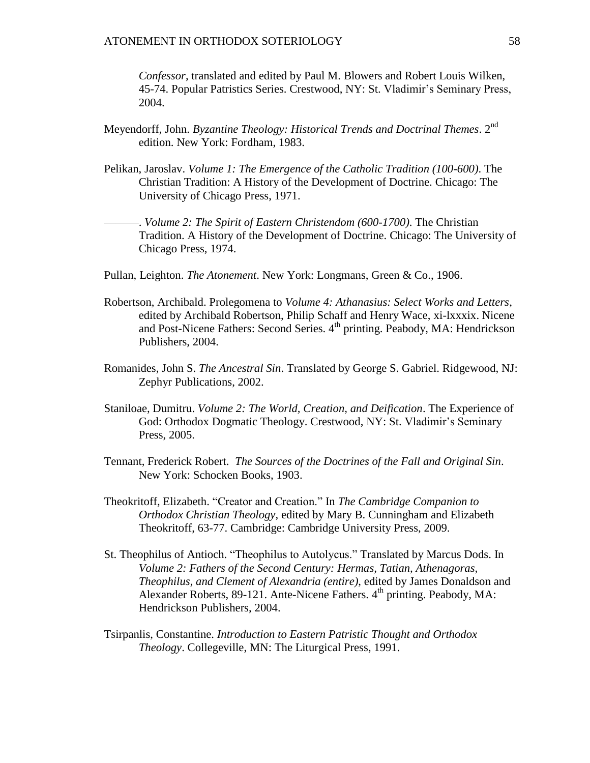*Confessor*, translated and edited by Paul M. Blowers and Robert Louis Wilken, 45-74. Popular Patristics Series. Crestwood, NY: St. Vladimir's Seminary Press, 2004.

Meyendorff, John. *Byzantine Theology: Historical Trends and Doctrinal Themes*. 2nd edition. New York: Fordham, 1983.

Pelikan, Jaroslav. *Volume 1: The Emergence of the Catholic Tradition (100-600)*. The Christian Tradition: A History of the Development of Doctrine. Chicago: The University of Chicago Press, 1971.

———. *Volume 2: The Spirit of Eastern Christendom (600-1700)*. The Christian Tradition. A History of the Development of Doctrine. Chicago: The University of Chicago Press, 1974.

Pullan, Leighton. *The Atonement*. New York: Longmans, Green & Co., 1906.

Robertson, Archibald. Prolegomena to *Volume 4: Athanasius: Select Works and Letters*, edited by Archibald Robertson, Philip Schaff and Henry Wace, xi-lxxxix. Nicene and Post-Nicene Fathers: Second Series. 4th printing. Peabody, MA: Hendrickson Publishers, 2004.

Romanides, John S. *The Ancestral Sin*. Translated by George S. Gabriel. Ridgewood, NJ: Zephyr Publications, 2002.

Staniloae, Dumitru. *Volume 2: The World, Creation, and Deification*. The Experience of God: Orthodox Dogmatic Theology. Crestwood, NY: St. Vladimir's Seminary Press, 2005.

Tennant, Frederick Robert. *The Sources of the Doctrines of the Fall and Original Sin*. New York: Schocken Books, 1903.

Theokritoff, Elizabeth. "Creator and Creation." In *The Cambridge Companion to Orthodox Christian Theology*, edited by Mary B. Cunningham and Elizabeth Theokritoff, 63-77. Cambridge: Cambridge University Press, 2009.

St. Theophilus of Antioch. "Theophilus to Autolycus." Translated by Marcus Dods. In *Volume 2: Fathers of the Second Century: Hermas, Tatian, Athenagoras, Theophilus, and Clement of Alexandria (entire)*, edited by James Donaldson and Alexander Roberts, 89-121. Ante-Nicene Fathers. 4th printing. Peabody, MA: Hendrickson Publishers, 2004.

Tsirpanlis, Constantine. *Introduction to Eastern Patristic Thought and Orthodox Theology*. Collegeville, MN: The Liturgical Press, 1991.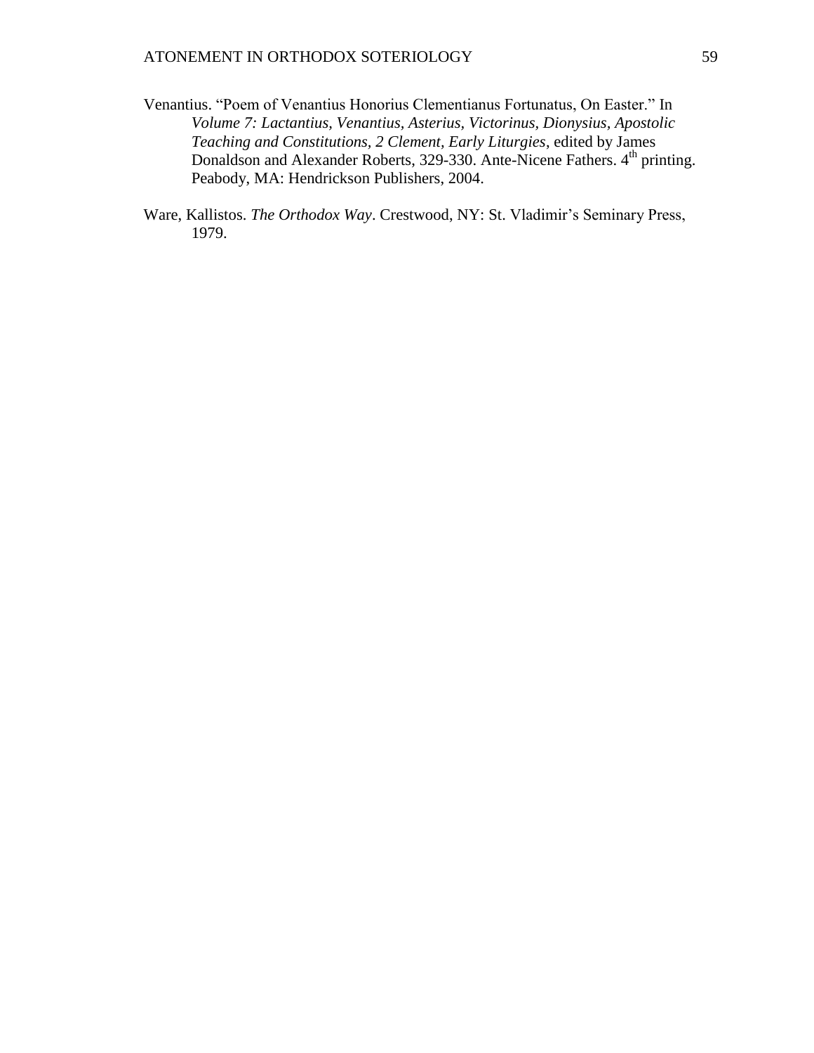Venantius. "Poem of Venantius Honorius Clementianus Fortunatus, On Easter." In *Volume 7: Lactantius, Venantius, Asterius, Victorinus, Dionysius, Apostolic Teaching and Constitutions, 2 Clement, Early Liturgies*, edited by James Donaldson and Alexander Roberts, 329-330. Ante-Nicene Fathers. 4th printing. Peabody, MA: Hendrickson Publishers, 2004.

Ware, Kallistos. *The Orthodox Way*. Crestwood, NY: St. Vladimir's Seminary Press, 1979.